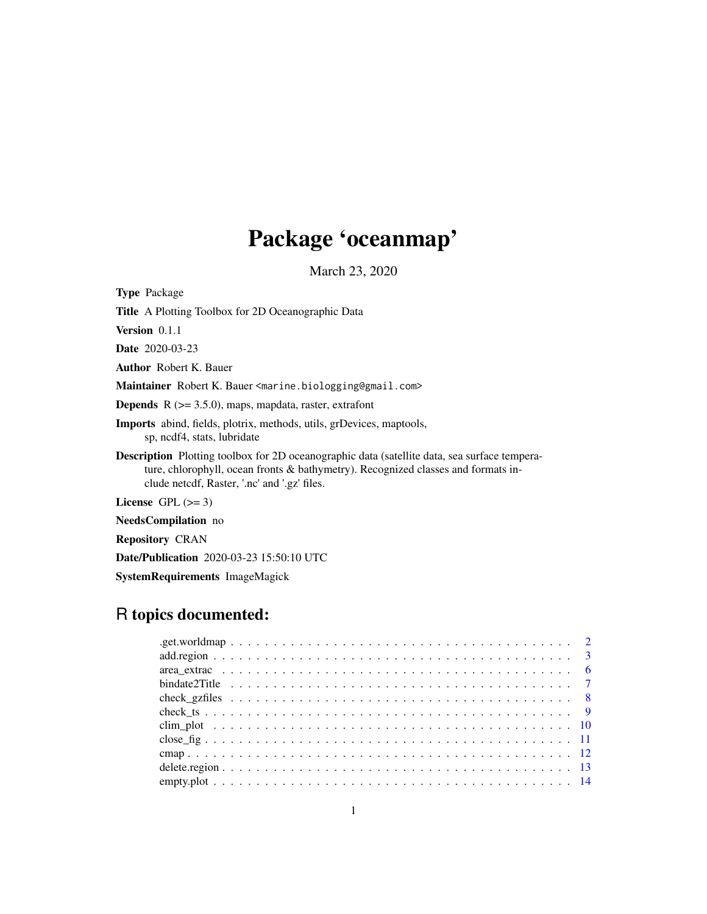# Package 'oceanmap'

March 23, 2020

**Type** Package

**Title** A Plotting Toolbox for 2D Oceanographic Data

**Version** 0.1.1

**Date** 2020-03-23

**Author** Robert K. Bauer

**Maintainer** Robert K. Bauer <marine.biologging@gmail.com>

**Depends** R (>= 3.5.0), maps, mapdata, raster, extrafont

**Imports** abind, fields, plotrix, methods, utils, grDevices, maptools, sp, ncdf4, stats, lubridate

**Description** Plotting toolbox for 2D oceanographic data (satellite data, sea surface temperature, chlorophyll, ocean fronts & bathymetry). Recognized classes and formats include netcdf, Raster, '.nc' and '.gz' files.

**License** GPL (>= 3)

**NeedsCompilation** no

**Repository** CRAN

**Date/Publication** 2020-03-23 15:50:10 UTC

**SystemRequirements** ImageMagick

## R topics documented:

.get.worldmap . . . . . . . . . . . . . . . . . . . . . . . . . . . . . . . . . . . . . . . 2
add.region . . . . . . . . . . . . . . . . . . . . . . . . . . . . . . . . . . . . . . . . . 3
area_extrac . . . . . . . . . . . . . . . . . . . . . . . . . . . . . . . . . . . . . . . . 6
bindate2Title . . . . . . . . . . . . . . . . . . . . . . . . . . . . . . . . . . . . . . . 7
check_gzfiles . . . . . . . . . . . . . . . . . . . . . . . . . . . . . . . . . . . . . . . 8
check_ts . . . . . . . . . . . . . . . . . . . . . . . . . . . . . . . . . . . . . . . . . 9
clim_plot . . . . . . . . . . . . . . . . . . . . . . . . . . . . . . . . . . . . . . . . . 10
close_fig . . . . . . . . . . . . . . . . . . . . . . . . . . . . . . . . . . . . . . . . . 11
cmap . . . . . . . . . . . . . . . . . . . . . . . . . . . . . . . . . . . . . . . . . . . 12
delete.region . . . . . . . . . . . . . . . . . . . . . . . . . . . . . . . . . . . . . . . 13
empty.plot . . . . . . . . . . . . . . . . . . . . . . . . . . . . . . . . . . . . . . . . 14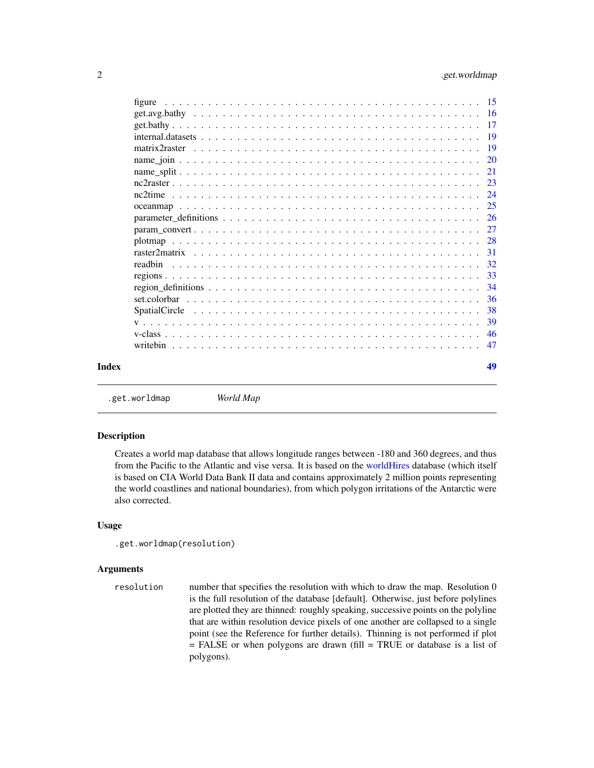figure . . . . . . . . . . . . . . . . . . . . . . . . . . . . . . . . . . . . . . . . . . 15
get.avg.bathy . . . . . . . . . . . . . . . . . . . . . . . . . . . . . . . . . . . . . . 16
get.bathy . . . . . . . . . . . . . . . . . . . . . . . . . . . . . . . . . . . . . . . . 17
internal.datasets . . . . . . . . . . . . . . . . . . . . . . . . . . . . . . . . . . . . . 19
matrix2raster . . . . . . . . . . . . . . . . . . . . . . . . . . . . . . . . . . . . . . 19
name_join . . . . . . . . . . . . . . . . . . . . . . . . . . . . . . . . . . . . . . . . 20
name_split . . . . . . . . . . . . . . . . . . . . . . . . . . . . . . . . . . . . . . . . 21
nc2raster . . . . . . . . . . . . . . . . . . . . . . . . . . . . . . . . . . . . . . . . 23
nc2time . . . . . . . . . . . . . . . . . . . . . . . . . . . . . . . . . . . . . . . . . 24
oceanmap . . . . . . . . . . . . . . . . . . . . . . . . . . . . . . . . . . . . . . . . 25
parameter_definitions . . . . . . . . . . . . . . . . . . . . . . . . . . . . . . . . . . 26
param_convert . . . . . . . . . . . . . . . . . . . . . . . . . . . . . . . . . . . . . . 27
plotmap . . . . . . . . . . . . . . . . . . . . . . . . . . . . . . . . . . . . . . . . . 28
raster2matrix . . . . . . . . . . . . . . . . . . . . . . . . . . . . . . . . . . . . . . 31
readbin . . . . . . . . . . . . . . . . . . . . . . . . . . . . . . . . . . . . . . . . . 32
regions . . . . . . . . . . . . . . . . . . . . . . . . . . . . . . . . . . . . . . . . . 33
region_definitions . . . . . . . . . . . . . . . . . . . . . . . . . . . . . . . . . . . . 34
set.colorbar . . . . . . . . . . . . . . . . . . . . . . . . . . . . . . . . . . . . . . . 36
SpatialCircle . . . . . . . . . . . . . . . . . . . . . . . . . . . . . . . . . . . . . . 38
v . . . . . . . . . . . . . . . . . . . . . . . . . . . . . . . . . . . . . . . . . . . . 39
v-class . . . . . . . . . . . . . . . . . . . . . . . . . . . . . . . . . . . . . . . . . 46
writebin . . . . . . . . . . . . . . . . . . . . . . . . . . . . . . . . . . . . . . . . . 47

**Index** **49**

---

`.get.worldmap` *World Map*

---

## Description

Creates a world map database that allows longitude ranges between -180 and 360 degrees, and thus from the Pacific to the Atlantic and vise versa. It is based on the worldHires database (which itself is based on CIA World Data Bank II data and contains approximately 2 million points representing the world coastlines and national boundaries), from which polygon irritations of the Antarctic were also corrected.

## Usage

```
.get.worldmap(resolution)
```

## Arguments

| | |
|---|---|
| `resolution` | number that specifies the resolution with which to draw the map. Resolution 0 is the full resolution of the database [default]. Otherwise, just before polylines are plotted they are thinned: roughly speaking, successive points on the polyline that are within resolution device pixels of one another are collapsed to a single point (see the Reference for further details). Thinning is not performed if plot = FALSE or when polygons are drawn (fill = TRUE or database is a list of polygons). |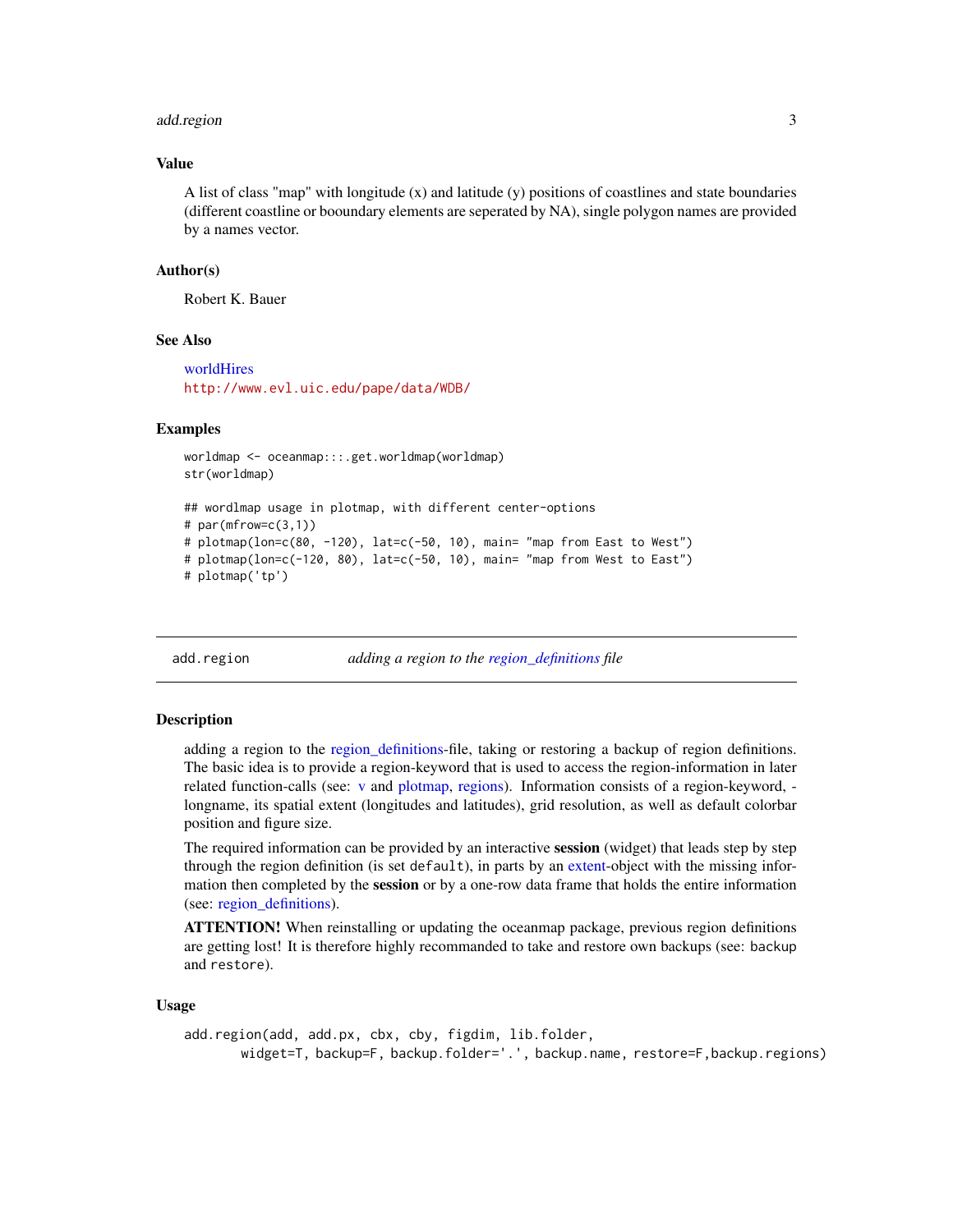### Value

A list of class "map" with longitude (x) and latitude (y) positions of coastlines and state boundaries (different coastline or booundary elements are seperated by NA), single polygon names are provided by a names vector.

### Author(s)

Robert K. Bauer

### See Also

worldHires
http://www.evl.uic.edu/pape/data/WDB/

### Examples

```
worldmap <- oceanmap:::.get.worldmap(worldmap)
str(worldmap)

## wordlmap usage in plotmap, with different center-options
# par(mfrow=c(3,1))
# plotmap(lon=c(80, -120), lat=c(-50, 10), main= "map from East to West")
# plotmap(lon=c(-120, 80), lat=c(-50, 10), main= "map from West to East")
# plotmap('tp')
```

---

## add.region — *adding a region to the region_definitions file*

### Description

adding a region to the region_definitions-file, taking or restoring a backup of region definitions. The basic idea is to provide a region-keyword that is used to access the region-information in later related function-calls (see: v and plotmap, regions). Information consists of a region-keyword, -longname, its spatial extent (longitudes and latitudes), grid resolution, as well as default colorbar position and figure size.

The required information can be provided by an interactive **session** (widget) that leads step by step through the region definition (is set `default`), in parts by an extent-object with the missing information then completed by the **session** or by a one-row data frame that holds the entire information (see: region_definitions).

**ATTENTION!** When reinstalling or updating the oceanmap package, previous region definitions are getting lost! It is therefore highly recommanded to take and restore own backups (see: `backup` and `restore`).

### Usage

```
add.region(add, add.px, cbx, cby, figdim, lib.folder,
       widget=T, backup=F, backup.folder='.', backup.name, restore=F,backup.regions)
```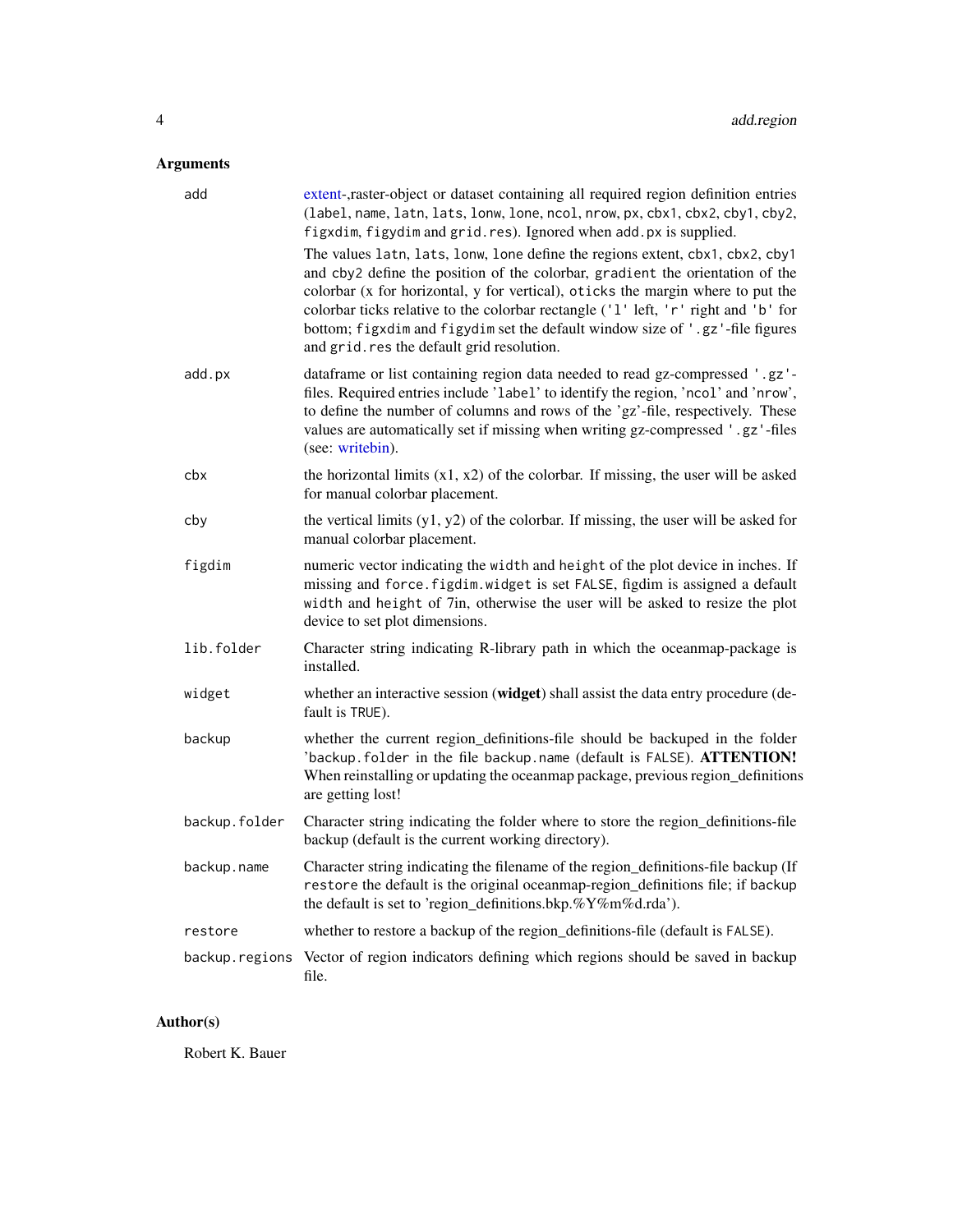## Arguments

| | |
|---|---|
| add | extent-,raster-object or dataset containing all required region definition entries (`label`, `name`, `latn`, `lats`, `lonw`, `lone`, `ncol`, `nrow`, `px`, `cbx1`, `cbx2`, `cby1`, `cby2`, `figxdim`, `figydim` and `grid.res`). Ignored when `add.px` is supplied.<br><br>The values `latn`, `lats`, `lonw`, `lone` define the regions extent, `cbx1`, `cbx2`, `cby1` and `cby2` define the position of the colorbar, `gradient` the orientation of the colorbar (x for horizontal, y for vertical), `oticks` the margin where to put the colorbar ticks relative to the colorbar rectangle (`'l'` left, `'r'` right and `'b'` for bottom; `figxdim` and `figydim` set the default window size of `'.gz'`-file figures and `grid.res` the default grid resolution. |
| add.px | dataframe or list containing region data needed to read gz-compressed `'.gz'`-files. Required entries include '`label`' to identify the region, '`ncol`' and '`nrow`', to define the number of columns and rows of the 'gz'-file, respectively. These values are automatically set if missing when writing gz-compressed `'.gz'`-files (see: writebin). |
| cbx | the horizontal limits (x1, x2) of the colorbar. If missing, the user will be asked for manual colorbar placement. |
| cby | the vertical limits (y1, y2) of the colorbar. If missing, the user will be asked for manual colorbar placement. |
| figdim | numeric vector indicating the `width` and `height` of the plot device in inches. If missing and `force.figdim.widget` is set `FALSE`, figdim is assigned a default `width` and `height` of 7in, otherwise the user will be asked to resize the plot device to set plot dimensions. |
| lib.folder | Character string indicating R-library path in which the oceanmap-package is installed. |
| widget | whether an interactive session (**widget**) shall assist the data entry procedure (default is `TRUE`). |
| backup | whether the current region_definitions-file should be backuped in the folder '`backup.folder` in the file `backup.name` (default is `FALSE`). **ATTENTION!** When reinstalling or updating the oceanmap package, previous region_definitions are getting lost! |
| backup.folder | Character string indicating the folder where to store the region_definitions-file backup (default is the current working directory). |
| backup.name | Character string indicating the filename of the region_definitions-file backup (If `restore` the default is the original oceanmap-region_definitions file; if `backup` the default is set to 'region_definitions.bkp.%Y%m%d.rda'). |
| restore | whether to restore a backup of the region_definitions-file (default is `FALSE`). |
| backup.regions | Vector of region indicators defining which regions should be saved in backup file. |

## Author(s)

Robert K. Bauer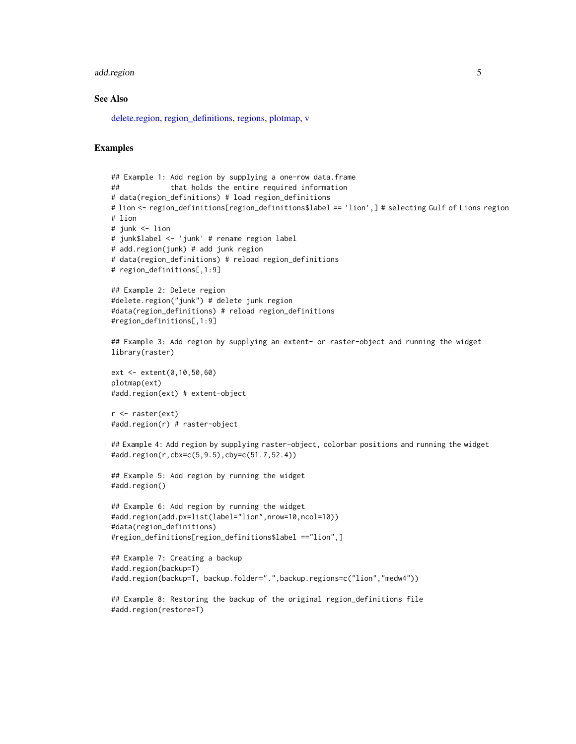### See Also

delete.region, region_definitions, regions, plotmap, v

### Examples

```
## Example 1: Add region by supplying a one-row data.frame
##            that holds the entire required information
# data(region_definitions) # load region_definitions
# lion <- region_definitions[region_definitions$label == 'lion',] # selecting Gulf of Lions region
# lion
# junk <- lion
# junk$label <- 'junk' # rename region label
# add.region(junk) # add junk region
# data(region_definitions) # reload region_definitions
# region_definitions[,1:9]

## Example 2: Delete region
#delete.region("junk") # delete junk region
#data(region_definitions) # reload region_definitions
#region_definitions[,1:9]

## Example 3: Add region by supplying an extent- or raster-object and running the widget
library(raster)

ext <- extent(0,10,50,60)
plotmap(ext)
#add.region(ext) # extent-object

r <- raster(ext)
#add.region(r) # raster-object

## Example 4: Add region by supplying raster-object, colorbar positions and running the widget
#add.region(r,cbx=c(5,9.5),cby=c(51.7,52.4))

## Example 5: Add region by running the widget
#add.region()

## Example 6: Add region by running the widget
#add.region(add.px=list(label="lion",nrow=10,ncol=10))
#data(region_definitions)
#region_definitions[region_definitions$label =="lion",]

## Example 7: Creating a backup
#add.region(backup=T)
#add.region(backup=T, backup.folder=".",backup.regions=c("lion","medw4"))

## Example 8: Restoring the backup of the original region_definitions file
#add.region(restore=T)
```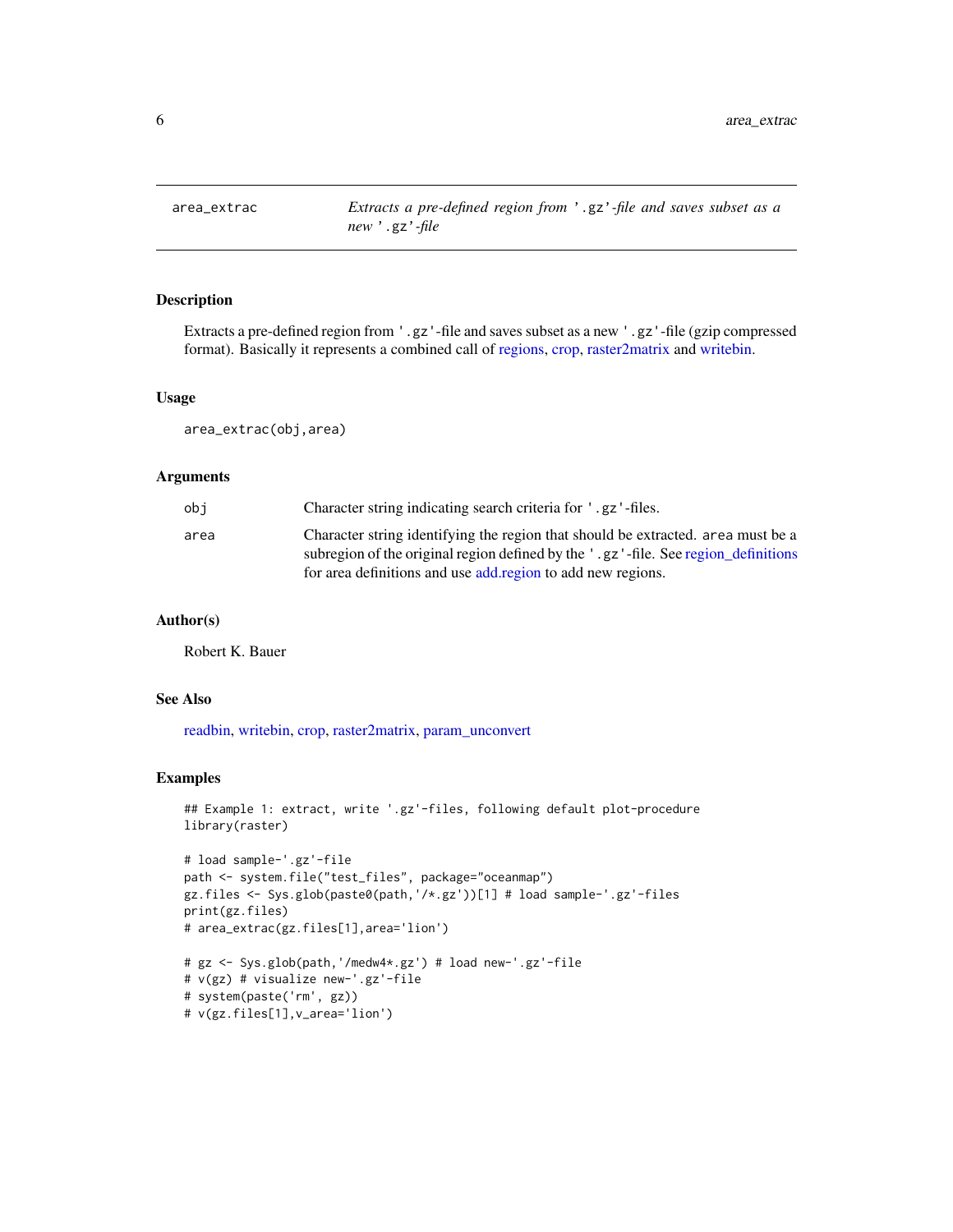# area_extrac

*Extracts a pre-defined region from '.gz'-file and saves subset as a new '.gz'-file*

## Description

Extracts a pre-defined region from '.gz'-file and saves subset as a new '.gz'-file (gzip compressed format). Basically it represents a combined call of regions, crop, raster2matrix and writebin.

## Usage

```
area_extrac(obj,area)
```

## Arguments

| | |
|---|---|
| obj | Character string indicating search criteria for '.gz'-files. |
| area | Character string identifying the region that should be extracted. area must be a subregion of the original region defined by the '.gz'-file. See region_definitions for area definitions and use add.region to add new regions. |

## Author(s)

Robert K. Bauer

## See Also

readbin, writebin, crop, raster2matrix, param_unconvert

## Examples

```
## Example 1: extract, write '.gz'-files, following default plot-procedure
library(raster)

# load sample-'.gz'-file
path <- system.file("test_files", package="oceanmap")
gz.files <- Sys.glob(paste0(path,'/*.gz'))[1] # load sample-'.gz'-files
print(gz.files)
# area_extrac(gz.files[1],area='lion')

# gz <- Sys.glob(path,'/medw4*.gz') # load new-'.gz'-file
# v(gz) # visualize new-'.gz'-file
# system(paste('rm', gz))
# v(gz.files[1],v_area='lion')
```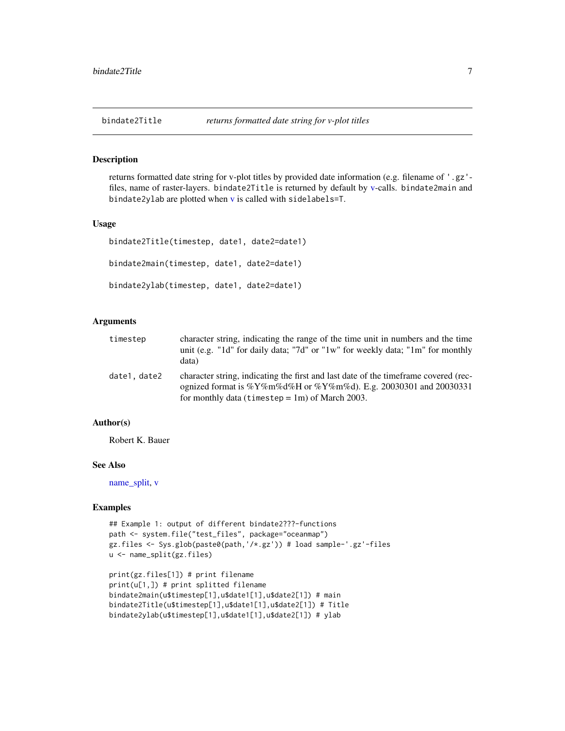# bindate2Title — *returns formatted date string for v-plot titles*

## Description

returns formatted date string for v-plot titles by provided date information (e.g. filename of '.gz'-files, name of raster-layers. `bindate2Title` is returned by default by v-calls. `bindate2main` and `bindate2ylab` are plotted when v is called with `sidelabels=T`.

## Usage

```
bindate2Title(timestep, date1, date2=date1)

bindate2main(timestep, date1, date2=date1)

bindate2ylab(timestep, date1, date2=date1)
```

## Arguments

| | |
|---|---|
| `timestep` | character string, indicating the range of the time unit in numbers and the time unit (e.g. "1d" for daily data; "7d" or "1w" for weekly data; "1m" for monthly data) |
| `date1, date2` | character string, indicating the first and last date of the timeframe covered (recognized format is %Y%m%d%H or %Y%m%d). E.g. 20030301 and 20030331 for monthly data (`timestep` = 1m) of March 2003. |

## Author(s)

Robert K. Bauer

## See Also

name_split, v

## Examples

```
## Example 1: output of different bindate2???-functions
path <- system.file("test_files", package="oceanmap")
gz.files <- Sys.glob(paste0(path,'/*.gz')) # load sample-'.gz'-files
u <- name_split(gz.files)

print(gz.files[1]) # print filename
print(u[1,]) # print splitted filename
bindate2main(u$timestep[1],u$date1[1],u$date2[1]) # main
bindate2Title(u$timestep[1],u$date1[1],u$date2[1]) # Title
bindate2ylab(u$timestep[1],u$date1[1],u$date2[1]) # ylab
```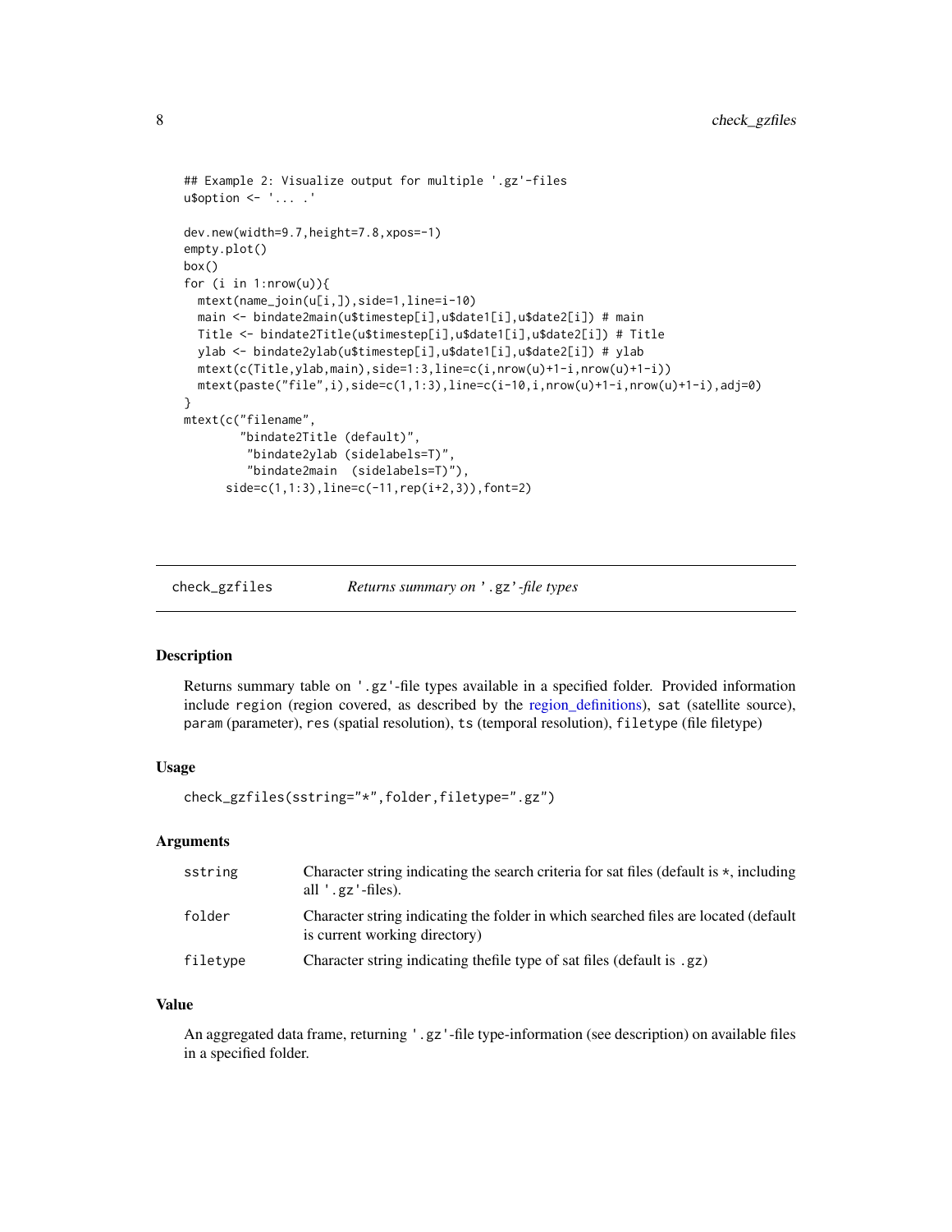```
## Example 2: Visualize output for multiple '.gz'-files
u$option <- '... .'

dev.new(width=9.7,height=7.8,xpos=-1)
empty.plot()
box()
for (i in 1:nrow(u)){
  mtext(name_join(u[i,]),side=1,line=i-10)
  main <- bindate2main(u$timestep[i],u$date1[i],u$date2[i]) # main
  Title <- bindate2Title(u$timestep[i],u$date1[i],u$date2[i]) # Title
  ylab <- bindate2ylab(u$timestep[i],u$date1[i],u$date2[i]) # ylab
  mtext(c(Title,ylab,main),side=1:3,line=c(i,nrow(u)+1-i,nrow(u)+1-i))
  mtext(paste("file",i),side=c(1,1:3),line=c(i-10,i,nrow(u)+1-i,nrow(u)+1-i),adj=0)
}
mtext(c("filename",
        "bindate2Title (default)",
         "bindate2ylab (sidelabels=T)",
         "bindate2main  (sidelabels=T)"),
      side=c(1,1:3),line=c(-11,rep(i+2,3)),font=2)
```

## check_gzfiles — *Returns summary on '.gz'-file types*

### Description

Returns summary table on '.gz'-file types available in a specified folder. Provided information include region (region covered, as described by the region_definitions), sat (satellite source), param (parameter), res (spatial resolution), ts (temporal resolution), filetype (file filetype)

### Usage

```
check_gzfiles(sstring="*",folder,filetype=".gz")
```

### Arguments

| | |
|---|---|
| sstring | Character string indicating the search criteria for sat files (default is *, including all '.gz'-files). |
| folder | Character string indicating the folder in which searched files are located (default is current working directory) |
| filetype | Character string indicating thefile type of sat files (default is .gz) |

### Value

An aggregated data frame, returning '.gz'-file type-information (see description) on available files in a specified folder.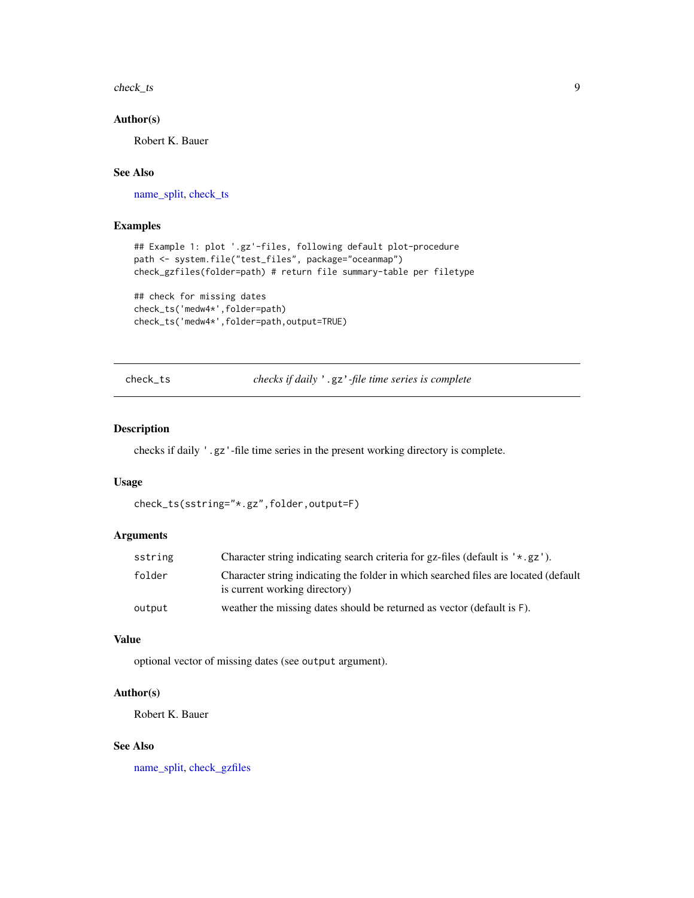## Author(s)

Robert K. Bauer

## See Also

name_split, check_ts

## Examples

```
## Example 1: plot '.gz'-files, following default plot-procedure
path <- system.file("test_files", package="oceanmap")
check_gzfiles(folder=path) # return file summary-table per filetype

## check for missing dates
check_ts('medw4*',folder=path)
check_ts('medw4*',folder=path,output=TRUE)
```

---

# check_ts — *checks if daily '.gz'-file time series is complete*

## Description

checks if daily '.gz'-file time series in the present working directory is complete.

## Usage

```
check_ts(sstring="*.gz",folder,output=F)
```

## Arguments

| | |
|---|---|
| sstring | Character string indicating search criteria for gz-files (default is '*.gz'). |
| folder | Character string indicating the folder in which searched files are located (default is current working directory) |
| output | weather the missing dates should be returned as vector (default is F). |

## Value

optional vector of missing dates (see output argument).

## Author(s)

Robert K. Bauer

## See Also

name_split, check_gzfiles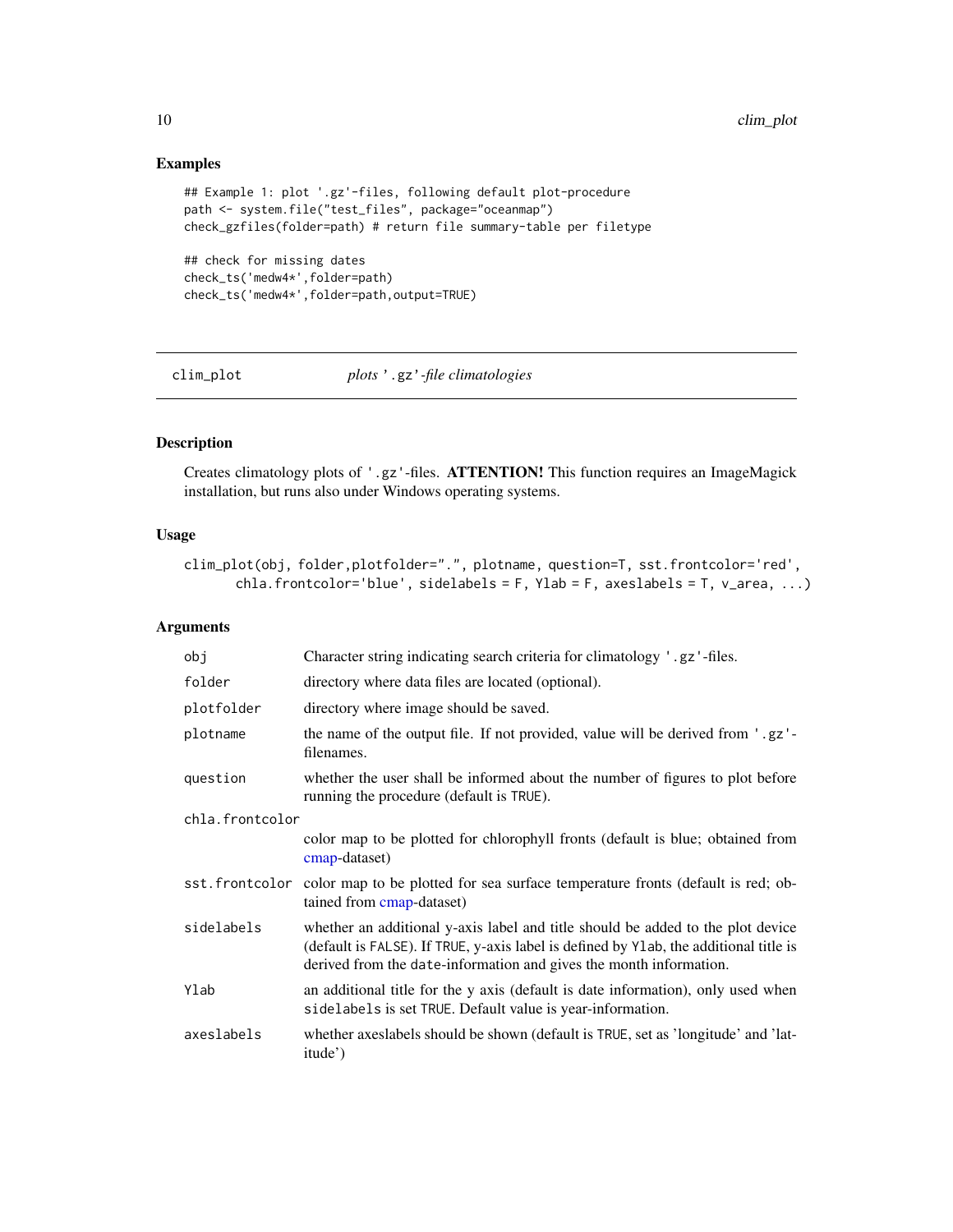## Examples

```
## Example 1: plot '.gz'-files, following default plot-procedure
path <- system.file("test_files", package="oceanmap")
check_gzfiles(folder=path) # return file summary-table per filetype

## check for missing dates
check_ts('medw4*',folder=path)
check_ts('medw4*',folder=path,output=TRUE)
```

---

# clim_plot *plots '.gz'-file climatologies*

---

## Description

Creates climatology plots of '.gz'-files. **ATTENTION!** This function requires an ImageMagick installation, but runs also under Windows operating systems.

## Usage

```
clim_plot(obj, folder,plotfolder=".", plotname, question=T, sst.frontcolor='red',
       chla.frontcolor='blue', sidelabels = F, Ylab = F, axeslabels = T, v_area, ...)
```

## Arguments

| | |
|---|---|
| `obj` | Character string indicating search criteria for climatology '.gz'-files. |
| `folder` | directory where data files are located (optional). |
| `plotfolder` | directory where image should be saved. |
| `plotname` | the name of the output file. If not provided, value will be derived from '.gz'-filenames. |
| `question` | whether the user shall be informed about the number of figures to plot before running the procedure (default is TRUE). |
| `chla.frontcolor` | color map to be plotted for chlorophyll fronts (default is blue; obtained from cmap-dataset) |
| `sst.frontcolor` | color map to be plotted for sea surface temperature fronts (default is red; obtained from cmap-dataset) |
| `sidelabels` | whether an additional y-axis label and title should be added to the plot device (default is FALSE). If TRUE, y-axis label is defined by Ylab, the additional title is derived from the date-information and gives the month information. |
| `Ylab` | an additional title for the y axis (default is date information), only used when sidelabels is set TRUE. Default value is year-information. |
| `axeslabels` | whether axeslabels should be shown (default is TRUE, set as 'longitude' and 'latitude') |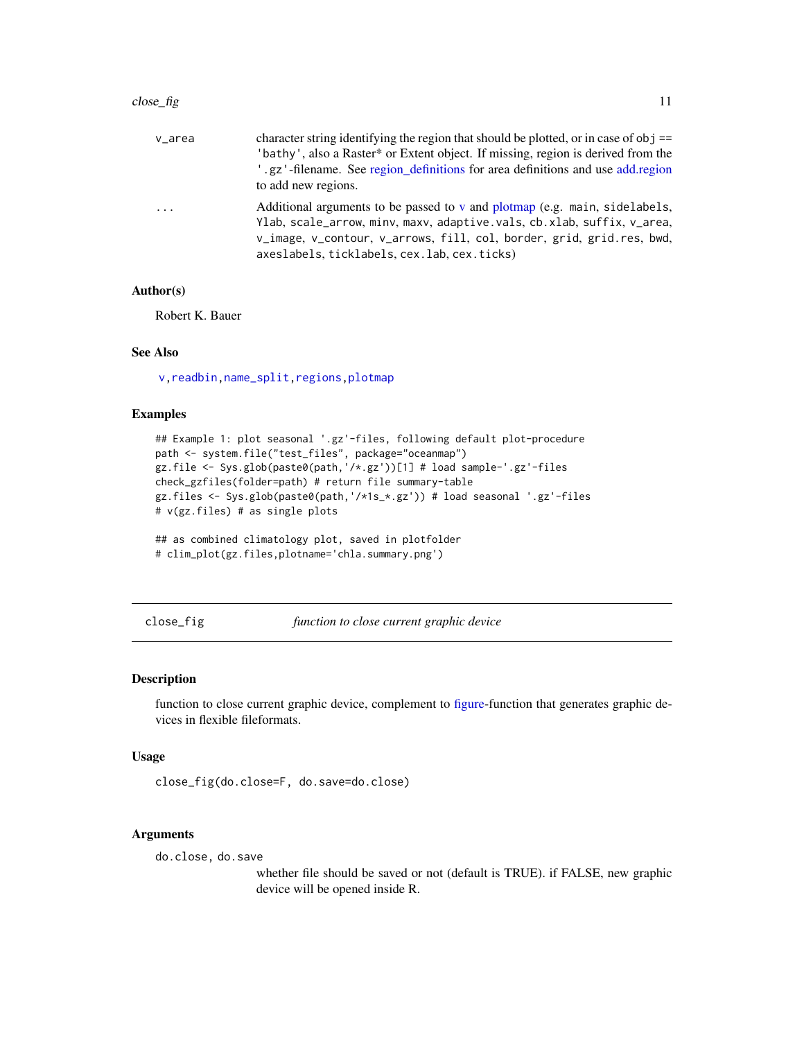| | |
|---|---|
| v_area | character string identifying the region that should be plotted, or in case of obj == 'bathy', also a Raster* or Extent object. If missing, region is derived from the '.gz'-filename. See region_definitions for area definitions and use add.region to add new regions. |
| ... | Additional arguments to be passed to v and plotmap (e.g. main, sidelabels, Ylab, scale_arrow, minv, maxv, adaptive.vals, cb.xlab, suffix, v_area, v_image, v_contour, v_arrows, fill, col, border, grid, grid.res, bwd, axeslabels, ticklabels, cex.lab, cex.ticks) |

### Author(s)

Robert K. Bauer

### See Also

v,readbin,name_split,regions,plotmap

### Examples

```
## Example 1: plot seasonal '.gz'-files, following default plot-procedure
path <- system.file("test_files", package="oceanmap")
gz.file <- Sys.glob(paste0(path,'/*.gz'))[1] # load sample-'.gz'-files
check_gzfiles(folder=path) # return file summary-table
gz.files <- Sys.glob(paste0(path,'/*1s_*.gz')) # load seasonal '.gz'-files
# v(gz.files) # as single plots

## as combined climatology plot, saved in plotfolder
# clim_plot(gz.files,plotname='chla.summary.png')
```

---

## close_fig — *function to close current graphic device*

### Description

function to close current graphic device, complement to figure-function that generates graphic devices in flexible fileformats.

### Usage

```
close_fig(do.close=F, do.save=do.close)
```

### Arguments

do.close, do.save
: whether file should be saved or not (default is TRUE). if FALSE, new graphic device will be opened inside R.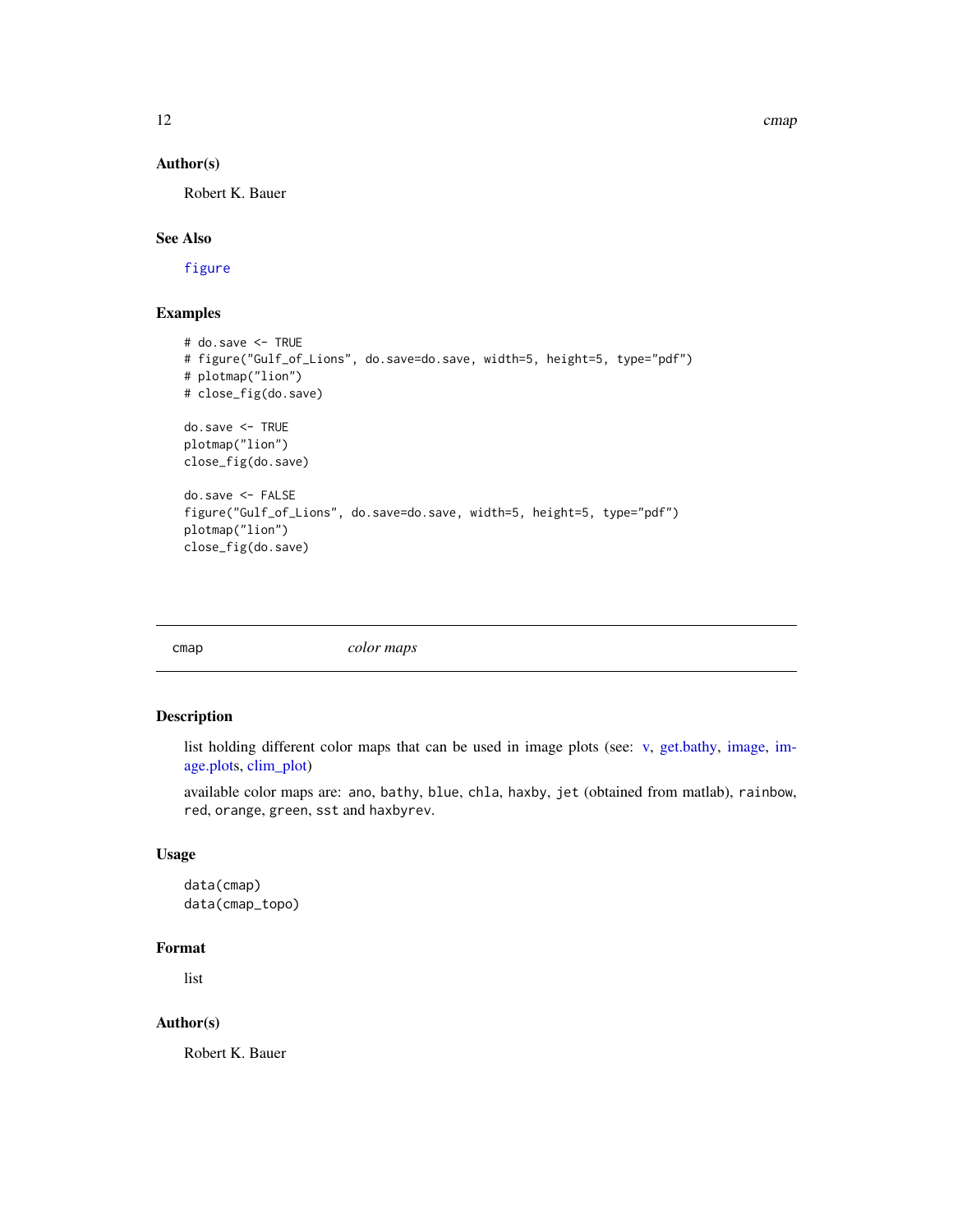### Author(s)

Robert K. Bauer

### See Also

figure

### Examples

```
# do.save <- TRUE
# figure("Gulf_of_Lions", do.save=do.save, width=5, height=5, type="pdf")
# plotmap("lion")
# close_fig(do.save)

do.save <- TRUE
plotmap("lion")
close_fig(do.save)

do.save <- FALSE
figure("Gulf_of_Lions", do.save=do.save, width=5, height=5, type="pdf")
plotmap("lion")
close_fig(do.save)
```

---

## cmap *color maps*

---

### Description

list holding different color maps that can be used in image plots (see: v, get.bathy, image, image.plots, clim_plot)

available color maps are: ano, bathy, blue, chla, haxby, jet (obtained from matlab), rainbow, red, orange, green, sst and haxbyrev.

### Usage

```
data(cmap)
data(cmap_topo)
```

### Format

list

### Author(s)

Robert K. Bauer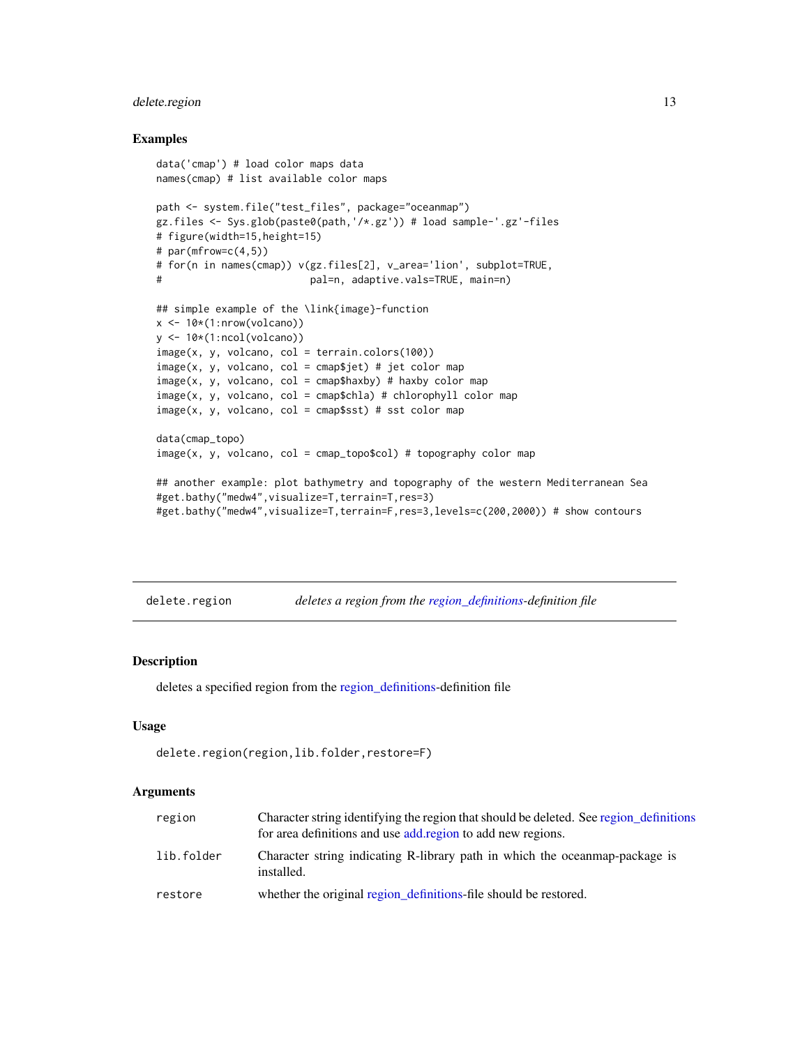## Examples

```
data('cmap') # load color maps data
names(cmap) # list available color maps

path <- system.file("test_files", package="oceanmap")
gz.files <- Sys.glob(paste0(path,'/*.gz')) # load sample-'.gz'-files
# figure(width=15,height=15)
# par(mfrow=c(4,5))
# for(n in names(cmap)) v(gz.files[2], v_area='lion', subplot=TRUE,
#                         pal=n, adaptive.vals=TRUE, main=n)

## simple example of the \link{image}-function
x <- 10*(1:nrow(volcano))
y <- 10*(1:ncol(volcano))
image(x, y, volcano, col = terrain.colors(100))
image(x, y, volcano, col = cmap$jet) # jet color map
image(x, y, volcano, col = cmap$haxby) # haxby color map
image(x, y, volcano, col = cmap$chla) # chlorophyll color map
image(x, y, volcano, col = cmap$sst) # sst color map

data(cmap_topo)
image(x, y, volcano, col = cmap_topo$col) # topography color map

## another example: plot bathymetry and topography of the western Mediterranean Sea
#get.bathy("medw4",visualize=T,terrain=T,res=3)
#get.bathy("medw4",visualize=T,terrain=F,res=3,levels=c(200,2000)) # show contours
```

---

# delete.region — *deletes a region from the region_definitions-definition file*

## Description

deletes a specified region from the region_definitions-definition file

## Usage

```
delete.region(region,lib.folder,restore=F)
```

## Arguments

| | |
|---|---|
| region | Character string identifying the region that should be deleted. See region_definitions for area definitions and use add.region to add new regions. |
| lib.folder | Character string indicating R-library path in which the oceanmap-package is installed. |
| restore | whether the original region_definitions-file should be restored. |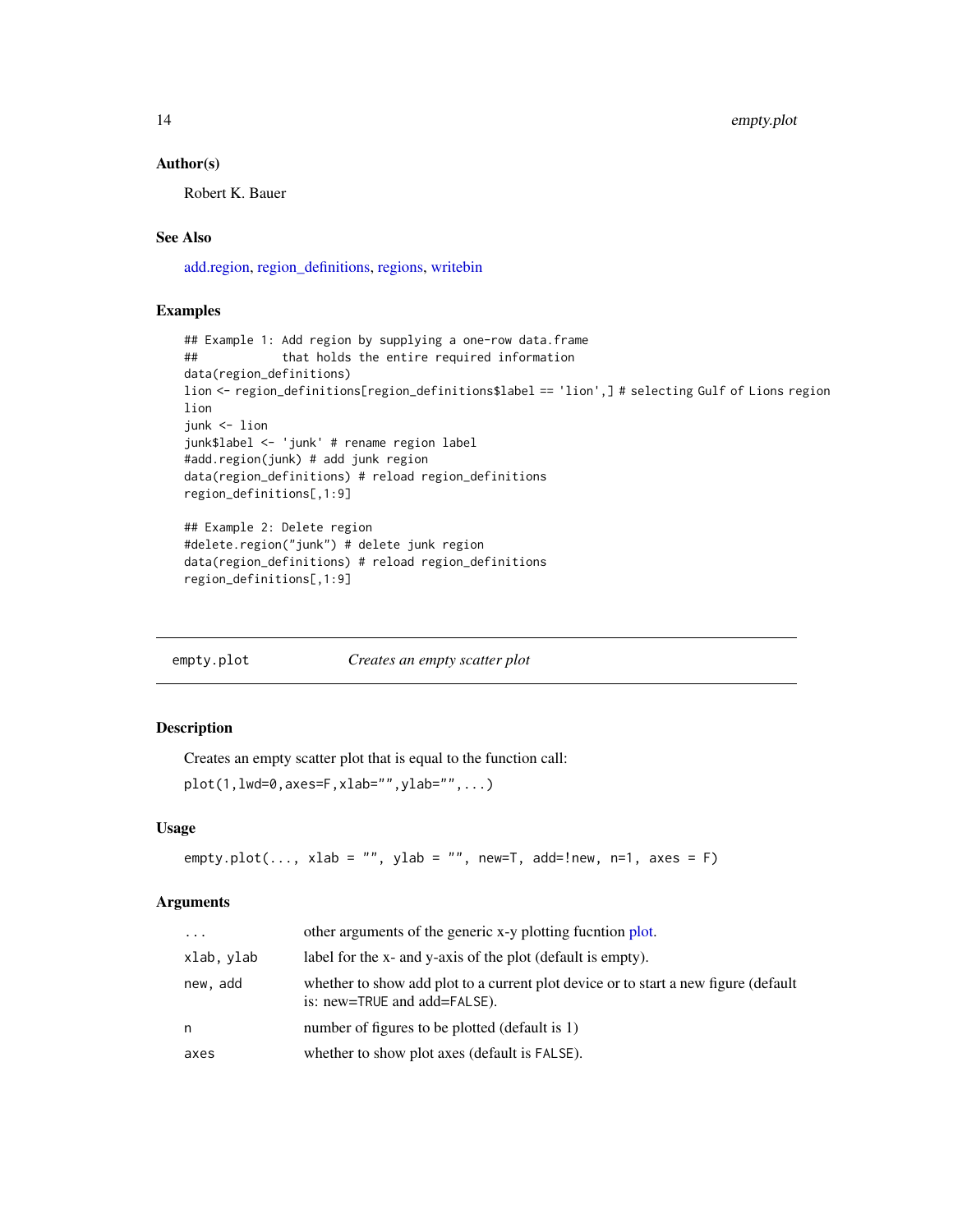### Author(s)

Robert K. Bauer

### See Also

add.region, region_definitions, regions, writebin

### Examples

```
## Example 1: Add region by supplying a one-row data.frame
##            that holds the entire required information
data(region_definitions)
lion <- region_definitions[region_definitions$label == 'lion',] # selecting Gulf of Lions region
lion
junk <- lion
junk$label <- 'junk' # rename region label
#add.region(junk) # add junk region
data(region_definitions) # reload region_definitions
region_definitions[,1:9]

## Example 2: Delete region
#delete.region("junk") # delete junk region
data(region_definitions) # reload region_definitions
region_definitions[,1:9]
```

---

## empty.plot    *Creates an empty scatter plot*

---

### Description

Creates an empty scatter plot that is equal to the function call:

`plot(1,lwd=0,axes=F,xlab="",ylab="",...)`

### Usage

```
empty.plot(..., xlab = "", ylab = "", new=T, add=!new, n=1, axes = F)
```

### Arguments

| | |
|---|---|
| `...` | other arguments of the generic x-y plotting fucntion plot. |
| `xlab, ylab` | label for the x- and y-axis of the plot (default is empty). |
| `new, add` | whether to show add plot to a current plot device or to start a new figure (default is: new=TRUE and add=FALSE). |
| `n` | number of figures to be plotted (default is 1) |
| `axes` | whether to show plot axes (default is FALSE). |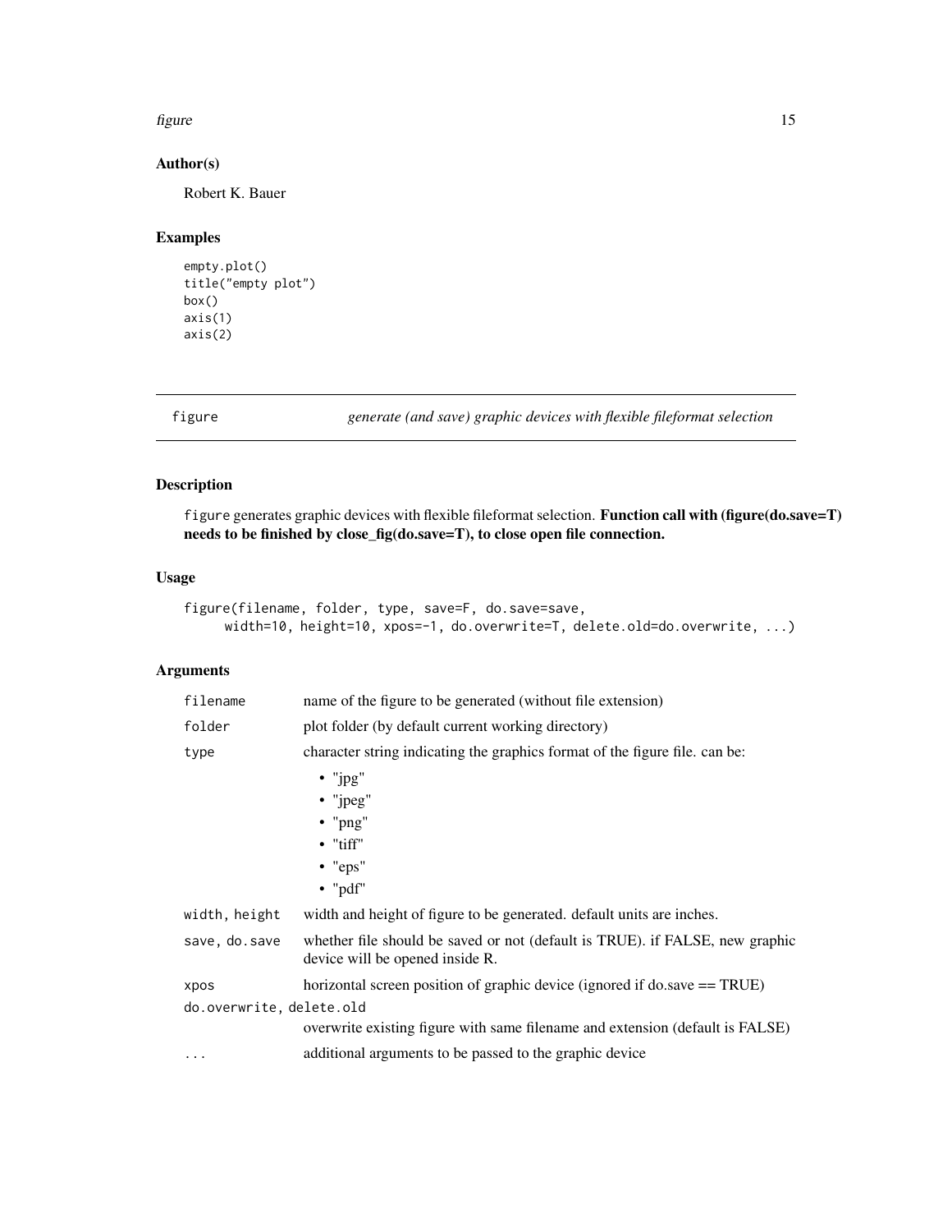### Author(s)

Robert K. Bauer

### Examples

```
empty.plot()
title("empty plot")
box()
axis(1)
axis(2)
```

---

## figure — *generate (and save) graphic devices with flexible fileformat selection*

### Description

`figure` generates graphic devices with flexible fileformat selection. **Function call with (figure(do.save=T) needs to be finished by close_fig(do.save=T), to close open file connection.**

### Usage

```
figure(filename, folder, type, save=F, do.save=save,
     width=10, height=10, xpos=-1, do.overwrite=T, delete.old=do.overwrite, ...)
```

### Arguments

| | |
|---|---|
| `filename` | name of the figure to be generated (without file extension) |
| `folder` | plot folder (by default current working directory) |
| `type` | character string indicating the graphics format of the figure file. can be: <br>• "jpg" <br>• "jpeg" <br>• "png" <br>• "tiff" <br>• "eps" <br>• "pdf" |
| `width, height` | width and height of figure to be generated. default units are inches. |
| `save, do.save` | whether file should be saved or not (default is TRUE). if FALSE, new graphic device will be opened inside R. |
| `xpos` | horizontal screen position of graphic device (ignored if do.save == TRUE) |
| `do.overwrite, delete.old` | overwrite existing figure with same filename and extension (default is FALSE) |
| `...` | additional arguments to be passed to the graphic device |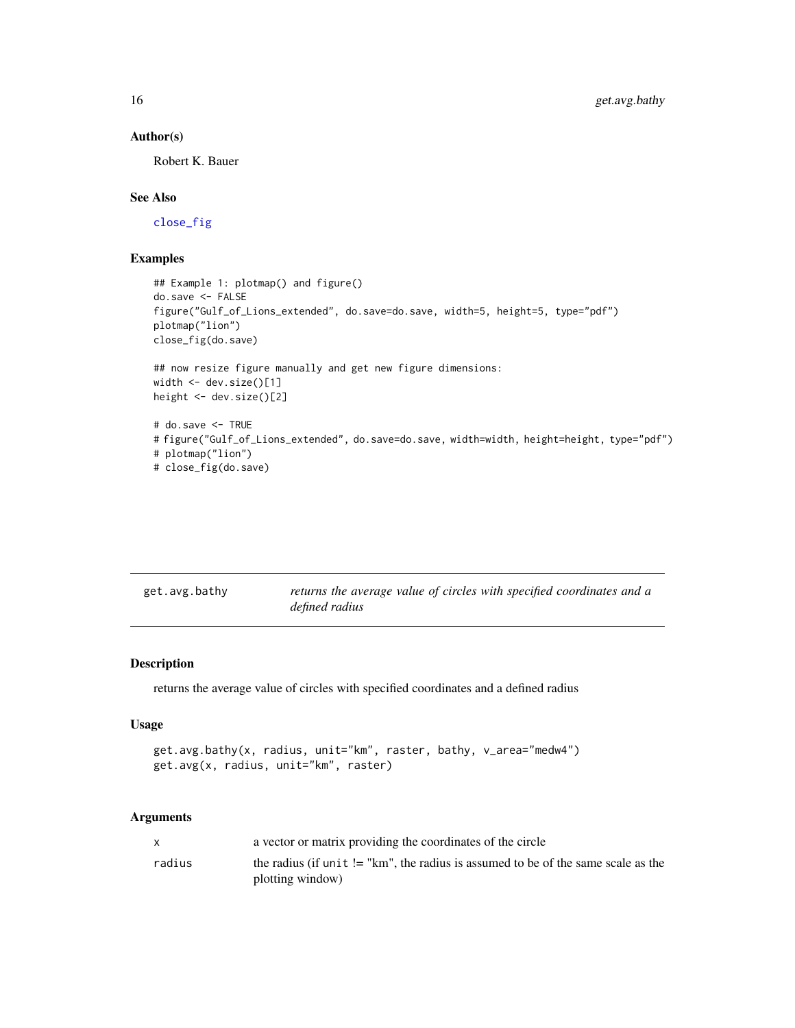## Author(s)

Robert K. Bauer

## See Also

close_fig

## Examples

```
## Example 1: plotmap() and figure()
do.save <- FALSE
figure("Gulf_of_Lions_extended", do.save=do.save, width=5, height=5, type="pdf")
plotmap("lion")
close_fig(do.save)

## now resize figure manually and get new figure dimensions:
width <- dev.size()[1]
height <- dev.size()[2]

# do.save <- TRUE
# figure("Gulf_of_Lions_extended", do.save=do.save, width=width, height=height, type="pdf")
# plotmap("lion")
# close_fig(do.save)
```

---

| get.avg.bathy | *returns the average value of circles with specified coordinates and a defined radius* |
|---|---|

## Description

returns the average value of circles with specified coordinates and a defined radius

## Usage

```
get.avg.bathy(x, radius, unit="km", raster, bathy, v_area="medw4")
get.avg(x, radius, unit="km", raster)
```

## Arguments

| | |
|---|---|
| x | a vector or matrix providing the coordinates of the circle |
| radius | the radius (if `unit` != "km", the radius is assumed to be of the same scale as the plotting window) |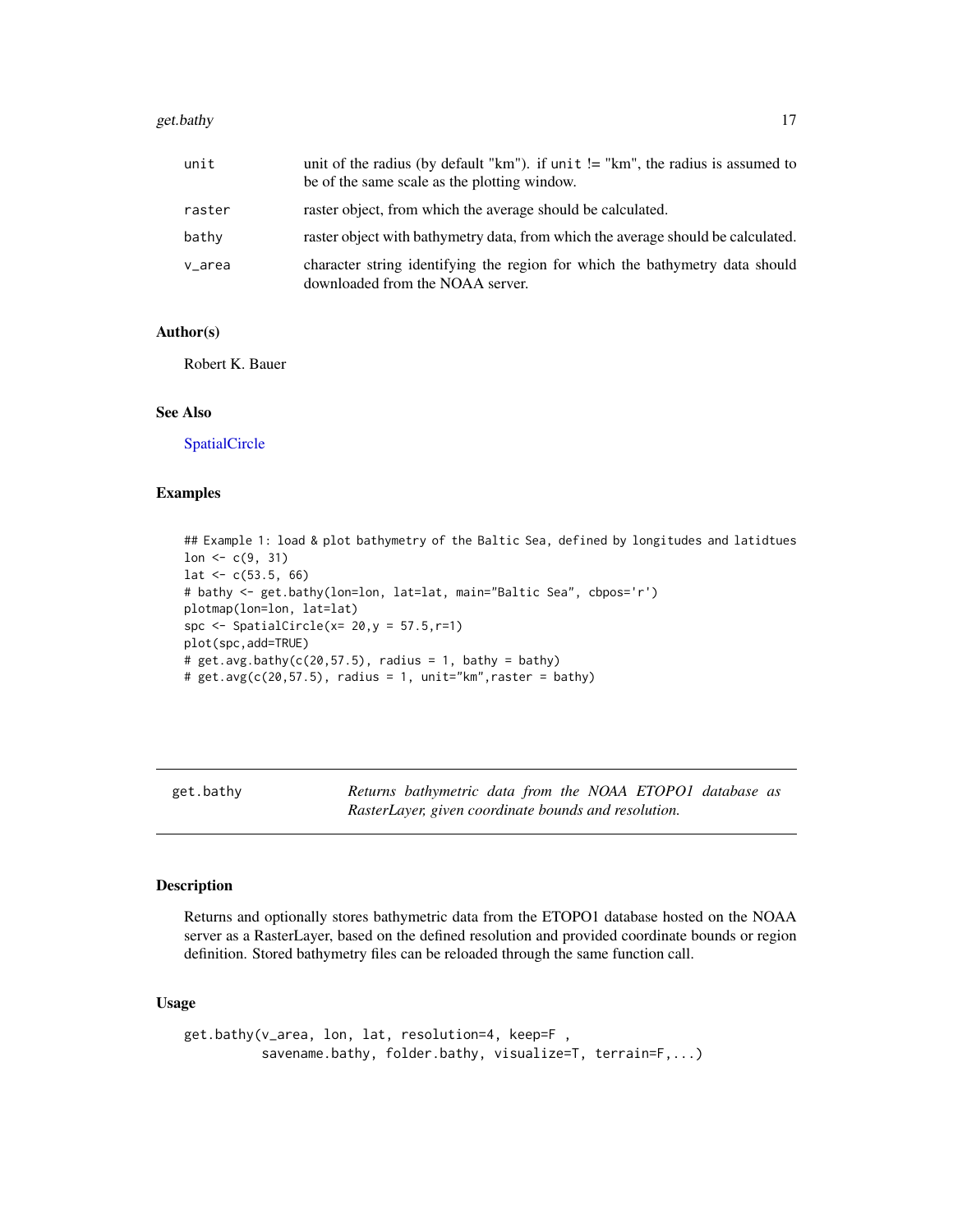| | |
|---|---|
| unit | unit of the radius (by default "km"). if unit != "km", the radius is assumed to be of the same scale as the plotting window. |
| raster | raster object, from which the average should be calculated. |
| bathy | raster object with bathymetry data, from which the average should be calculated. |
| v_area | character string identifying the region for which the bathymetry data should downloaded from the NOAA server. |

### Author(s)

Robert K. Bauer

### See Also

SpatialCircle

### Examples

```
## Example 1: load & plot bathymetry of the Baltic Sea, defined by longitudes and latidtues
lon <- c(9, 31)
lat <- c(53.5, 66)
# bathy <- get.bathy(lon=lon, lat=lat, main="Baltic Sea", cbpos='r')
plotmap(lon=lon, lat=lat)
spc <- SpatialCircle(x= 20,y = 57.5,r=1)
plot(spc,add=TRUE)
# get.avg.bathy(c(20,57.5), radius = 1, bathy = bathy)
# get.avg(c(20,57.5), radius = 1, unit="km",raster = bathy)
```

---

## get.bathy — *Returns bathymetric data from the NOAA ETOPO1 database as RasterLayer, given coordinate bounds and resolution.*

### Description

Returns and optionally stores bathymetric data from the ETOPO1 database hosted on the NOAA server as a RasterLayer, based on the defined resolution and provided coordinate bounds or region definition. Stored bathymetry files can be reloaded through the same function call.

### Usage

```
get.bathy(v_area, lon, lat, resolution=4, keep=F ,
          savename.bathy, folder.bathy, visualize=T, terrain=F,...)
```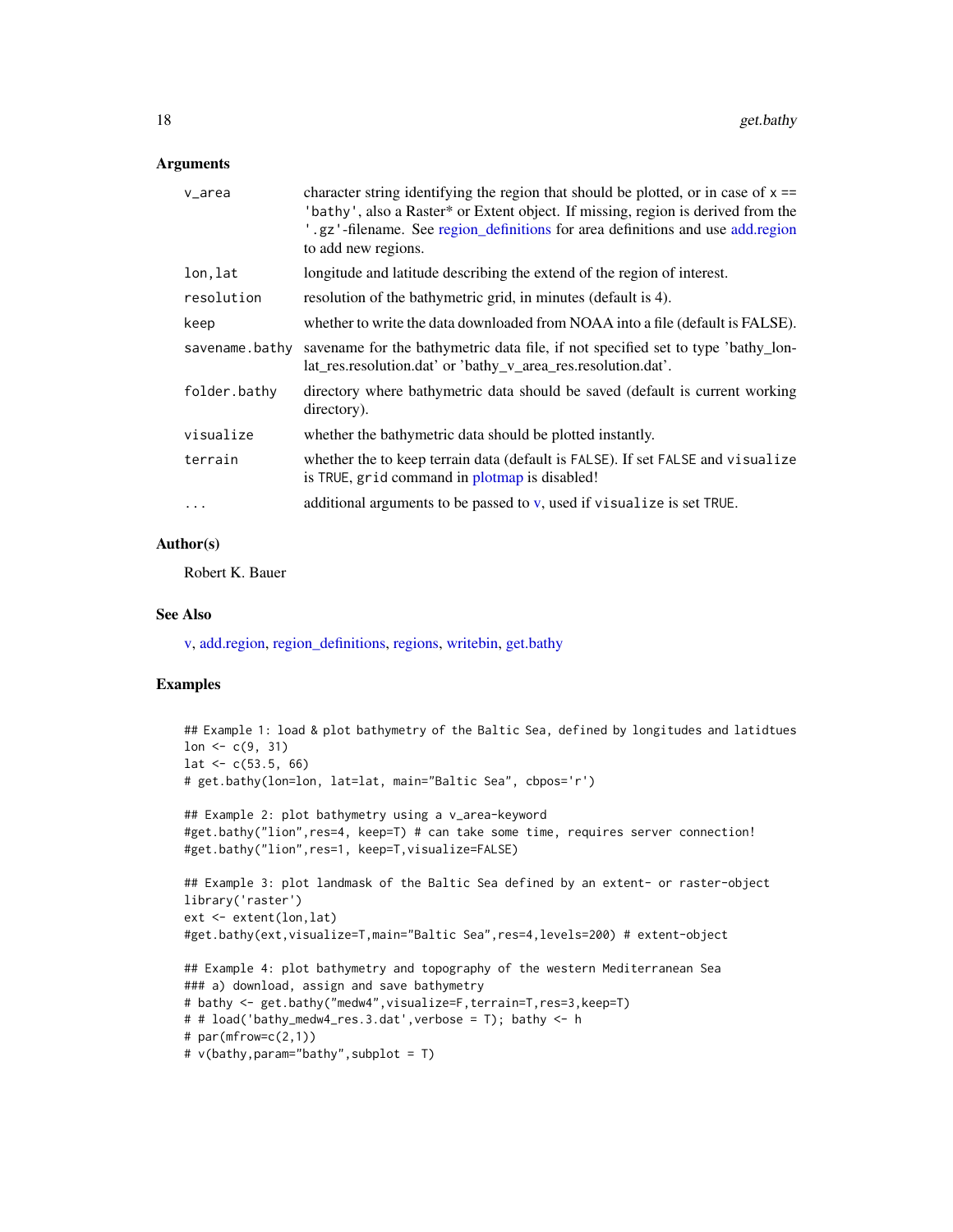### Arguments

| | |
|---|---|
| `v_area` | character string identifying the region that should be plotted, or in case of `x == 'bathy'`, also a Raster* or Extent object. If missing, region is derived from the `'.gz'`-filename. See region_definitions for area definitions and use add.region to add new regions. |
| `lon,lat` | longitude and latitude describing the extend of the region of interest. |
| `resolution` | resolution of the bathymetric grid, in minutes (default is 4). |
| `keep` | whether to write the data downloaded from NOAA into a file (default is FALSE). |
| `savename.bathy` | savename for the bathymetric data file, if not specified set to type 'bathy_lon-lat_res.resolution.dat' or 'bathy_v_area_res.resolution.dat'. |
| `folder.bathy` | directory where bathymetric data should be saved (default is current working directory). |
| `visualize` | whether the bathymetric data should be plotted instantly. |
| `terrain` | whether the to keep terrain data (default is `FALSE`). If set `FALSE` and `visualize` is `TRUE`, `grid` command in plotmap is disabled! |
| `...` | additional arguments to be passed to v, used if `visualize` is set `TRUE`. |

### Author(s)

Robert K. Bauer

### See Also

v, add.region, region_definitions, regions, writebin, get.bathy

### Examples

```
## Example 1: load & plot bathymetry of the Baltic Sea, defined by longitudes and latidtues
lon <- c(9, 31)
lat <- c(53.5, 66)
# get.bathy(lon=lon, lat=lat, main="Baltic Sea", cbpos='r')

## Example 2: plot bathymetry using a v_area-keyword
#get.bathy("lion",res=4, keep=T) # can take some time, requires server connection!
#get.bathy("lion",res=1, keep=T,visualize=FALSE)

## Example 3: plot landmask of the Baltic Sea defined by an extent- or raster-object
library('raster')
ext <- extent(lon,lat)
#get.bathy(ext,visualize=T,main="Baltic Sea",res=4,levels=200) # extent-object

## Example 4: plot bathymetry and topography of the western Mediterranean Sea
### a) download, assign and save bathymetry
# bathy <- get.bathy("medw4",visualize=F,terrain=T,res=3,keep=T)
# # load('bathy_medw4_res.3.dat',verbose = T); bathy <- h
# par(mfrow=c(2,1))
# v(bathy,param="bathy",subplot = T)
```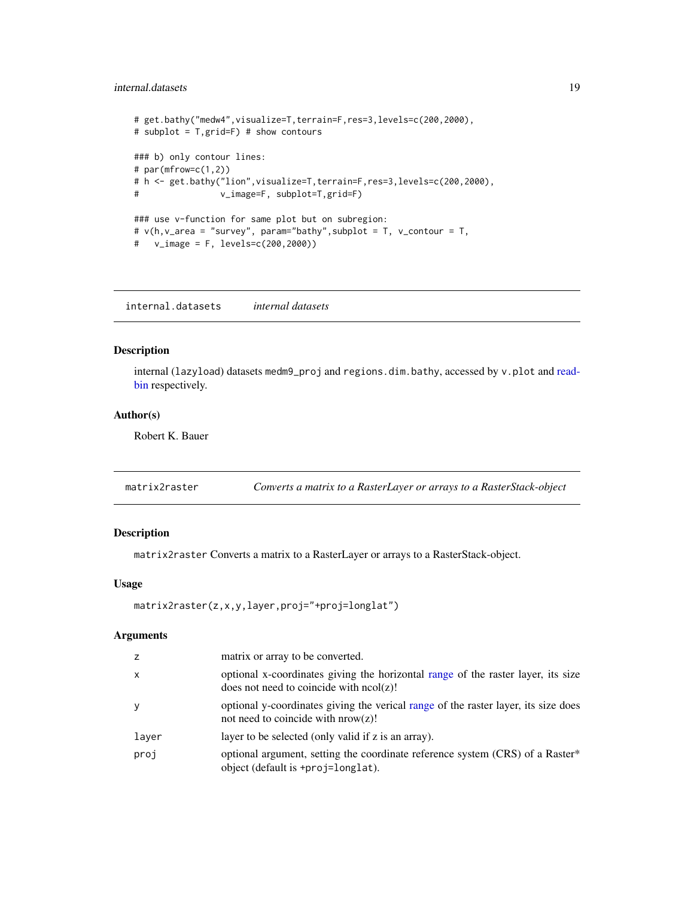```
# get.bathy("medw4",visualize=T,terrain=F,res=3,levels=c(200,2000),
# subplot = T,grid=F) # show contours

### b) only contour lines:
# par(mfrow=c(1,2))
# h <- get.bathy("lion",visualize=T,terrain=F,res=3,levels=c(200,2000),
#               v_image=F, subplot=T,grid=F)

### use v-function for same plot but on subregion:
# v(h,v_area = "survey", param="bathy",subplot = T, v_contour = T,
#   v_image = F, levels=c(200,2000))
```

## internal.datasets — *internal datasets*

### Description

internal (lazyload) datasets `medm9_proj` and `regions.dim.bathy`, accessed by `v.plot` and readbin respectively.

### Author(s)

Robert K. Bauer

## matrix2raster — *Converts a matrix to a RasterLayer or arrays to a RasterStack-object*

### Description

`matrix2raster` Converts a matrix to a RasterLayer or arrays to a RasterStack-object.

### Usage

```
matrix2raster(z,x,y,layer,proj="+proj=longlat")
```

### Arguments

| | |
|---|---|
| z | matrix or array to be converted. |
| x | optional x-coordinates giving the horizontal range of the raster layer, its size does not need to coincide with ncol(z)! |
| y | optional y-coordinates giving the verical range of the raster layer, its size does not need to coincide with nrow(z)! |
| layer | layer to be selected (only valid if z is an array). |
| proj | optional argument, setting the coordinate reference system (CRS) of a Raster* object (default is `+proj=longlat`). |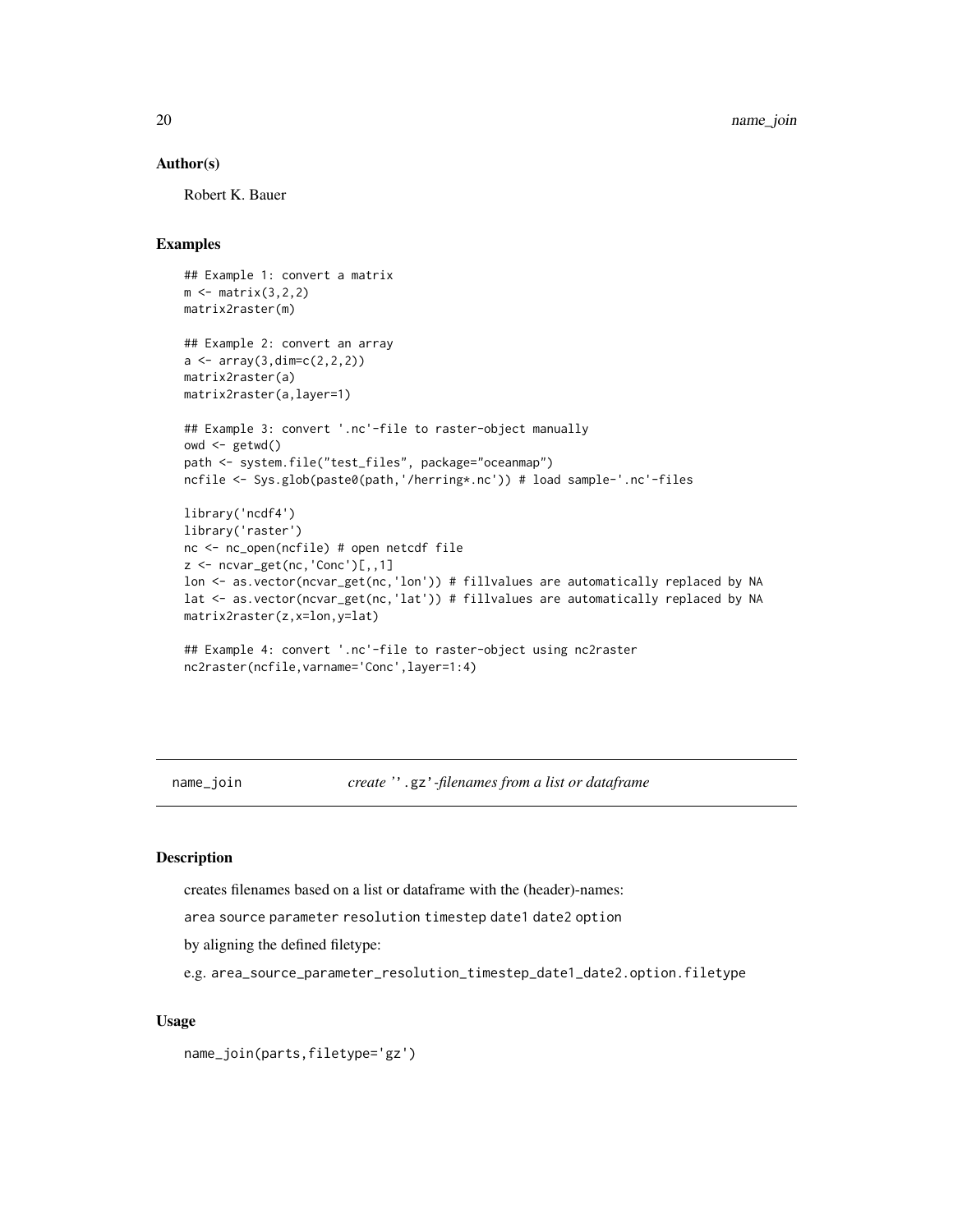## Author(s)

Robert K. Bauer

## Examples

```
## Example 1: convert a matrix
m <- matrix(3,2,2)
matrix2raster(m)

## Example 2: convert an array
a <- array(3,dim=c(2,2,2))
matrix2raster(a)
matrix2raster(a,layer=1)

## Example 3: convert '.nc'-file to raster-object manually
owd <- getwd()
path <- system.file("test_files", package="oceanmap")
ncfile <- Sys.glob(paste0(path,'/herring*.nc')) # load sample-'.nc'-files

library('ncdf4')
library('raster')
nc <- nc_open(ncfile) # open netcdf file
z <- ncvar_get(nc,'Conc')[,,1]
lon <- as.vector(ncvar_get(nc,'lon')) # fillvalues are automatically replaced by NA
lat <- as.vector(ncvar_get(nc,'lat')) # fillvalues are automatically replaced by NA
matrix2raster(z,x=lon,y=lat)

## Example 4: convert '.nc'-file to raster-object using nc2raster
nc2raster(ncfile,varname='Conc',layer=1:4)
```

---

# name_join — *create ''.gz'-filenames from a list or dataframe*

## Description

creates filenames based on a list or dataframe with the (header)-names:

`area source parameter resolution timestep date1 date2 option`

by aligning the defined filetype:

e.g. `area_source_parameter_resolution_timestep_date1_date2.option.filetype`

## Usage

```
name_join(parts,filetype='gz')
```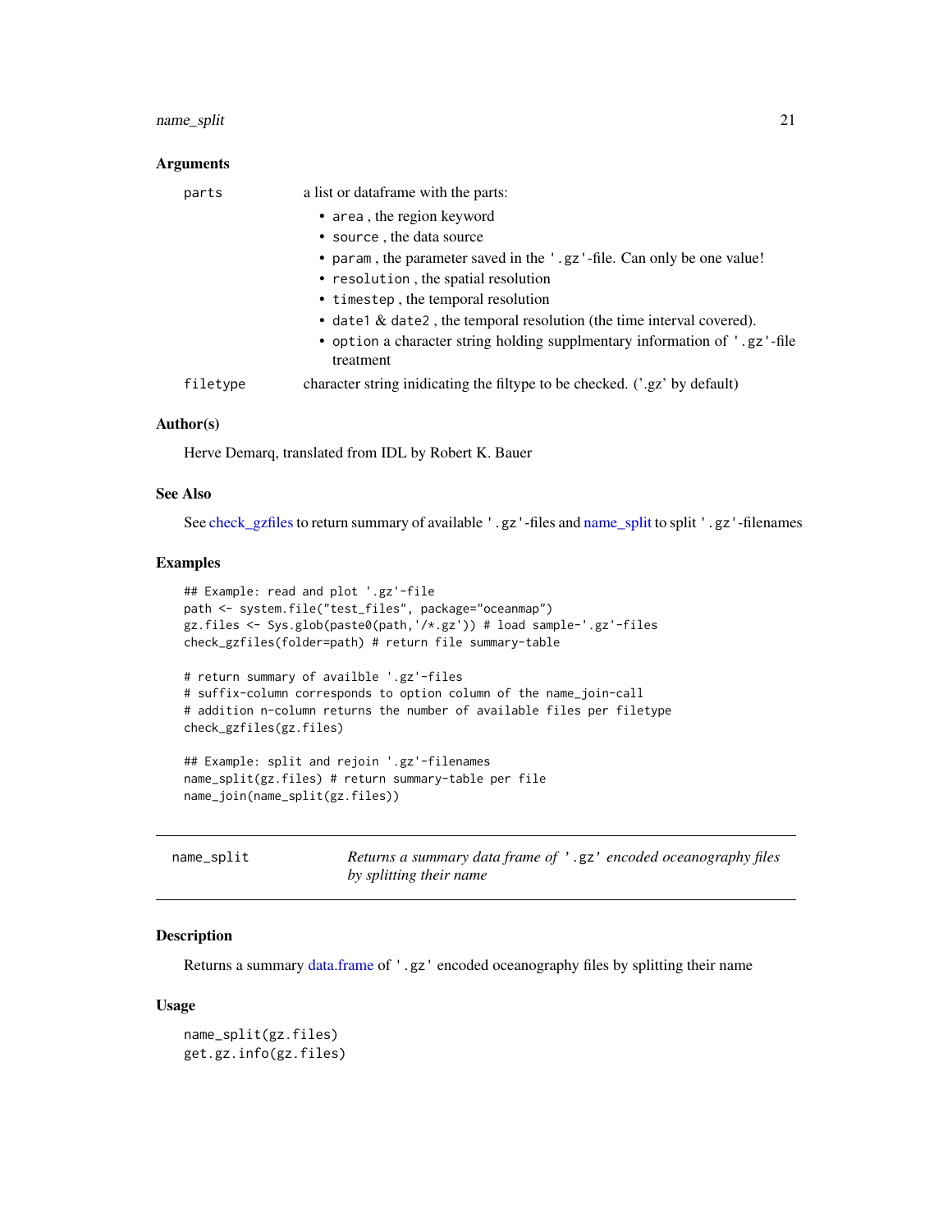### Arguments

| | |
|---|---|
| `parts` | a list or dataframe with the parts: <br> • `area` , the region keyword <br> • `source` , the data source <br> • `param` , the parameter saved in the `'.gz'`-file. Can only be one value! <br> • `resolution` , the spatial resolution <br> • `timestep` , the temporal resolution <br> • `date1` & `date2` , the temporal resolution (the time interval covered). <br> • `option` a character string holding supplmentary information of `'.gz'`-file treatment |
| `filetype` | character string inidicating the filtype to be checked. ('.gz' by default) |

### Author(s)

Herve Demarq, translated from IDL by Robert K. Bauer

### See Also

See check_gzfiles to return summary of available `'.gz'`-files and name_split to split `'.gz'`-filenames

### Examples

```
## Example: read and plot '.gz'-file
path <- system.file("test_files", package="oceanmap")
gz.files <- Sys.glob(paste0(path,'/*.gz')) # load sample-'.gz'-files
check_gzfiles(folder=path) # return file summary-table

# return summary of availble '.gz'-files
# suffix-column corresponds to option column of the name_join-call
# addition n-column returns the number of available files per filetype
check_gzfiles(gz.files)

## Example: split and rejoin '.gz'-filenames
name_split(gz.files) # return summary-table per file
name_join(name_split(gz.files))
```

---

## name_split — *Returns a summary data frame of `'.gz'` encoded oceanography files by splitting their name*

### Description

Returns a summary data.frame of `'.gz'` encoded oceanography files by splitting their name

### Usage

```
name_split(gz.files)
get.gz.info(gz.files)
```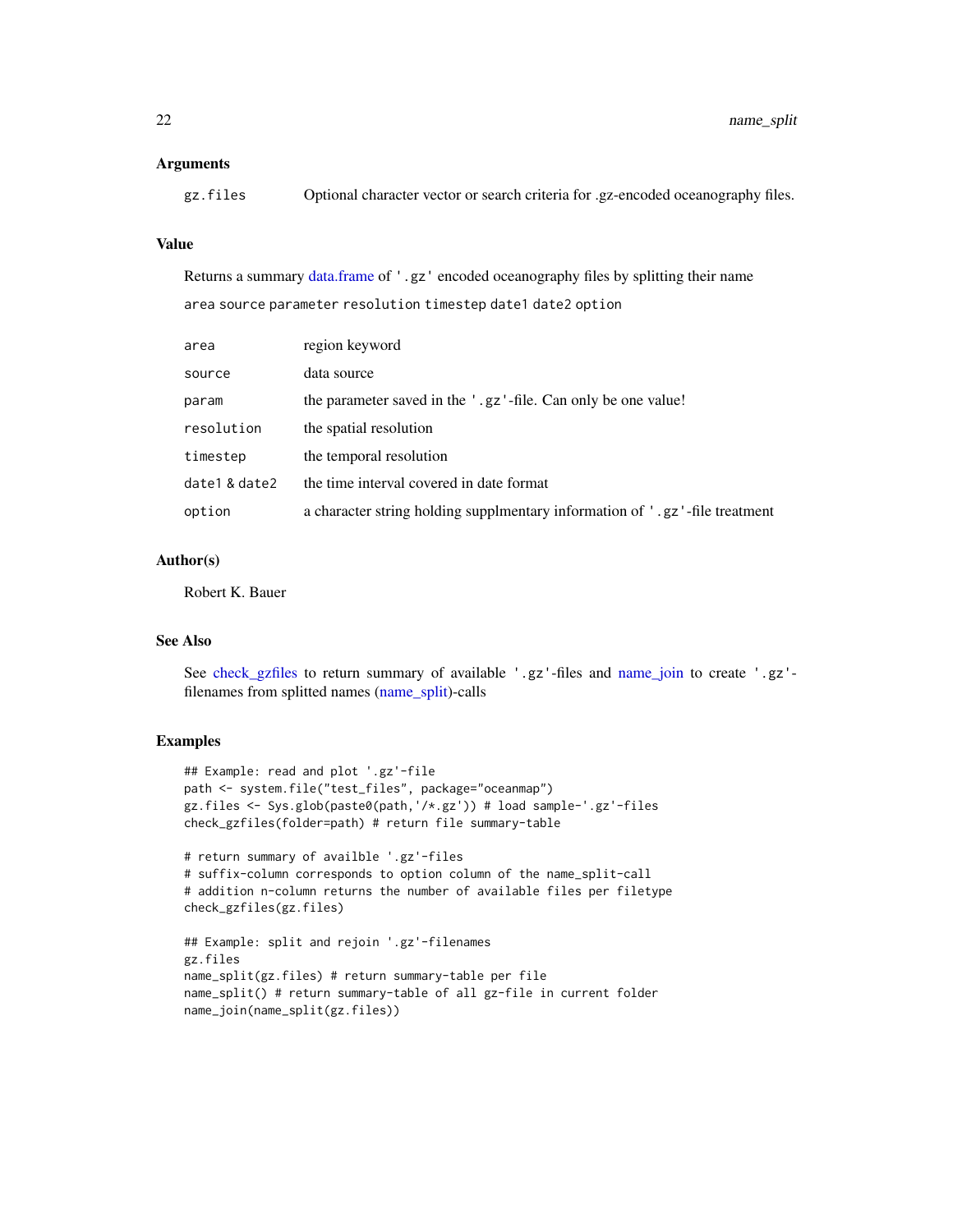### Arguments

| | |
|---|---|
| gz.files | Optional character vector or search criteria for .gz-encoded oceanography files. |

### Value

Returns a summary data.frame of '.gz' encoded oceanography files by splitting their name

area source parameter resolution timestep date1 date2 option

| | |
|---|---|
| area | region keyword |
| source | data source |
| param | the parameter saved in the '.gz'-file. Can only be one value! |
| resolution | the spatial resolution |
| timestep | the temporal resolution |
| date1 & date2 | the time interval covered in date format |
| option | a character string holding supplmentary information of '.gz'-file treatment |

### Author(s)

Robert K. Bauer

### See Also

See check_gzfiles to return summary of available '.gz'-files and name_join to create '.gz'-filenames from splitted names (name_split)-calls

### Examples

```
## Example: read and plot '.gz'-file
path <- system.file("test_files", package="oceanmap")
gz.files <- Sys.glob(paste0(path,'/*.gz')) # load sample-'.gz'-files
check_gzfiles(folder=path) # return file summary-table

# return summary of availble '.gz'-files
# suffix-column corresponds to option column of the name_split-call
# addition n-column returns the number of available files per filetype
check_gzfiles(gz.files)

## Example: split and rejoin '.gz'-filenames
gz.files
name_split(gz.files) # return summary-table per file
name_split() # return summary-table of all gz-file in current folder
name_join(name_split(gz.files))
```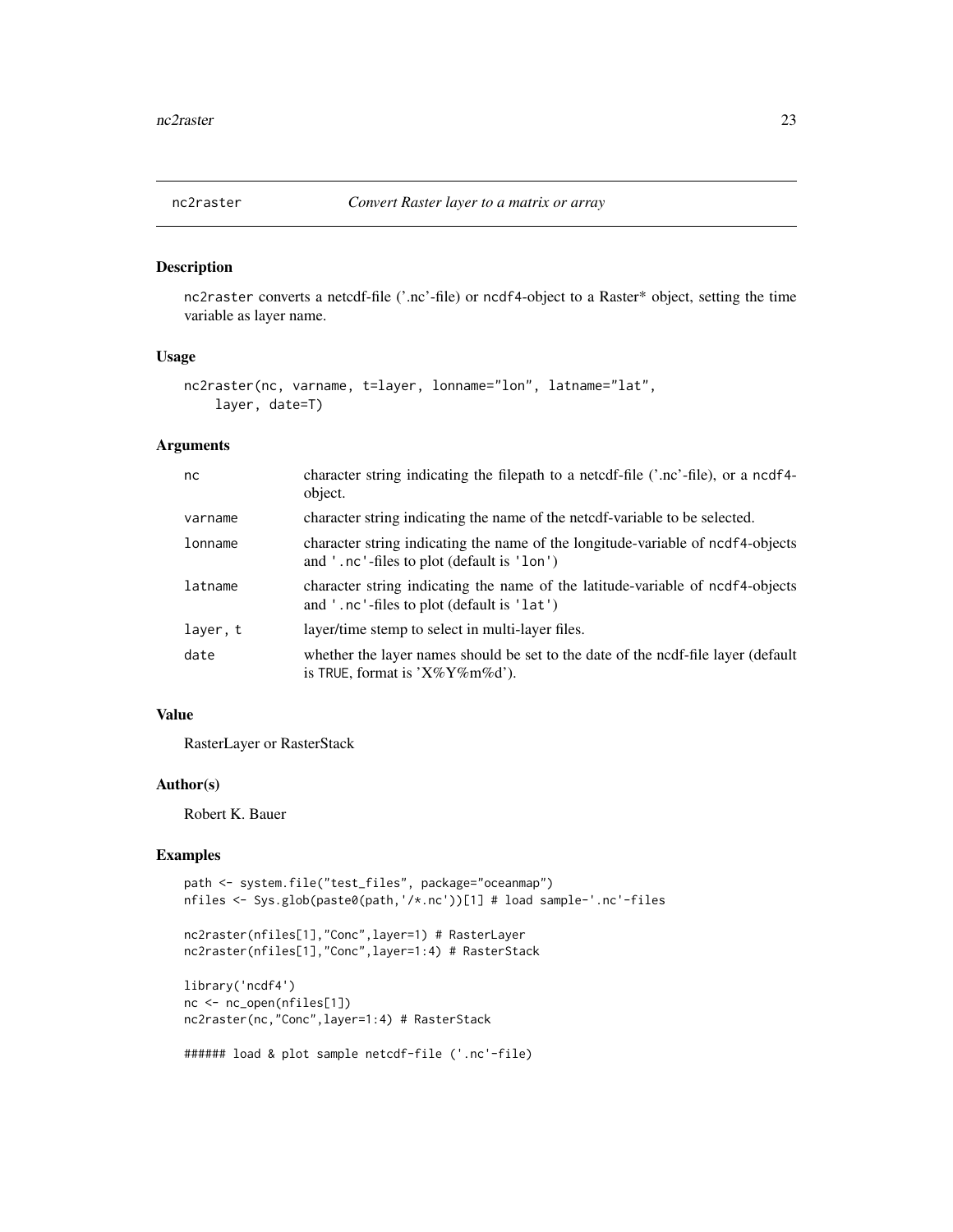## nc2raster *Convert Raster layer to a matrix or array*

### Description

nc2raster converts a netcdf-file ('.nc'-file) or ncdf4-object to a Raster* object, setting the time variable as layer name.

### Usage

```
nc2raster(nc, varname, t=layer, lonname="lon", latname="lat",
    layer, date=T)
```

### Arguments

| | |
|---|---|
| nc | character string indicating the filepath to a netcdf-file ('.nc'-file), or a ncdf4-object. |
| varname | character string indicating the name of the netcdf-variable to be selected. |
| lonname | character string indicating the name of the longitude-variable of ncdf4-objects and '.nc'-files to plot (default is 'lon') |
| latname | character string indicating the name of the latitude-variable of ncdf4-objects and '.nc'-files to plot (default is 'lat') |
| layer, t | layer/time stemp to select in multi-layer files. |
| date | whether the layer names should be set to the date of the ncdf-file layer (default is TRUE, format is 'X%Y%m%d'). |

### Value

RasterLayer or RasterStack

### Author(s)

Robert K. Bauer

### Examples

```
path <- system.file("test_files", package="oceanmap")
nfiles <- Sys.glob(paste0(path,'/*.nc'))[1] # load sample-'.nc'-files

nc2raster(nfiles[1],"Conc",layer=1) # RasterLayer
nc2raster(nfiles[1],"Conc",layer=1:4) # RasterStack

library('ncdf4')
nc <- nc_open(nfiles[1])
nc2raster(nc,"Conc",layer=1:4) # RasterStack

###### load & plot sample netcdf-file ('.nc'-file)
```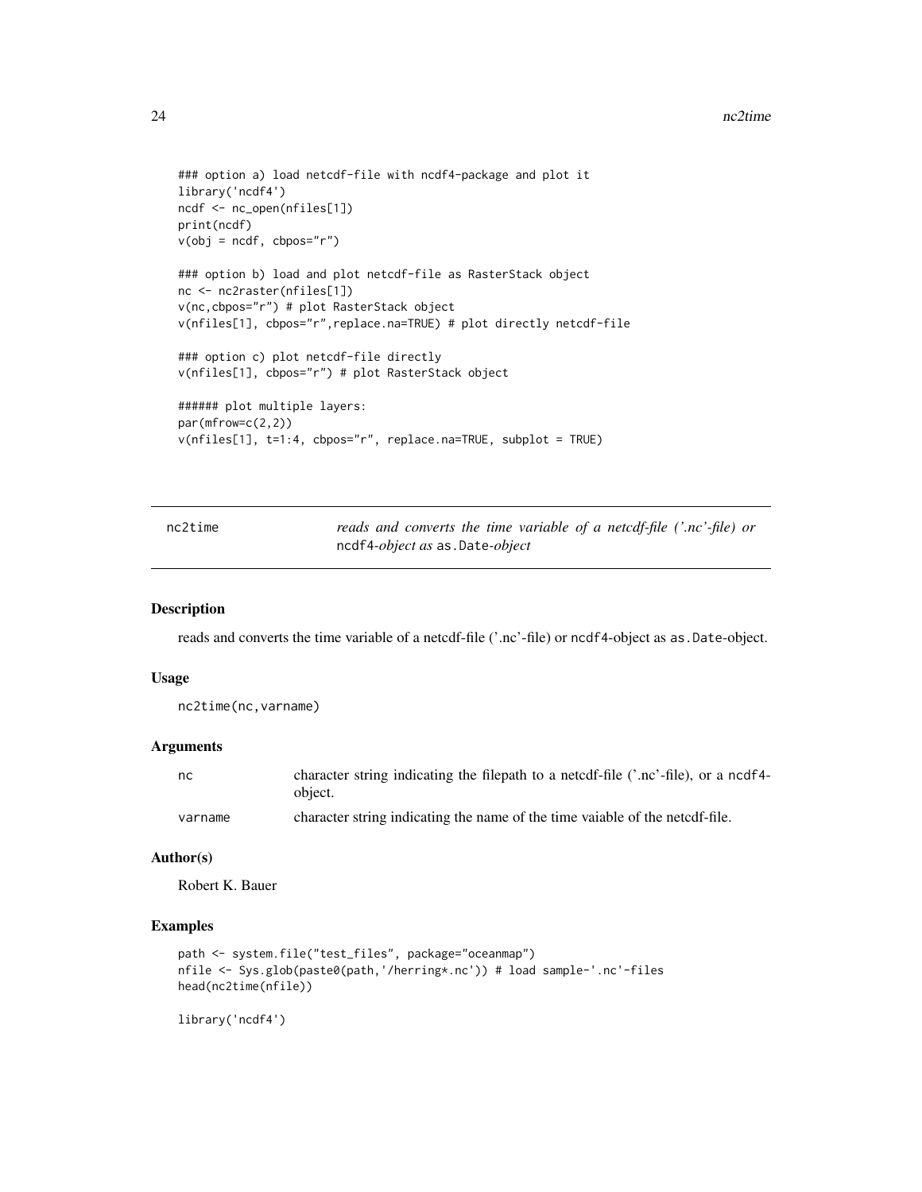```
### option a) load netcdf-file with ncdf4-package and plot it
library('ncdf4')
ncdf <- nc_open(nfiles[1])
print(ncdf)
v(obj = ncdf, cbpos="r")

### option b) load and plot netcdf-file as RasterStack object
nc <- nc2raster(nfiles[1])
v(nc,cbpos="r") # plot RasterStack object
v(nfiles[1], cbpos="r",replace.na=TRUE) # plot directly netcdf-file

### option c) plot netcdf-file directly
v(nfiles[1], cbpos="r") # plot RasterStack object

###### plot multiple layers:
par(mfrow=c(2,2))
v(nfiles[1], t=1:4, cbpos="r", replace.na=TRUE, subplot = TRUE)
```

---

## nc2time

*reads and converts the time variable of a netcdf-file ('.nc'-file) or* `ncdf4`*-object as* `as.Date`*-object*

---

### Description

reads and converts the time variable of a netcdf-file ('.nc'-file) or `ncdf4`-object as `as.Date`-object.

### Usage

```
nc2time(nc,varname)
```

### Arguments

| | |
|---|---|
| `nc` | character string indicating the filepath to a netcdf-file ('.nc'-file), or a `ncdf4`-object. |
| `varname` | character string indicating the name of the time vaiable of the netcdf-file. |

### Author(s)

Robert K. Bauer

### Examples

```
path <- system.file("test_files", package="oceanmap")
nfile <- Sys.glob(paste0(path,'/herring*.nc')) # load sample-'.nc'-files
head(nc2time(nfile))

library('ncdf4')
```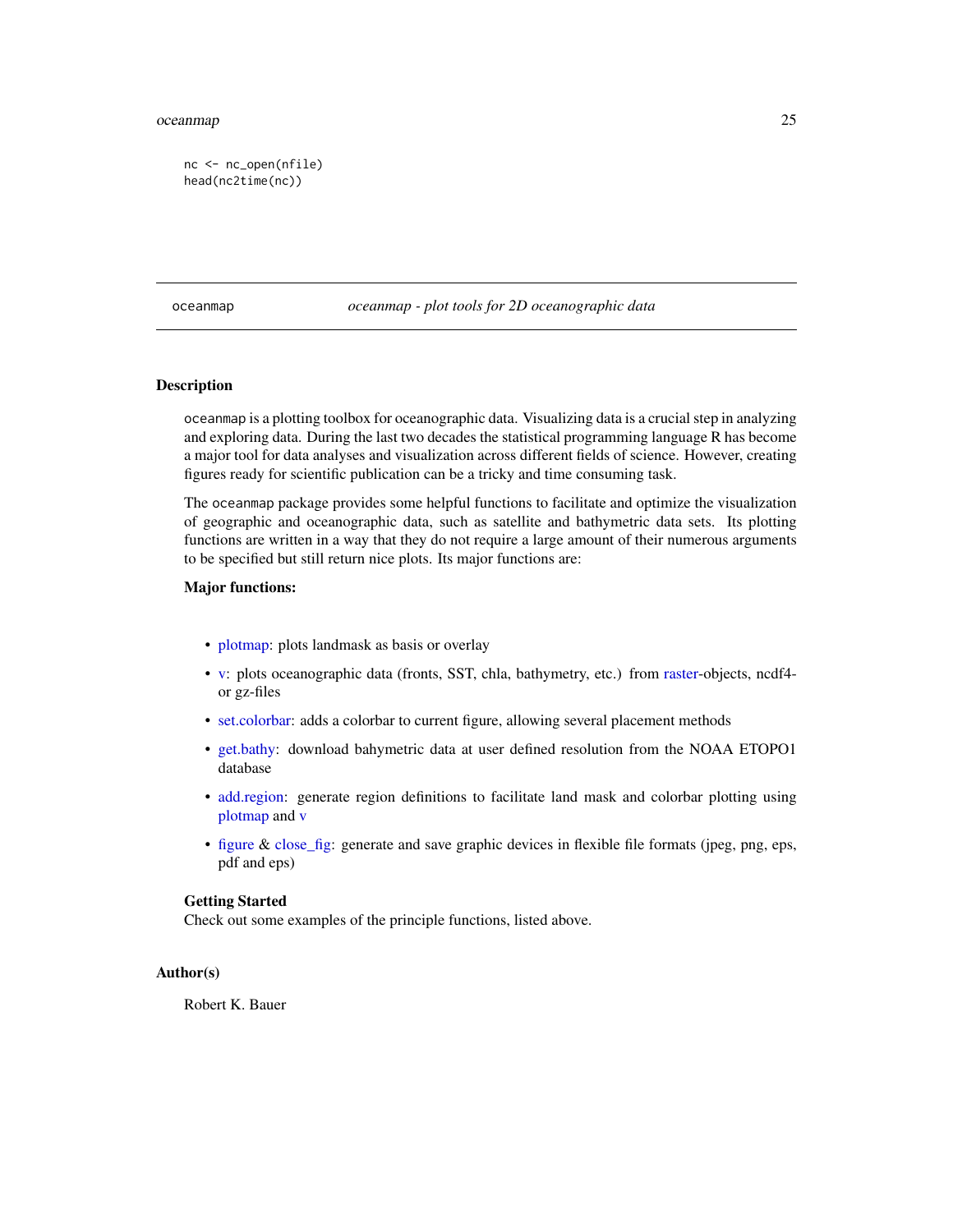```
nc <- nc_open(nfile)
head(nc2time(nc))
```

---

oceanmap *oceanmap - plot tools for 2D oceanographic data*

---

## Description

oceanmap is a plotting toolbox for oceanographic data. Visualizing data is a crucial step in analyzing and exploring data. During the last two decades the statistical programming language R has become a major tool for data analyses and visualization across different fields of science. However, creating figures ready for scientific publication can be a tricky and time consuming task.

The oceanmap package provides some helpful functions to facilitate and optimize the visualization of geographic and oceanographic data, such as satellite and bathymetric data sets. Its plotting functions are written in a way that they do not require a large amount of their numerous arguments to be specified but still return nice plots. Its major functions are:

**Major functions:**

- plotmap: plots landmask as basis or overlay
- v: plots oceanographic data (fronts, SST, chla, bathymetry, etc.) from raster-objects, ncdf4- or gz-files
- set.colorbar: adds a colorbar to current figure, allowing several placement methods
- get.bathy: download bahymetric data at user defined resolution from the NOAA ETOPO1 database
- add.region: generate region definitions to facilitate land mask and colorbar plotting using plotmap and v
- figure & close_fig: generate and save graphic devices in flexible file formats (jpeg, png, eps, pdf and eps)

**Getting Started**

Check out some examples of the principle functions, listed above.

## Author(s)

Robert K. Bauer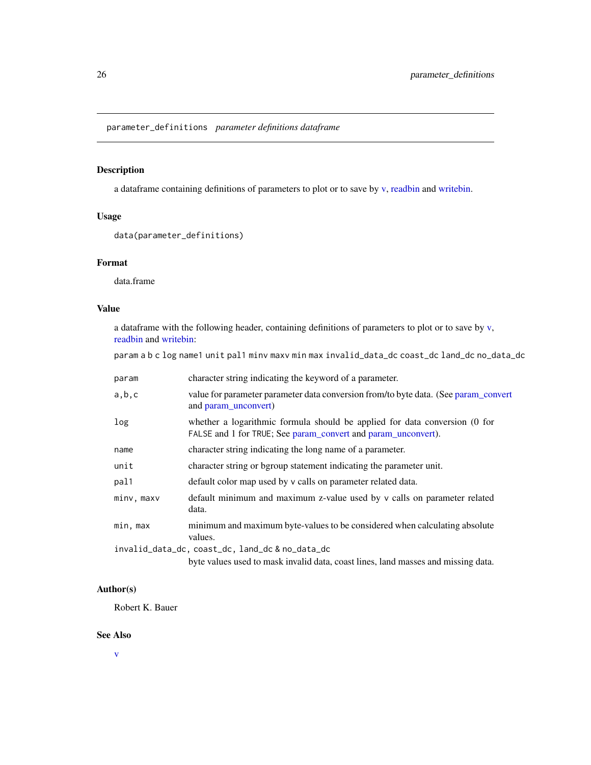`parameter_definitions` *parameter definitions dataframe*

## Description

a dataframe containing definitions of parameters to plot or to save by v, readbin and writebin.

## Usage

```
data(parameter_definitions)
```

## Format

data.frame

## Value

a dataframe with the following header, containing definitions of parameters to plot or to save by v, readbin and writebin:

`param a b c log name1 unit pal1 minv maxv min max invalid_data_dc coast_dc land_dc no_data_dc`

| | |
|---|---|
| `param` | character string indicating the keyword of a parameter. |
| `a,b,c` | value for parameter parameter data conversion from/to byte data. (See param_convert and param_unconvert) |
| `log` | whether a logarithmic formula should be applied for data conversion (0 for `FALSE` and 1 for `TRUE`; See param_convert and param_unconvert). |
| `name` | character string indicating the long name of a parameter. |
| `unit` | character string or bgroup statement indicating the parameter unit. |
| `pal1` | default color map used by `v` calls on parameter related data. |
| `minv, maxv` | default minimum and maximum z-value used by `v` calls on parameter related data. |
| `min, max` | minimum and maximum byte-values to be considered when calculating absolute values. |
| `invalid_data_dc, coast_dc, land_dc & no_data_dc` | byte values used to mask invalid data, coast lines, land masses and missing data. |

## Author(s)

Robert K. Bauer

## See Also

v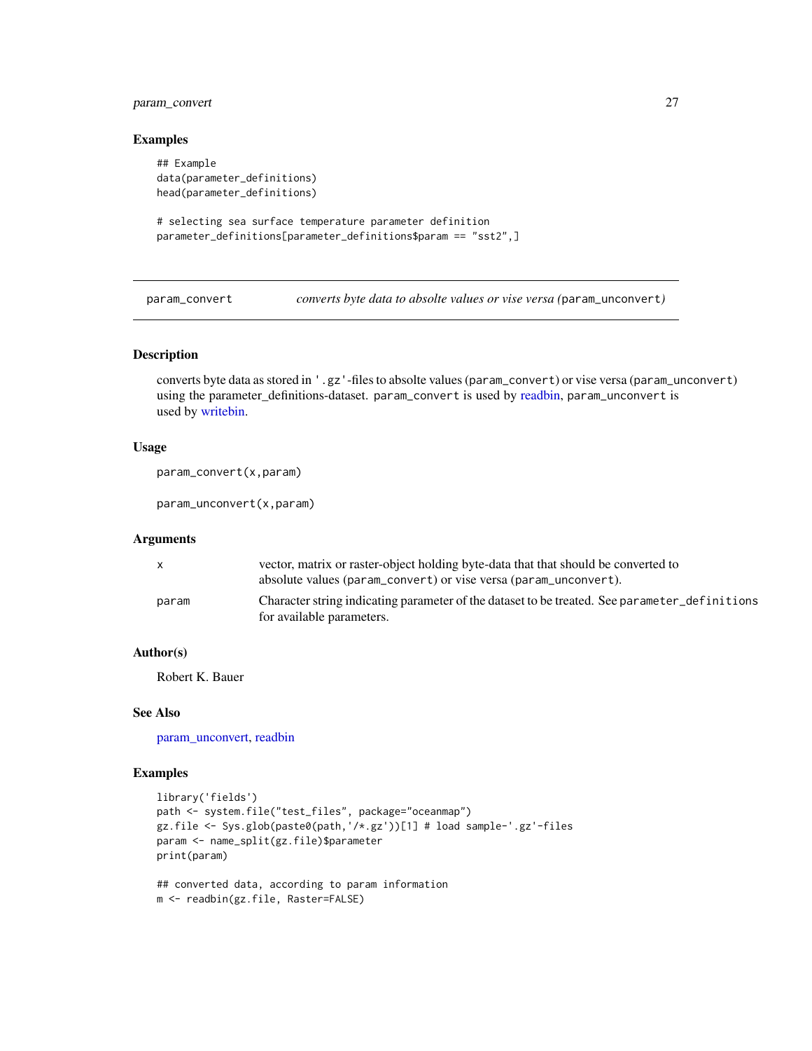## Examples

```
## Example
data(parameter_definitions)
head(parameter_definitions)

# selecting sea surface temperature parameter definition
parameter_definitions[parameter_definitions$param == "sst2",]
```

---

## param_convert — *converts byte data to absolte values or vise versa (*`param_unconvert`*)*

---

### Description

converts byte data as stored in `'.gz'`-files to absolte values (`param_convert`) or vise versa (`param_unconvert`) using the parameter_definitions-dataset. `param_convert` is used by readbin, `param_unconvert` is used by writebin.

### Usage

```
param_convert(x,param)

param_unconvert(x,param)
```

### Arguments

| | |
|---|---|
| x | vector, matrix or raster-object holding byte-data that that should be converted to absolute values (`param_convert`) or vise versa (`param_unconvert`). |
| param | Character string indicating parameter of the dataset to be treated. See `parameter_definitions` for available parameters. |

### Author(s)

Robert K. Bauer

### See Also

param_unconvert, readbin

### Examples

```
library('fields')
path <- system.file("test_files", package="oceanmap")
gz.file <- Sys.glob(paste0(path,'/*.gz'))[1] # load sample-'.gz'-files
param <- name_split(gz.file)$parameter
print(param)

## converted data, according to param information
m <- readbin(gz.file, Raster=FALSE)
```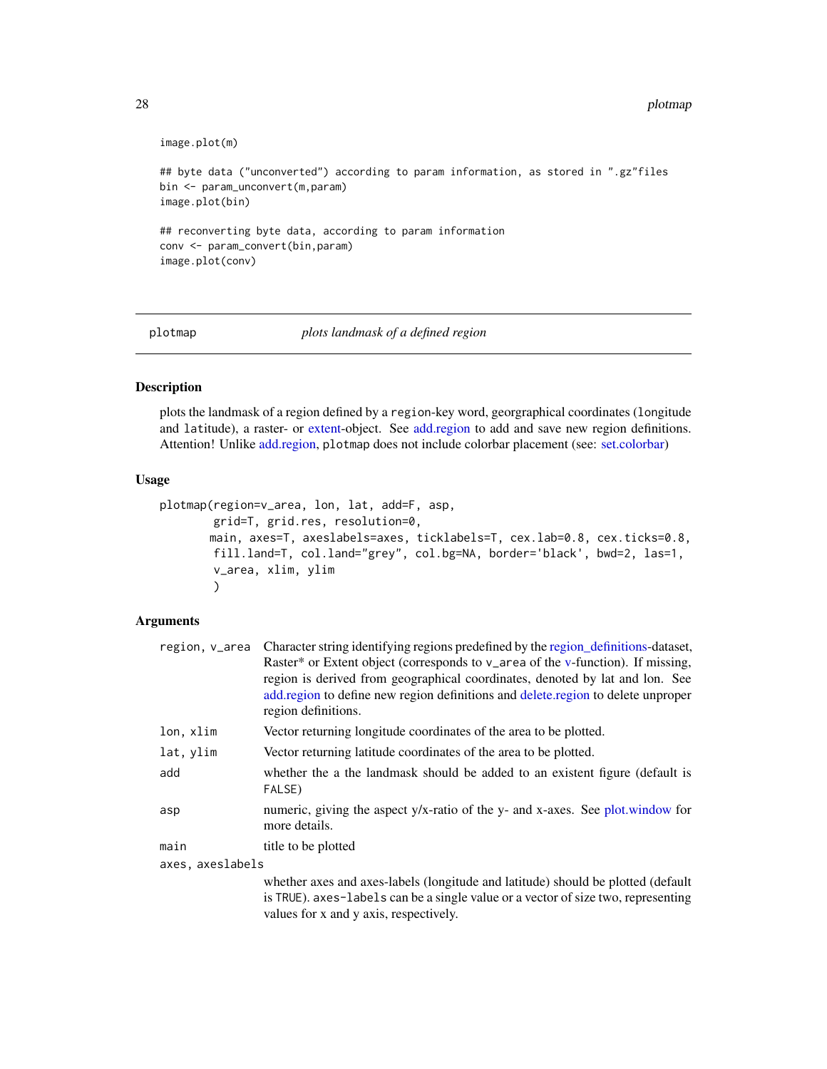```
image.plot(m)

## byte data ("unconverted") according to param information, as stored in ".gz"files
bin <- param_unconvert(m,param)
image.plot(bin)

## reconverting byte data, according to param information
conv <- param_convert(bin,param)
image.plot(conv)
```

---

## plotmap *plots landmask of a defined region*

---

### Description

plots the landmask of a region defined by a `region`-key word, georgraphical coordinates (`longitude` and `latitude`), a raster- or extent-object. See add.region to add and save new region definitions. Attention! Unlike add.region, `plotmap` does not include colorbar placement (see: set.colorbar)

### Usage

```
plotmap(region=v_area, lon, lat, add=F, asp,
        grid=T, grid.res, resolution=0,
       main, axes=T, axeslabels=axes, ticklabels=T, cex.lab=0.8, cex.ticks=0.8,
        fill.land=T, col.land="grey", col.bg=NA, border='black', bwd=2, las=1,
        v_area, xlim, ylim
        )
```

### Arguments

| | |
|---|---|
| `region, v_area` | Character string identifying regions predefined by the region_definitions-dataset, Raster* or Extent object (corresponds to `v_area` of the v-function). If missing, region is derived from geographical coordinates, denoted by lat and lon. See add.region to define new region definitions and delete.region to delete unproper region definitions. |
| `lon, xlim` | Vector returning longitude coordinates of the area to be plotted. |
| `lat, ylim` | Vector returning latitude coordinates of the area to be plotted. |
| `add` | whether the a the landmask should be added to an existent figure (default is `FALSE`) |
| `asp` | numeric, giving the aspect y/x-ratio of the y- and x-axes. See plot.window for more details. |
| `main` | title to be plotted |
| `axes, axeslabels` | whether axes and axes-labels (longitude and latitude) should be plotted (default is `TRUE`). `axes-labels` can be a single value or a vector of size two, representing values for x and y axis, respectively. |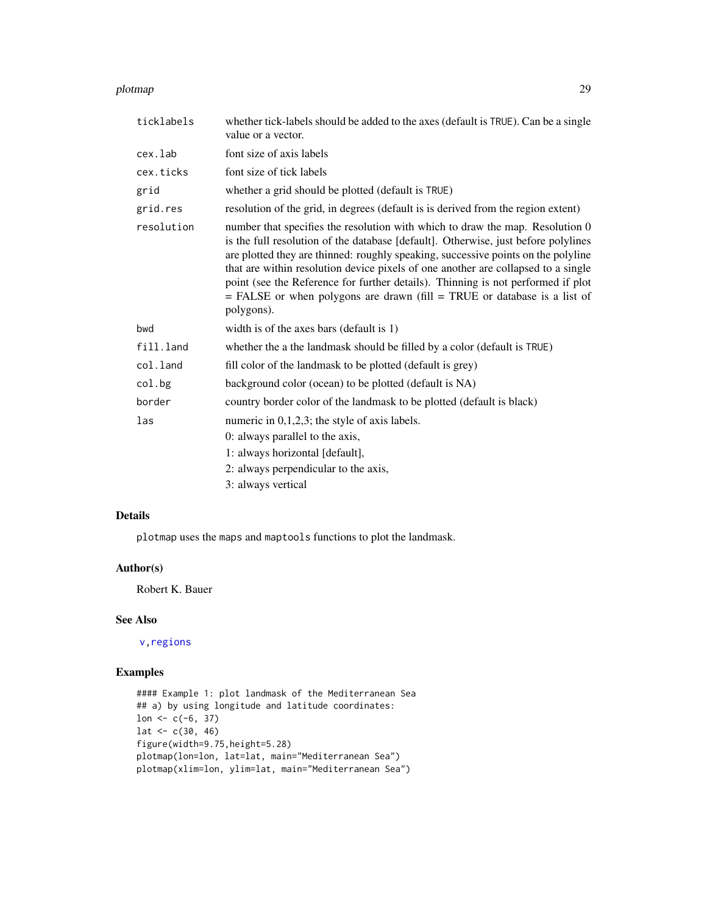| | |
|---|---|
| `ticklabels` | whether tick-labels should be added to the axes (default is TRUE). Can be a single value or a vector. |
| `cex.lab` | font size of axis labels |
| `cex.ticks` | font size of tick labels |
| `grid` | whether a grid should be plotted (default is TRUE) |
| `grid.res` | resolution of the grid, in degrees (default is is derived from the region extent) |
| `resolution` | number that specifies the resolution with which to draw the map. Resolution 0 is the full resolution of the database [default]. Otherwise, just before polylines are plotted they are thinned: roughly speaking, successive points on the polyline that are within resolution device pixels of one another are collapsed to a single point (see the Reference for further details). Thinning is not performed if plot = FALSE or when polygons are drawn (fill = TRUE or database is a list of polygons). |
| `bwd` | width is of the axes bars (default is 1) |
| `fill.land` | whether the a the landmask should be filled by a color (default is TRUE) |
| `col.land` | fill color of the landmask to be plotted (default is grey) |
| `col.bg` | background color (ocean) to be plotted (default is NA) |
| `border` | country border color of the landmask to be plotted (default is black) |
| `las` | numeric in 0,1,2,3; the style of axis labels.<br>0: always parallel to the axis,<br>1: always horizontal [default],<br>2: always perpendicular to the axis,<br>3: always vertical |

## Details

`plotmap` uses the `maps` and `maptools` functions to plot the landmask.

## Author(s)

Robert K. Bauer

## See Also

`v`, `regions`

## Examples

```
#### Example 1: plot landmask of the Mediterranean Sea
## a) by using longitude and latitude coordinates:
lon <- c(-6, 37)
lat <- c(30, 46)
figure(width=9.75,height=5.28)
plotmap(lon=lon, lat=lat, main="Mediterranean Sea")
plotmap(xlim=lon, ylim=lat, main="Mediterranean Sea")
```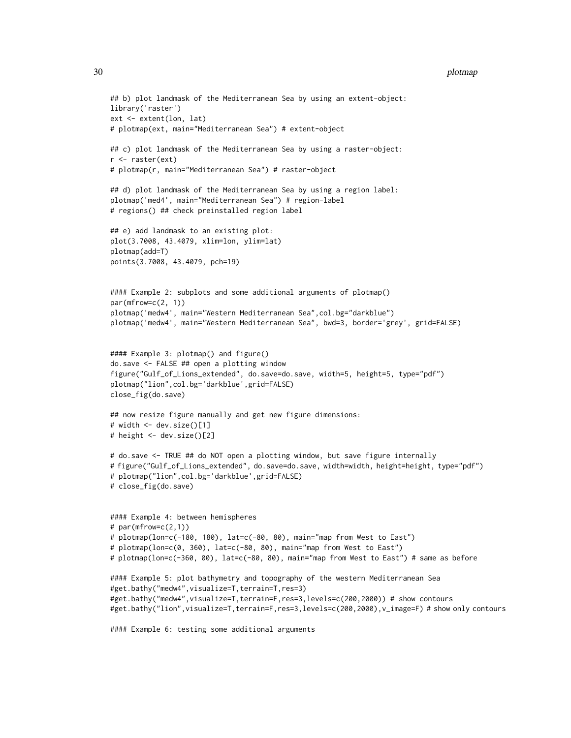```
## b) plot landmask of the Mediterranean Sea by using an extent-object:
library('raster')
ext <- extent(lon, lat)
# plotmap(ext, main="Mediterranean Sea") # extent-object

## c) plot landmask of the Mediterranean Sea by using a raster-object:
r <- raster(ext)
# plotmap(r, main="Mediterranean Sea") # raster-object

## d) plot landmask of the Mediterranean Sea by using a region label:
plotmap('med4', main="Mediterranean Sea") # region-label
# regions() ## check preinstalled region label

## e) add landmask to an existing plot:
plot(3.7008, 43.4079, xlim=lon, ylim=lat)
plotmap(add=T)
points(3.7008, 43.4079, pch=19)


#### Example 2: subplots and some additional arguments of plotmap()
par(mfrow=c(2, 1))
plotmap('medw4', main="Western Mediterranean Sea",col.bg="darkblue")
plotmap('medw4', main="Western Mediterranean Sea", bwd=3, border='grey', grid=FALSE)


#### Example 3: plotmap() and figure()
do.save <- FALSE ## open a plotting window
figure("Gulf_of_Lions_extended", do.save=do.save, width=5, height=5, type="pdf")
plotmap("lion",col.bg='darkblue',grid=FALSE)
close_fig(do.save)

## now resize figure manually and get new figure dimensions:
# width <- dev.size()[1]
# height <- dev.size()[2]

# do.save <- TRUE ## do NOT open a plotting window, but save figure internally
# figure("Gulf_of_Lions_extended", do.save=do.save, width=width, height=height, type="pdf")
# plotmap("lion",col.bg='darkblue',grid=FALSE)
# close_fig(do.save)


#### Example 4: between hemispheres
# par(mfrow=c(2,1))
# plotmap(lon=c(-180, 180), lat=c(-80, 80), main="map from West to East")
# plotmap(lon=c(0, 360), lat=c(-80, 80), main="map from West to East")
# plotmap(lon=c(-360, 00), lat=c(-80, 80), main="map from West to East") # same as before

#### Example 5: plot bathymetry and topography of the western Mediterranean Sea
#get.bathy("medw4",visualize=T,terrain=T,res=3)
#get.bathy("medw4",visualize=T,terrain=F,res=3,levels=c(200,2000)) # show contours
#get.bathy("lion",visualize=T,terrain=F,res=3,levels=c(200,2000),v_image=F) # show only contours

#### Example 6: testing some additional arguments
```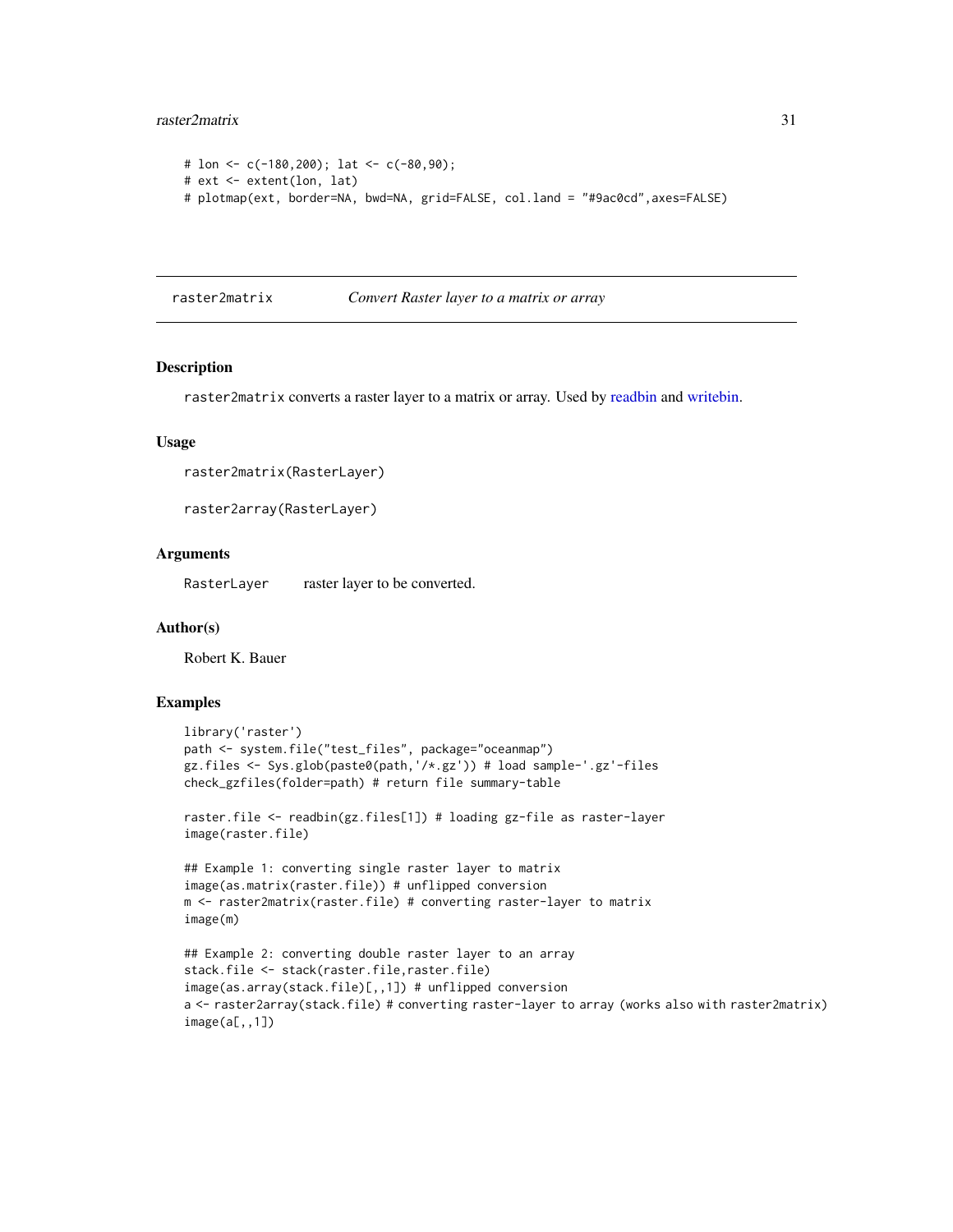```
# lon <- c(-180,200); lat <- c(-80,90);
# ext <- extent(lon, lat)
# plotmap(ext, border=NA, bwd=NA, grid=FALSE, col.land = "#9ac0cd",axes=FALSE)
```

## raster2matrix — *Convert Raster layer to a matrix or array*

### Description

`raster2matrix` converts a raster layer to a matrix or array. Used by readbin and writebin.

### Usage

```
raster2matrix(RasterLayer)

raster2array(RasterLayer)
```

### Arguments

| | |
|---|---|
| `RasterLayer` | raster layer to be converted. |

### Author(s)

Robert K. Bauer

### Examples

```
library('raster')
path <- system.file("test_files", package="oceanmap")
gz.files <- Sys.glob(paste0(path,'/*.gz')) # load sample-'.gz'-files
check_gzfiles(folder=path) # return file summary-table

raster.file <- readbin(gz.files[1]) # loading gz-file as raster-layer
image(raster.file)

## Example 1: converting single raster layer to matrix
image(as.matrix(raster.file)) # unflipped conversion
m <- raster2matrix(raster.file) # converting raster-layer to matrix
image(m)

## Example 2: converting double raster layer to an array
stack.file <- stack(raster.file,raster.file)
image(as.array(stack.file)[,,1]) # unflipped conversion
a <- raster2array(stack.file) # converting raster-layer to array (works also with raster2matrix)
image(a[,,1])
```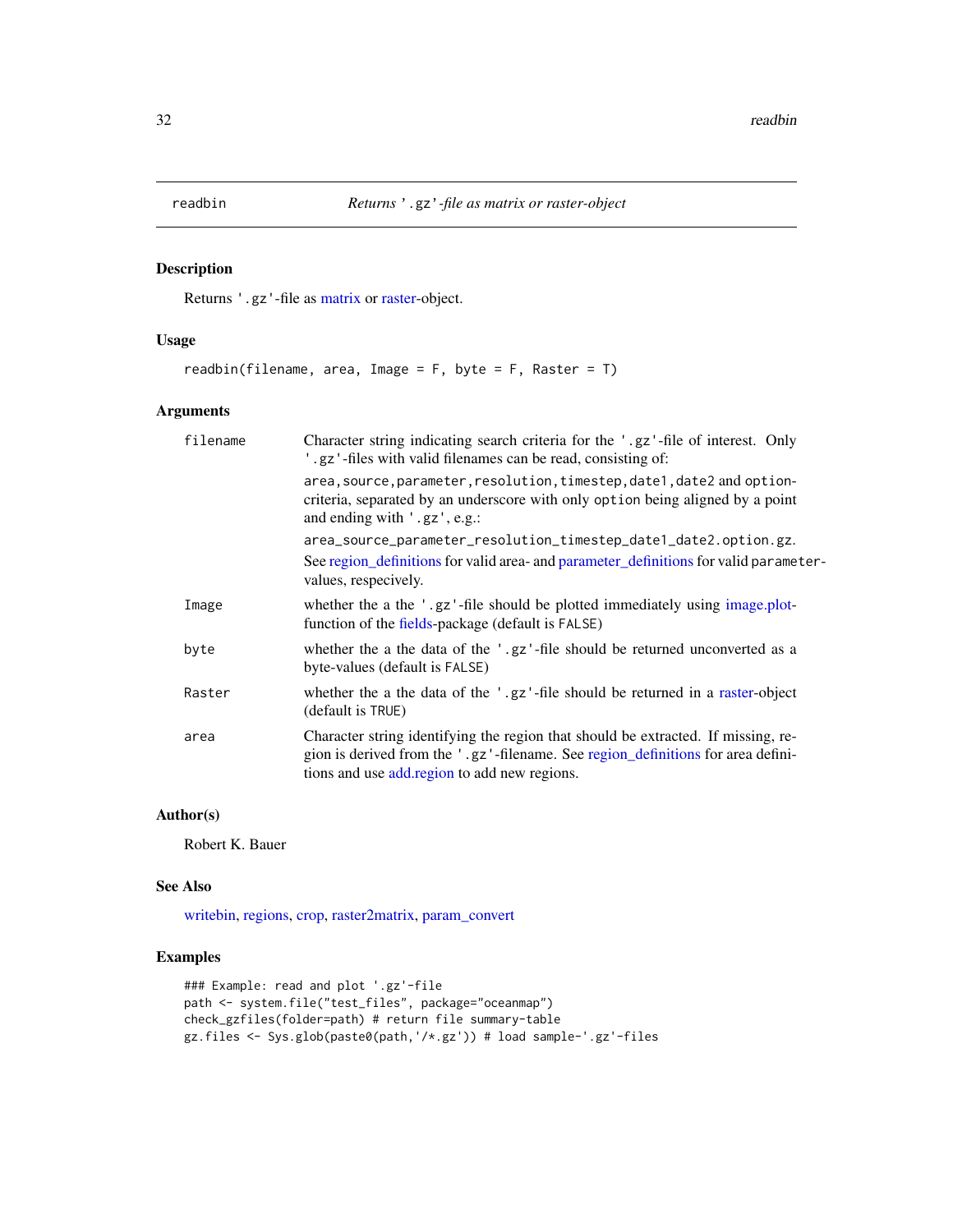# readbin — *Returns '.gz'-file as matrix or raster-object*

## Description

Returns '.gz'-file as matrix or raster-object.

## Usage

```
readbin(filename, area, Image = F, byte = F, Raster = T)
```

## Arguments

| | |
|---|---|
| `filename` | Character string indicating search criteria for the '.gz'-file of interest. Only '.gz'-files with valid filenames can be read, consisting of: `area,source,parameter,resolution,timestep,date1,date2` and `option`-criteria, separated by an underscore with only `option` being aligned by a point and ending with '.gz', e.g.: `area_source_parameter_resolution_timestep_date1_date2.option.gz`. See region_definitions for valid area- and parameter_definitions for valid `parameter`-values, respecively. |
| `Image` | whether the a the '.gz'-file should be plotted immediately using image.plot-function of the fields-package (default is `FALSE`) |
| `byte` | whether the a the data of the '.gz'-file should be returned unconverted as a byte-values (default is `FALSE`) |
| `Raster` | whether the a the data of the '.gz'-file should be returned in a raster-object (default is `TRUE`) |
| `area` | Character string identifying the region that should be extracted. If missing, region is derived from the '.gz'-filename. See region_definitions for area definitions and use add.region to add new regions. |

## Author(s)

Robert K. Bauer

## See Also

writebin, regions, crop, raster2matrix, param_convert

## Examples

```
### Example: read and plot '.gz'-file
path <- system.file("test_files", package="oceanmap")
check_gzfiles(folder=path) # return file summary-table
gz.files <- Sys.glob(paste0(path,'/*.gz')) # load sample-'.gz'-files
```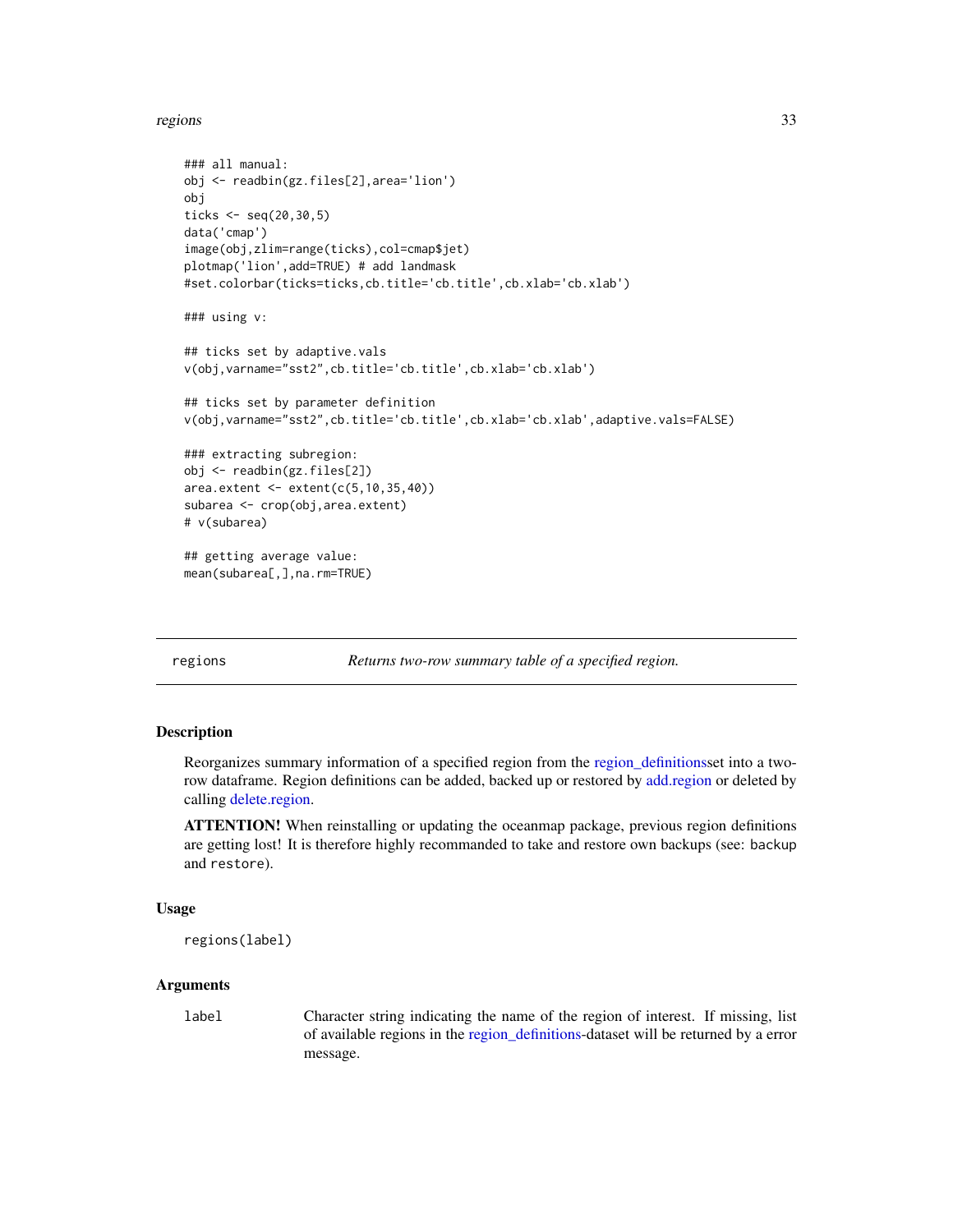```
### all manual:
obj <- readbin(gz.files[2],area='lion')
obj
ticks <- seq(20,30,5)
data('cmap')
image(obj,zlim=range(ticks),col=cmap$jet)
plotmap('lion',add=TRUE) # add landmask
#set.colorbar(ticks=ticks,cb.title='cb.title',cb.xlab='cb.xlab')

### using v:

## ticks set by adaptive.vals
v(obj,varname="sst2",cb.title='cb.title',cb.xlab='cb.xlab')

## ticks set by parameter definition
v(obj,varname="sst2",cb.title='cb.title',cb.xlab='cb.xlab',adaptive.vals=FALSE)

### extracting subregion:
obj <- readbin(gz.files[2])
area.extent <- extent(c(5,10,35,40))
subarea <- crop(obj,area.extent)
# v(subarea)

## getting average value:
mean(subarea[,],na.rm=TRUE)
```

---

## regions — *Returns two-row summary table of a specified region.*

### Description

Reorganizes summary information of a specified region from the region_definitionsset into a two-row dataframe. Region definitions can be added, backed up or restored by add.region or deleted by calling delete.region.

**ATTENTION!** When reinstalling or updating the oceanmap package, previous region definitions are getting lost! It is therefore highly recommanded to take and restore own backups (see: `backup` and `restore`).

### Usage

```
regions(label)
```

### Arguments

| | |
|---|---|
| `label` | Character string indicating the name of the region of interest. If missing, list of available regions in the region_definitions-dataset will be returned by a error message. |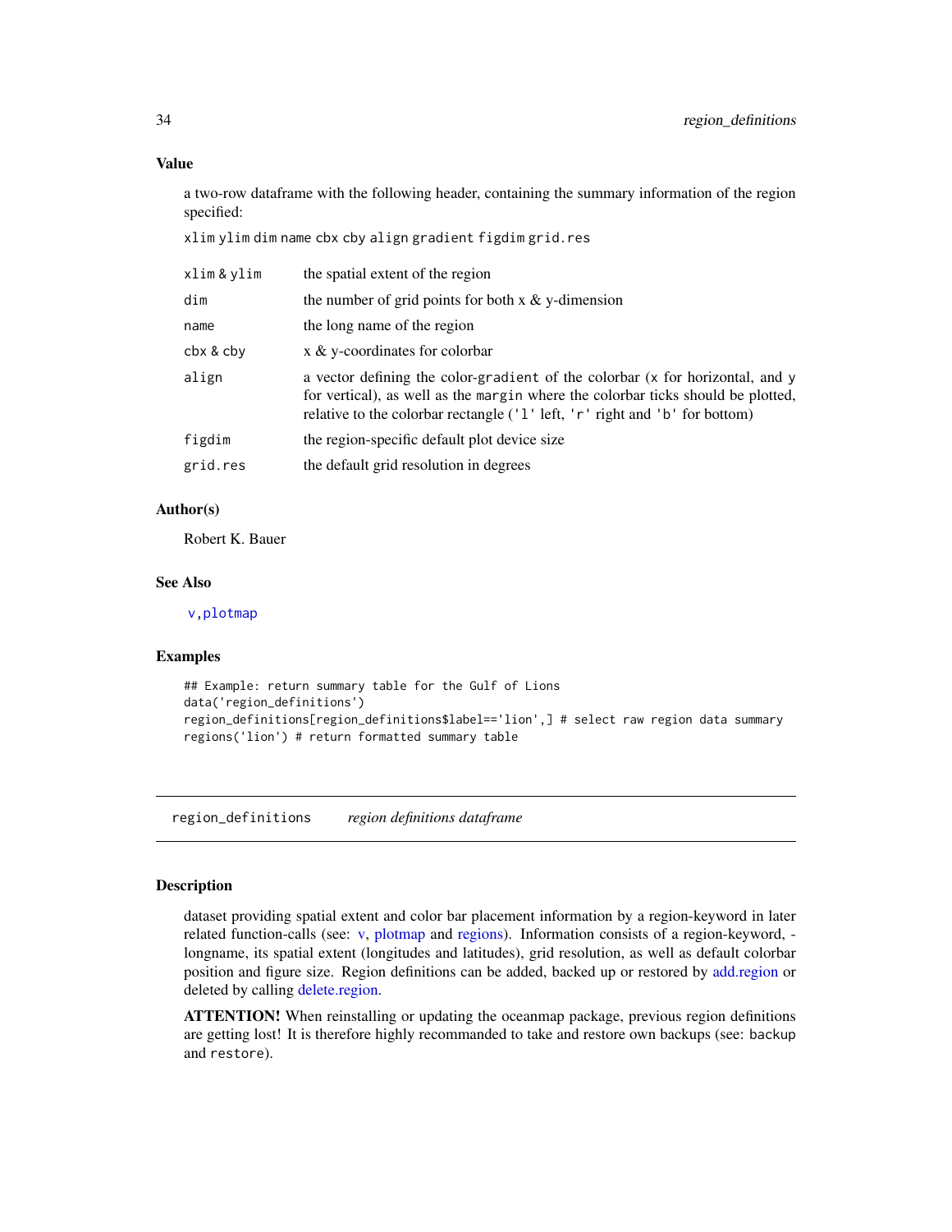### Value

a two-row dataframe with the following header, containing the summary information of the region specified:

`xlim ylim dim name cbx cby align gradient figdim grid.res`

| | |
|---|---|
| `xlim` & `ylim` | the spatial extent of the region |
| `dim` | the number of grid points for both x & y-dimension |
| `name` | the long name of the region |
| `cbx` & `cby` | x & y-coordinates for colorbar |
| `align` | a vector defining the color-`gradient` of the colorbar (`x` for horizontal, and `y` for vertical), as well as the `margin` where the colorbar ticks should be plotted, relative to the colorbar rectangle (`'l'` left, `'r'` right and `'b'` for bottom) |
| `figdim` | the region-specific default plot device size |
| `grid.res` | the default grid resolution in degrees |

### Author(s)

Robert K. Bauer

### See Also

`v`, `plotmap`

### Examples

```
## Example: return summary table for the Gulf of Lions
data('region_definitions')
region_definitions[region_definitions$label=='lion',] # select raw region data summary
regions('lion') # return formatted summary table
```

---

## `region_definitions` *region definitions dataframe*

---

### Description

dataset providing spatial extent and color bar placement information by a region-keyword in later related function-calls (see: v, plotmap and regions). Information consists of a region-keyword, -longname, its spatial extent (longitudes and latitudes), grid resolution, as well as default colorbar position and figure size. Region definitions can be added, backed up or restored by add.region or deleted by calling delete.region.

**ATTENTION!** When reinstalling or updating the oceanmap package, previous region definitions are getting lost! It is therefore highly recommanded to take and restore own backups (see: `backup` and `restore`).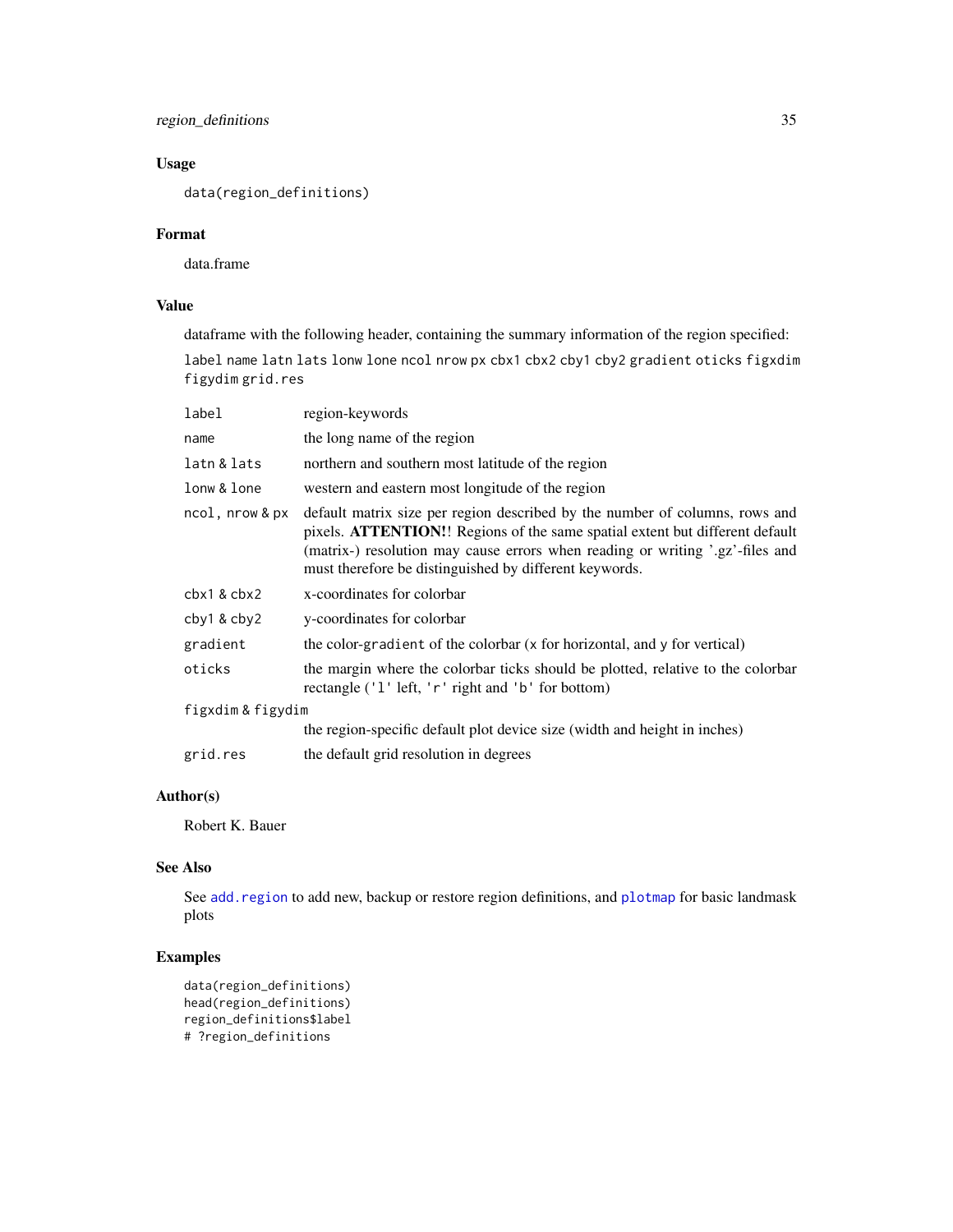## Usage

```
data(region_definitions)
```

## Format

data.frame

## Value

dataframe with the following header, containing the summary information of the region specified:

`label name latn lats lonw lone ncol nrow px cbx1 cbx2 cby1 cby2 gradient oticks figxdim figydim grid.res`

| | |
|---|---|
| `label` | region-keywords |
| `name` | the long name of the region |
| `latn` & `lats` | northern and southern most latitude of the region |
| `lonw` & `lone` | western and eastern most longitude of the region |
| `ncol`, `nrow` & `px` | default matrix size per region described by the number of columns, rows and pixels. **ATTENTION!**! Regions of the same spatial extent but different default (matrix-) resolution may cause errors when reading or writing '.gz'-files and must therefore be distinguished by different keywords. |
| `cbx1` & `cbx2` | x-coordinates for colorbar |
| `cby1` & `cby2` | y-coordinates for colorbar |
| `gradient` | the color-`gradient` of the colorbar (`x` for horizontal, and `y` for vertical) |
| `oticks` | the margin where the colorbar ticks should be plotted, relative to the colorbar rectangle (`'l'` left, `'r'` right and `'b'` for bottom) |
| `figxdim` & `figydim` | the region-specific default plot device size (width and height in inches) |
| `grid.res` | the default grid resolution in degrees |

## Author(s)

Robert K. Bauer

## See Also

See `add.region` to add new, backup or restore region definitions, and `plotmap` for basic landmask plots

## Examples

```
data(region_definitions)
head(region_definitions)
region_definitions$label
# ?region_definitions
```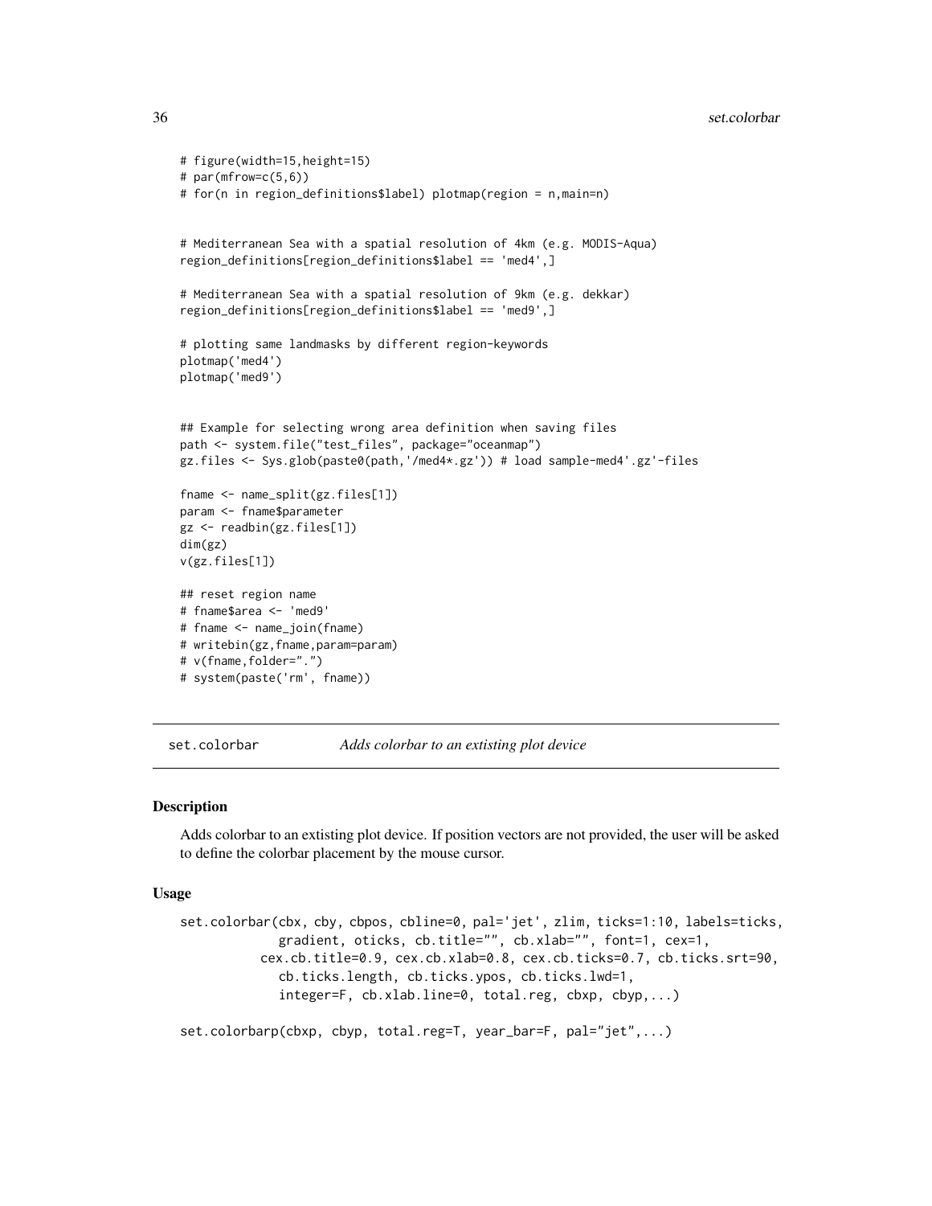```
# figure(width=15,height=15)
# par(mfrow=c(5,6))
# for(n in region_definitions$label) plotmap(region = n,main=n)


# Mediterranean Sea with a spatial resolution of 4km (e.g. MODIS-Aqua)
region_definitions[region_definitions$label == 'med4',]

# Mediterranean Sea with a spatial resolution of 9km (e.g. dekkar)
region_definitions[region_definitions$label == 'med9',]

# plotting same landmasks by different region-keywords
plotmap('med4')
plotmap('med9')


## Example for selecting wrong area definition when saving files
path <- system.file("test_files", package="oceanmap")
gz.files <- Sys.glob(paste0(path,'/med4*.gz')) # load sample-med4'.gz'-files

fname <- name_split(gz.files[1])
param <- fname$parameter
gz <- readbin(gz.files[1])
dim(gz)
v(gz.files[1])

## reset region name
# fname$area <- 'med9'
# fname <- name_join(fname)
# writebin(gz,fname,param=param)
# v(fname,folder=".")
# system(paste('rm', fname))
```

## set.colorbar — *Adds colorbar to an extisting plot device*

### Description

Adds colorbar to an extisting plot device. If position vectors are not provided, the user will be asked to define the colorbar placement by the mouse cursor.

### Usage

```
set.colorbar(cbx, cby, cbpos, cbline=0, pal='jet', zlim, ticks=1:10, labels=ticks,
             gradient, oticks, cb.title="", cb.xlab="", font=1, cex=1,
           cex.cb.title=0.9, cex.cb.xlab=0.8, cex.cb.ticks=0.7, cb.ticks.srt=90,
             cb.ticks.length, cb.ticks.ypos, cb.ticks.lwd=1,
             integer=F, cb.xlab.line=0, total.reg, cbxp, cbyp,...)

set.colorbarp(cbxp, cbyp, total.reg=T, year_bar=F, pal="jet",...)
```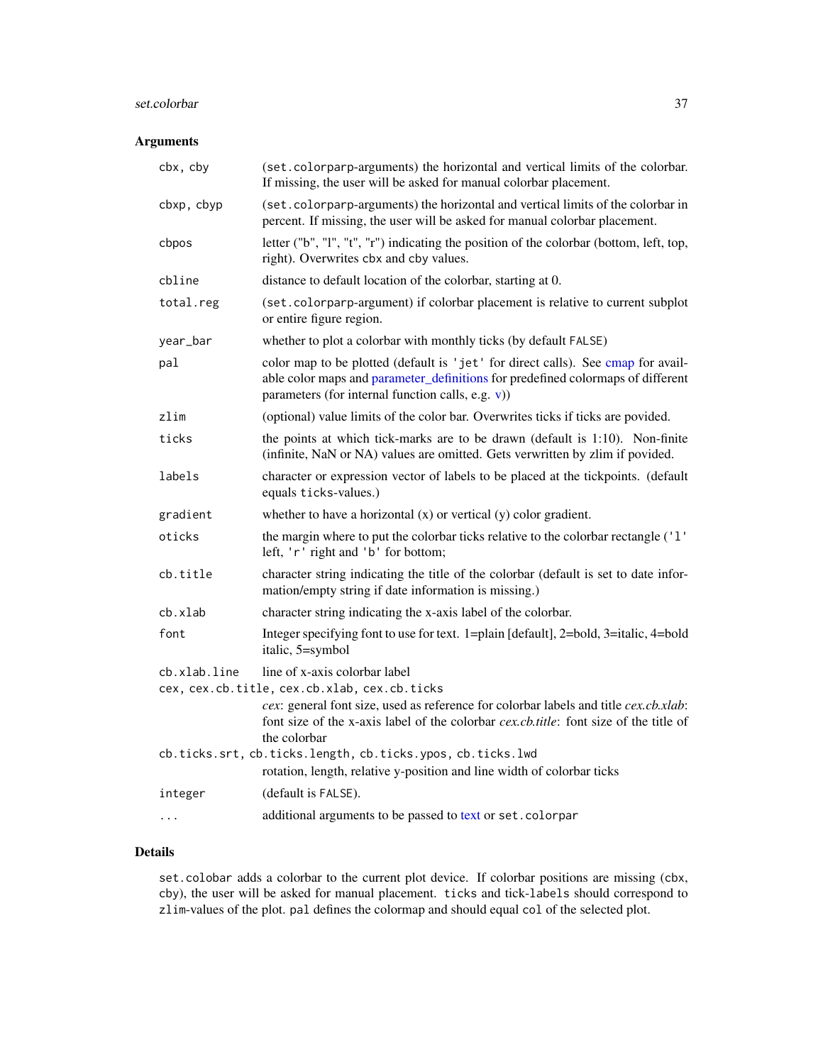### Arguments

| | |
|---|---|
| `cbx, cby` | (`set.colorparp`-arguments) the horizontal and vertical limits of the colorbar. If missing, the user will be asked for manual colorbar placement. |
| `cbxp, cbyp` | (`set.colorparp`-arguments) the horizontal and vertical limits of the colorbar in percent. If missing, the user will be asked for manual colorbar placement. |
| `cbpos` | letter ("b", "l", "t", "r") indicating the position of the colorbar (bottom, left, top, right). Overwrites `cbx` and `cby` values. |
| `cbline` | distance to default location of the colorbar, starting at 0. |
| `total.reg` | (`set.colorparp`-argument) if colorbar placement is relative to current subplot or entire figure region. |
| `year_bar` | whether to plot a colorbar with monthly ticks (by default `FALSE`) |
| `pal` | color map to be plotted (default is `'jet'` for direct calls). See cmap for available color maps and parameter_definitions for predefined colormaps of different parameters (for internal function calls, e.g. v)) |
| `zlim` | (optional) value limits of the color bar. Overwrites ticks if ticks are povided. |
| `ticks` | the points at which tick-marks are to be drawn (default is 1:10). Non-finite (infinite, NaN or NA) values are omitted. Gets verwritten by zlim if povided. |
| `labels` | character or expression vector of labels to be placed at the tickpoints. (default equals `ticks`-values.) |
| `gradient` | whether to have a horizontal (x) or vertical (y) color gradient. |
| `oticks` | the margin where to put the colorbar ticks relative to the colorbar rectangle (`'l'` left, `'r'` right and `'b'` for bottom; |
| `cb.title` | character string indicating the title of the colorbar (default is set to date information/empty string if date information is missing.) |
| `cb.xlab` | character string indicating the x-axis label of the colorbar. |
| `font` | Integer specifying font to use for text. 1=plain [default], 2=bold, 3=italic, 4=bold italic, 5=symbol |
| `cb.xlab.line` | line of x-axis colorbar label |
| `cex, cex.cb.title, cex.cb.xlab, cex.cb.ticks` | *cex*: general font size, used as reference for colorbar labels and title *cex.cb.xlab*: font size of the x-axis label of the colorbar *cex.cb.title*: font size of the title of the colorbar |
| `cb.ticks.srt, cb.ticks.length, cb.ticks.ypos, cb.ticks.lwd` | rotation, length, relative y-position and line width of colorbar ticks |
| `integer` | (default is `FALSE`). |
| `...` | additional arguments to be passed to text or `set.colorpar` |

### Details

`set.colobar` adds a colorbar to the current plot device. If colorbar positions are missing (`cbx`, `cby`), the user will be asked for manual placement. `ticks` and tick-`labels` should correspond to `zlim`-values of the plot. `pal` defines the colormap and should equal `col` of the selected plot.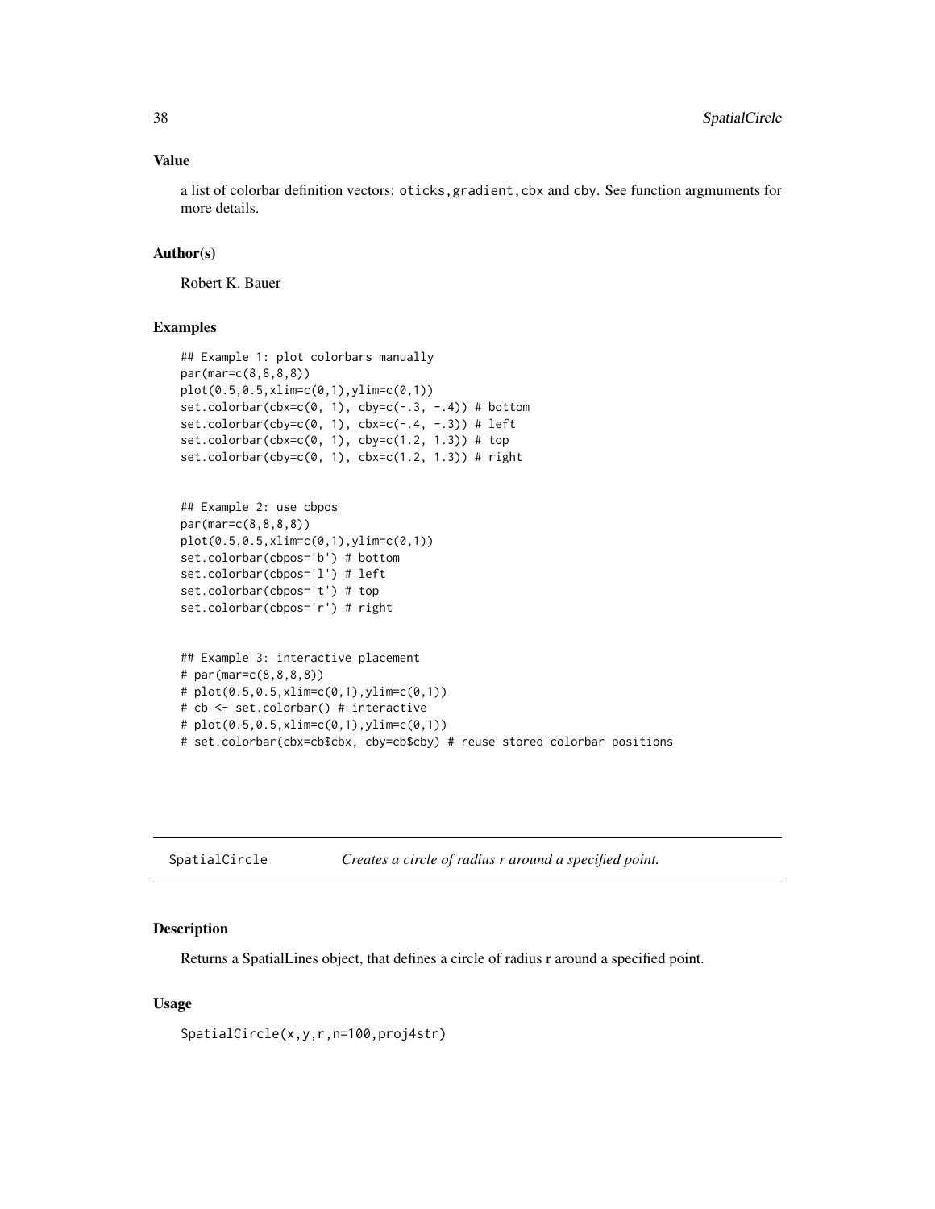### Value

a list of colorbar definition vectors: `oticks,gradient,cbx` and `cby`. See function argmuments for more details.

### Author(s)

Robert K. Bauer

### Examples

```
## Example 1: plot colorbars manually
par(mar=c(8,8,8,8))
plot(0.5,0.5,xlim=c(0,1),ylim=c(0,1))
set.colorbar(cbx=c(0, 1), cby=c(-.3, -.4)) # bottom
set.colorbar(cby=c(0, 1), cbx=c(-.4, -.3)) # left
set.colorbar(cbx=c(0, 1), cby=c(1.2, 1.3)) # top
set.colorbar(cby=c(0, 1), cbx=c(1.2, 1.3)) # right


## Example 2: use cbpos
par(mar=c(8,8,8,8))
plot(0.5,0.5,xlim=c(0,1),ylim=c(0,1))
set.colorbar(cbpos='b') # bottom
set.colorbar(cbpos='l') # left
set.colorbar(cbpos='t') # top
set.colorbar(cbpos='r') # right


## Example 3: interactive placement
# par(mar=c(8,8,8,8))
# plot(0.5,0.5,xlim=c(0,1),ylim=c(0,1))
# cb <- set.colorbar() # interactive
# plot(0.5,0.5,xlim=c(0,1),ylim=c(0,1))
# set.colorbar(cbx=cb$cbx, cby=cb$cby) # reuse stored colorbar positions
```

---

## SpatialCircle — *Creates a circle of radius r around a specified point.*

---

### Description

Returns a SpatialLines object, that defines a circle of radius r around a specified point.

### Usage

```
SpatialCircle(x,y,r,n=100,proj4str)
```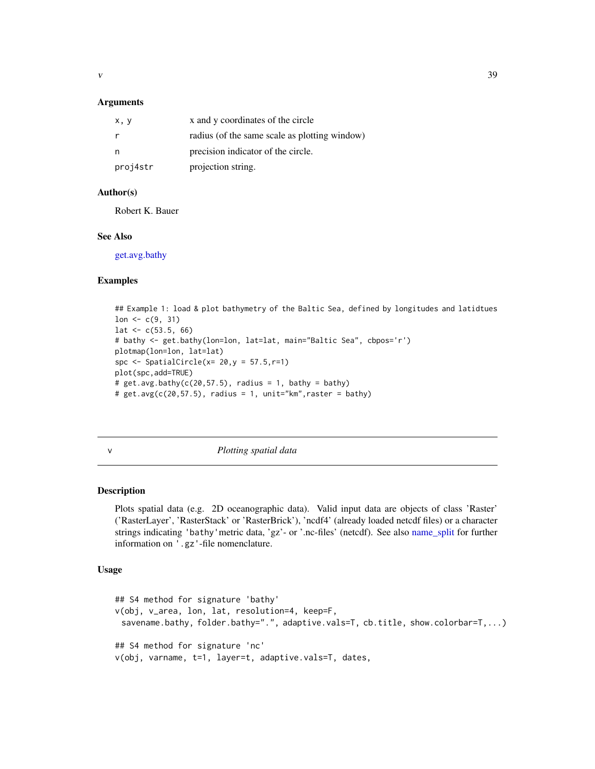### Arguments

| | |
|---|---|
| x, y | x and y coordinates of the circle |
| r | radius (of the same scale as plotting window) |
| n | precision indicator of the circle. |
| proj4str | projection string. |

### Author(s)

Robert K. Bauer

### See Also

get.avg.bathy

### Examples

```
## Example 1: load & plot bathymetry of the Baltic Sea, defined by longitudes and latidtues
lon <- c(9, 31)
lat <- c(53.5, 66)
# bathy <- get.bathy(lon=lon, lat=lat, main="Baltic Sea", cbpos='r')
plotmap(lon=lon, lat=lat)
spc <- SpatialCircle(x= 20,y = 57.5,r=1)
plot(spc,add=TRUE)
# get.avg.bathy(c(20,57.5), radius = 1, bathy = bathy)
# get.avg(c(20,57.5), radius = 1, unit="km",raster = bathy)
```

---

## v *Plotting spatial data*

---

### Description

Plots spatial data (e.g. 2D oceanographic data). Valid input data are objects of class 'Raster' ('RasterLayer', 'RasterStack' or 'RasterBrick'), 'ncdf4' (already loaded netcdf files) or a character strings indicating 'bathy'metric data, 'gz'- or '.nc-files' (netcdf). See also name_split for further information on '.gz'-file nomenclature.

### Usage

```
## S4 method for signature 'bathy'
v(obj, v_area, lon, lat, resolution=4, keep=F,
  savename.bathy, folder.bathy=".", adaptive.vals=T, cb.title, show.colorbar=T,...)

## S4 method for signature 'nc'
v(obj, varname, t=1, layer=t, adaptive.vals=T, dates,
```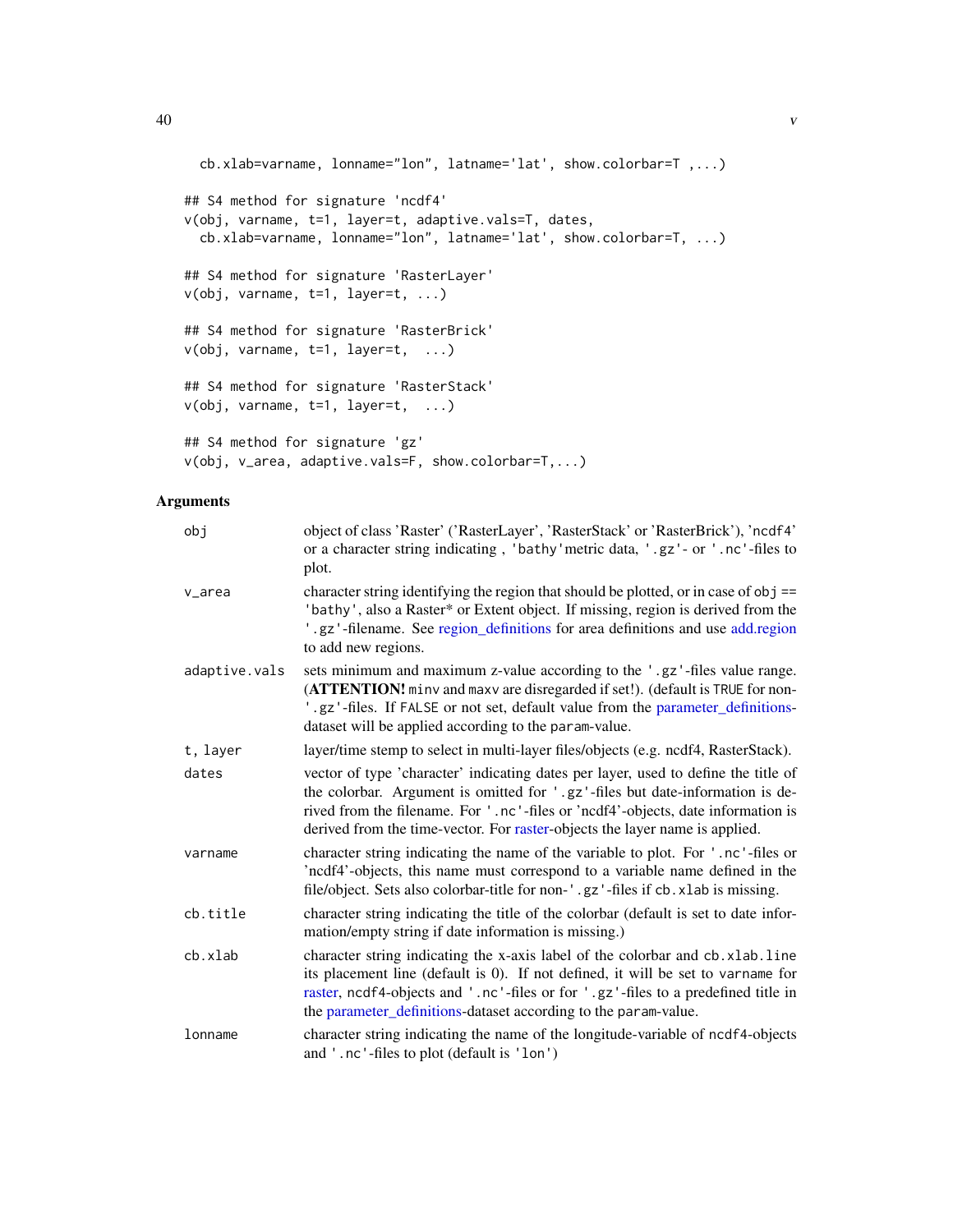```
  cb.xlab=varname, lonname="lon", latname='lat', show.colorbar=T ,...)

## S4 method for signature 'ncdf4'
v(obj, varname, t=1, layer=t, adaptive.vals=T, dates,
  cb.xlab=varname, lonname="lon", latname='lat', show.colorbar=T, ...)

## S4 method for signature 'RasterLayer'
v(obj, varname, t=1, layer=t, ...)

## S4 method for signature 'RasterBrick'
v(obj, varname, t=1, layer=t,  ...)

## S4 method for signature 'RasterStack'
v(obj, varname, t=1, layer=t,  ...)

## S4 method for signature 'gz'
v(obj, v_area, adaptive.vals=F, show.colorbar=T,...)
```

### Arguments

| | |
|---|---|
| `obj` | object of class 'Raster' ('RasterLayer', 'RasterStack' or 'RasterBrick'), 'ncdf4' or a character string indicating , 'bathy'metric data, '.gz'- or '.nc'-files to plot. |
| `v_area` | character string identifying the region that should be plotted, or in case of `obj == 'bathy'`, also a Raster* or Extent object. If missing, region is derived from the '.gz'-filename. See region_definitions for area definitions and use add.region to add new regions. |
| `adaptive.vals` | sets minimum and maximum z-value according to the '.gz'-files value range. (**ATTENTION!** `minv` and `maxv` are disregarded if set!). (default is `TRUE` for non-'.gz'-files. If `FALSE` or not set, default value from the parameter_definitions-dataset will be applied according to the `param`-value. |
| `t, layer` | layer/time stemp to select in multi-layer files/objects (e.g. ncdf4, RasterStack). |
| `dates` | vector of type 'character' indicating dates per layer, used to define the title of the colorbar. Argument is omitted for '.gz'-files but date-information is derived from the filename. For '.nc'-files or 'ncdf4'-objects, date information is derived from the time-vector. For raster-objects the layer name is applied. |
| `varname` | character string indicating the name of the variable to plot. For '.nc'-files or 'ncdf4'-objects, this name must correspond to a variable name defined in the file/object. Sets also colorbar-title for non-'.gz'-files if `cb.xlab` is missing. |
| `cb.title` | character string indicating the title of the colorbar (default is set to date information/empty string if date information is missing.) |
| `cb.xlab` | character string indicating the x-axis label of the colorbar and `cb.xlab.line` its placement line (default is 0). If not defined, it will be set to `varname` for raster, `ncdf4`-objects and '.nc'-files or for '.gz'-files to a predefined title in the parameter_definitions-dataset according to the `param`-value. |
| `lonname` | character string indicating the name of the longitude-variable of `ncdf4`-objects and '.nc'-files to plot (default is 'lon') |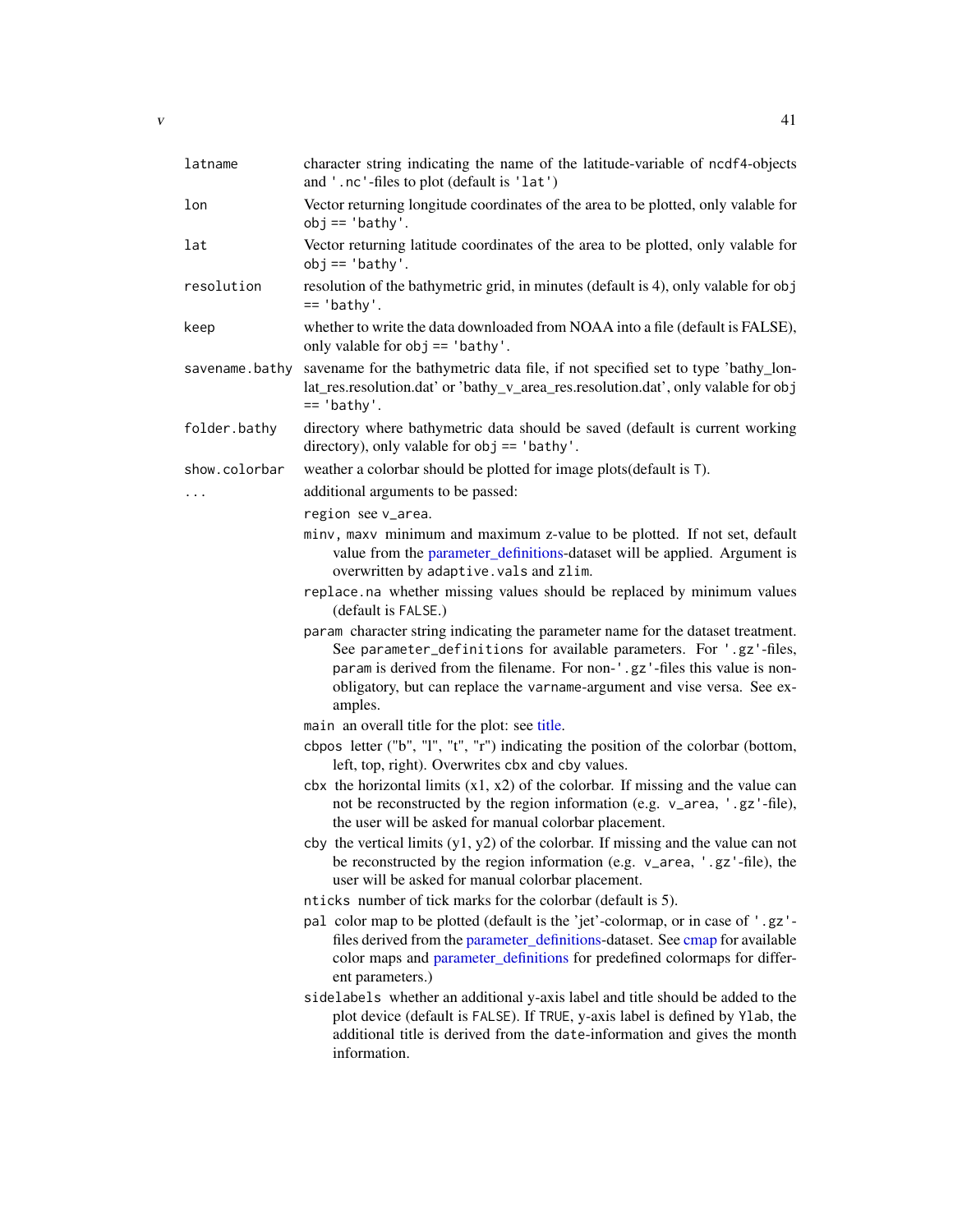| | |
|---|---|
| `latname` | character string indicating the name of the latitude-variable of ncdf4-objects and '.nc'-files to plot (default is 'lat') |
| `lon` | Vector returning longitude coordinates of the area to be plotted, only valable for obj == 'bathy'. |
| `lat` | Vector returning latitude coordinates of the area to be plotted, only valable for obj == 'bathy'. |
| `resolution` | resolution of the bathymetric grid, in minutes (default is 4), only valable for obj == 'bathy'. |
| `keep` | whether to write the data downloaded from NOAA into a file (default is FALSE), only valable for obj == 'bathy'. |
| `savename.bathy` | savename for the bathymetric data file, if not specified set to type 'bathy_lon-lat_res.resolution.dat' or 'bathy_v_area_res.resolution.dat', only valable for obj == 'bathy'. |
| `folder.bathy` | directory where bathymetric data should be saved (default is current working directory), only valable for obj == 'bathy'. |
| `show.colorbar` | weather a colorbar should be plotted for image plots(default is T). |
| `...` | additional arguments to be passed: |

- `region` see `v_area`.
- `minv, maxv` minimum and maximum z-value to be plotted. If not set, default value from the parameter_definitions-dataset will be applied. Argument is overwritten by `adaptive.vals` and `zlim`.
- `replace.na` whether missing values should be replaced by minimum values (default is FALSE.)
- `param` character string indicating the parameter name for the dataset treatment. See `parameter_definitions` for available parameters. For '.gz'-files, `param` is derived from the filename. For non-'.gz'-files this value is non-obligatory, but can replace the `varname`-argument and vise versa. See examples.
- `main` an overall title for the plot: see title.
- `cbpos` letter ("b", "l", "t", "r") indicating the position of the colorbar (bottom, left, top, right). Overwrites `cbx` and `cby` values.
- `cbx` the horizontal limits (x1, x2) of the colorbar. If missing and the value can not be reconstructed by the region information (e.g. `v_area`, '.gz'-file), the user will be asked for manual colorbar placement.
- `cby` the vertical limits (y1, y2) of the colorbar. If missing and the value can not be reconstructed by the region information (e.g. `v_area`, '.gz'-file), the user will be asked for manual colorbar placement.
- `nticks` number of tick marks for the colorbar (default is 5).
- `pal` color map to be plotted (default is the 'jet'-colormap, or in case of '.gz'-files derived from the parameter_definitions-dataset. See cmap for available color maps and parameter_definitions for predefined colormaps for different parameters.)
- `sidelabels` whether an additional y-axis label and title should be added to the plot device (default is FALSE). If TRUE, y-axis label is defined by `Ylab`, the additional title is derived from the `date`-information and gives the month information.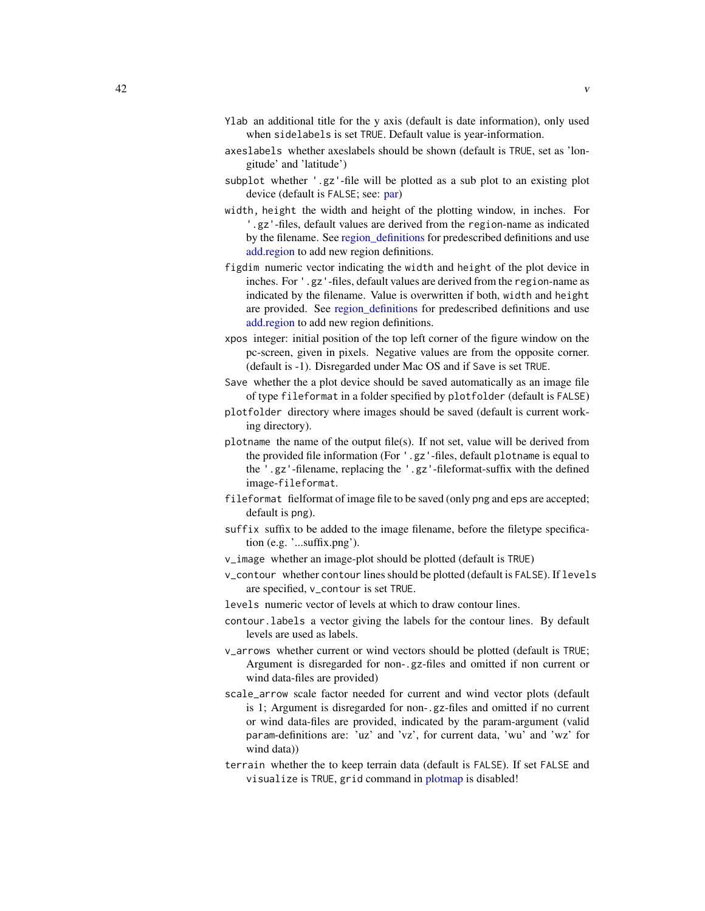`Ylab` an additional title for the y axis (default is date information), only used when `sidelabels` is set `TRUE`. Default value is year-information.

`axeslabels` whether axeslabels should be shown (default is `TRUE`, set as 'longitude' and 'latitude')

`subplot` whether `'.gz'`-file will be plotted as a sub plot to an existing plot device (default is `FALSE`; see: par)

`width, height` the width and height of the plotting window, in inches. For `'.gz'`-files, default values are derived from the `region`-name as indicated by the filename. See region_definitions for predescribed definitions and use add.region to add new region definitions.

`figdim` numeric vector indicating the `width` and `height` of the plot device in inches. For `'.gz'`-files, default values are derived from the `region`-name as indicated by the filename. Value is overwritten if both, `width` and `height` are provided. See region_definitions for predescribed definitions and use add.region to add new region definitions.

`xpos` integer: initial position of the top left corner of the figure window on the pc-screen, given in pixels. Negative values are from the opposite corner. (default is -1). Disregarded under Mac OS and if `Save` is set `TRUE`.

`Save` whether the a plot device should be saved automatically as an image file of type `fileformat` in a folder specified by `plotfolder` (default is `FALSE`)

`plotfolder` directory where images should be saved (default is current working directory).

`plotname` the name of the output file(s). If not set, value will be derived from the provided file information (For `'.gz'`-files, default `plotname` is equal to the `'.gz'`-filename, replacing the `'.gz'`-fileformat-suffix with the defined image-`fileformat`.

`fileformat` fielformat of image file to be saved (only `png` and `eps` are accepted; default is `png`).

`suffix` suffix to be added to the image filename, before the filetype specification (e.g. '...suffix.png').

`v_image` whether an image-plot should be plotted (default is `TRUE`)

`v_contour` whether `contour` lines should be plotted (default is `FALSE`). If `levels` are specified, `v_contour` is set `TRUE`.

`levels` numeric vector of levels at which to draw contour lines.

`contour.labels` a vector giving the labels for the contour lines. By default levels are used as labels.

`v_arrows` whether current or wind vectors should be plotted (default is `TRUE`; Argument is disregarded for non-`.gz`-files and omitted if non current or wind data-files are provided)

`scale_arrow` scale factor needed for current and wind vector plots (default is 1; Argument is disregarded for non-`.gz`-files and omitted if no current or wind data-files are provided, indicated by the param-argument (valid `param`-definitions are: 'uz' and 'vz', for current data, 'wu' and 'wz' for wind data))

`terrain` whether the to keep terrain data (default is `FALSE`). If set `FALSE` and `visualize` is `TRUE`, `grid` command in plotmap is disabled!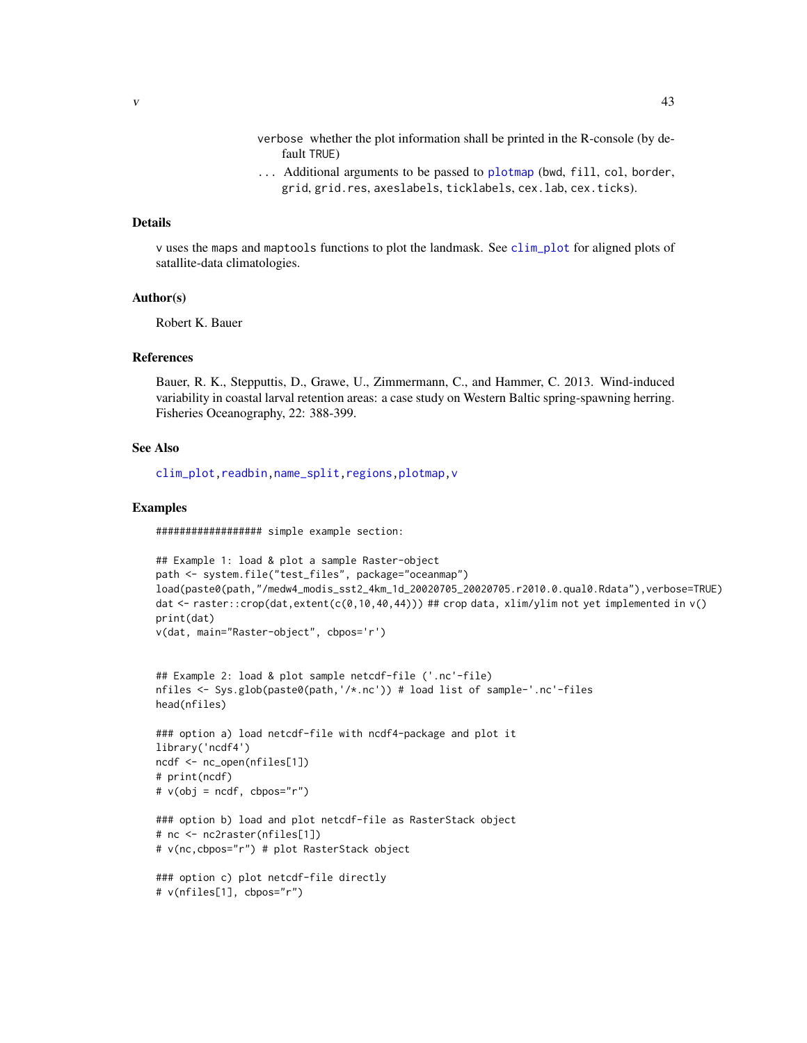verbose whether the plot information shall be printed in the R-console (by default TRUE)

... Additional arguments to be passed to plotmap (bwd, fill, col, border, grid, grid.res, axeslabels, ticklabels, cex.lab, cex.ticks).

## Details

v uses the maps and maptools functions to plot the landmask. See clim_plot for aligned plots of satallite-data climatologies.

## Author(s)

Robert K. Bauer

## References

Bauer, R. K., Stepputtis, D., Grawe, U., Zimmermann, C., and Hammer, C. 2013. Wind-induced variability in coastal larval retention areas: a case study on Western Baltic spring-spawning herring. Fisheries Oceanography, 22: 388-399.

## See Also

clim_plot, readbin, name_split, regions, plotmap, v

## Examples

```
################## simple example section:

## Example 1: load & plot a sample Raster-object
path <- system.file("test_files", package="oceanmap")
load(paste0(path,"/medw4_modis_sst2_4km_1d_20020705_20020705.r2010.0.qual0.Rdata"),verbose=TRUE)
dat <- raster::crop(dat,extent(c(0,10,40,44))) ## crop data, xlim/ylim not yet implemented in v()
print(dat)
v(dat, main="Raster-object", cbpos='r')


## Example 2: load & plot sample netcdf-file ('.nc'-file)
nfiles <- Sys.glob(paste0(path,'/*.nc')) # load list of sample-'.nc'-files
head(nfiles)

### option a) load netcdf-file with ncdf4-package and plot it
library('ncdf4')
ncdf <- nc_open(nfiles[1])
# print(ncdf)
# v(obj = ncdf, cbpos="r")

### option b) load and plot netcdf-file as RasterStack object
# nc <- nc2raster(nfiles[1])
# v(nc,cbpos="r") # plot RasterStack object

### option c) plot netcdf-file directly
# v(nfiles[1], cbpos="r")
```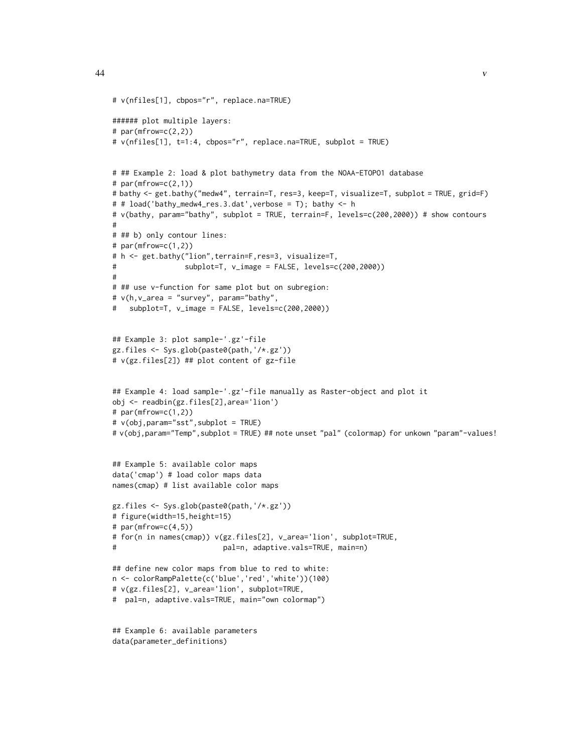```
# v(nfiles[1], cbpos="r", replace.na=TRUE)

###### plot multiple layers:
# par(mfrow=c(2,2))
# v(nfiles[1], t=1:4, cbpos="r", replace.na=TRUE, subplot = TRUE)


# ## Example 2: load & plot bathymetry data from the NOAA-ETOPO1 database
# par(mfrow=c(2,1))
# bathy <- get.bathy("medw4", terrain=T, res=3, keep=T, visualize=T, subplot = TRUE, grid=F)
# # load('bathy_medw4_res.3.dat',verbose = T); bathy <- h
# v(bathy, param="bathy", subplot = TRUE, terrain=F, levels=c(200,2000)) # show contours
#
# ## b) only contour lines:
# par(mfrow=c(1,2))
# h <- get.bathy("lion",terrain=F,res=3, visualize=T,
#                 subplot=T, v_image = FALSE, levels=c(200,2000))
#
# ## use v-function for same plot but on subregion:
# v(h,v_area = "survey", param="bathy",
#   subplot=T, v_image = FALSE, levels=c(200,2000))


## Example 3: plot sample-'.gz'-file
gz.files <- Sys.glob(paste0(path,'/*.gz'))
# v(gz.files[2]) ## plot content of gz-file


## Example 4: load sample-'.gz'-file manually as Raster-object and plot it
obj <- readbin(gz.files[2],area='lion')
# par(mfrow=c(1,2))
# v(obj,param="sst",subplot = TRUE)
# v(obj,param="Temp",subplot = TRUE) ## note unset "pal" (colormap) for unkown "param"-values!


## Example 5: available color maps
data('cmap') # load color maps data
names(cmap) # list available color maps

gz.files <- Sys.glob(paste0(path,'/*.gz'))
# figure(width=15,height=15)
# par(mfrow=c(4,5))
# for(n in names(cmap)) v(gz.files[2], v_area='lion', subplot=TRUE,
#                         pal=n, adaptive.vals=TRUE, main=n)

## define new color maps from blue to red to white:
n <- colorRampPalette(c('blue','red','white'))(100)
# v(gz.files[2], v_area='lion', subplot=TRUE,
#  pal=n, adaptive.vals=TRUE, main="own colormap")


## Example 6: available parameters
data(parameter_definitions)
```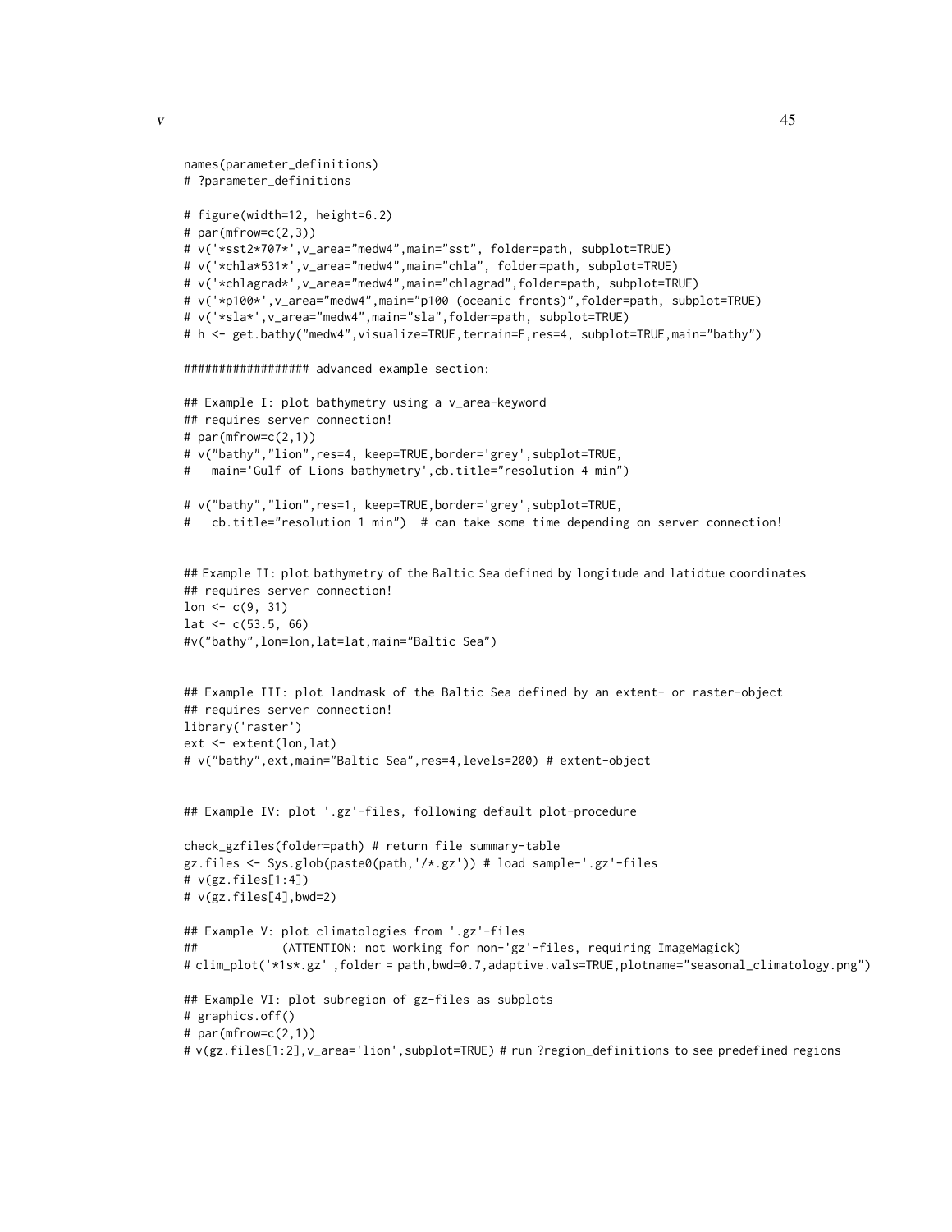```
names(parameter_definitions)
# ?parameter_definitions

# figure(width=12, height=6.2)
# par(mfrow=c(2,3))
# v('*sst2*707*',v_area="medw4",main="sst", folder=path, subplot=TRUE)
# v('*chla*531*',v_area="medw4",main="chla", folder=path, subplot=TRUE)
# v('*chlagrad*',v_area="medw4",main="chlagrad",folder=path, subplot=TRUE)
# v('*p100*',v_area="medw4",main="p100 (oceanic fronts)",folder=path, subplot=TRUE)
# v('*sla*',v_area="medw4",main="sla",folder=path, subplot=TRUE)
# h <- get.bathy("medw4",visualize=TRUE,terrain=F,res=4, subplot=TRUE,main="bathy")

################# advanced example section:

## Example I: plot bathymetry using a v_area-keyword
## requires server connection!
# par(mfrow=c(2,1))
# v("bathy","lion",res=4, keep=TRUE,border='grey',subplot=TRUE,
#   main='Gulf of Lions bathymetry',cb.title="resolution 4 min")

# v("bathy","lion",res=1, keep=TRUE,border='grey',subplot=TRUE,
#   cb.title="resolution 1 min")  # can take some time depending on server connection!


## Example II: plot bathymetry of the Baltic Sea defined by longitude and latidtue coordinates
## requires server connection!
lon <- c(9, 31)
lat <- c(53.5, 66)
#v("bathy",lon=lon,lat=lat,main="Baltic Sea")


## Example III: plot landmask of the Baltic Sea defined by an extent- or raster-object
## requires server connection!
library('raster')
ext <- extent(lon,lat)
# v("bathy",ext,main="Baltic Sea",res=4,levels=200) # extent-object


## Example IV: plot '.gz'-files, following default plot-procedure

check_gzfiles(folder=path) # return file summary-table
gz.files <- Sys.glob(paste0(path,'/*.gz')) # load sample-'.gz'-files
# v(gz.files[1:4])
# v(gz.files[4],bwd=2)

## Example V: plot climatologies from '.gz'-files
##           (ATTENTION: not working for non-'gz'-files, requiring ImageMagick)
# clim_plot('*1s*.gz' ,folder = path,bwd=0.7,adaptive.vals=TRUE,plotname="seasonal_climatology.png")

## Example VI: plot subregion of gz-files as subplots
# graphics.off()
# par(mfrow=c(2,1))
# v(gz.files[1:2],v_area='lion',subplot=TRUE) # run ?region_definitions to see predefined regions
```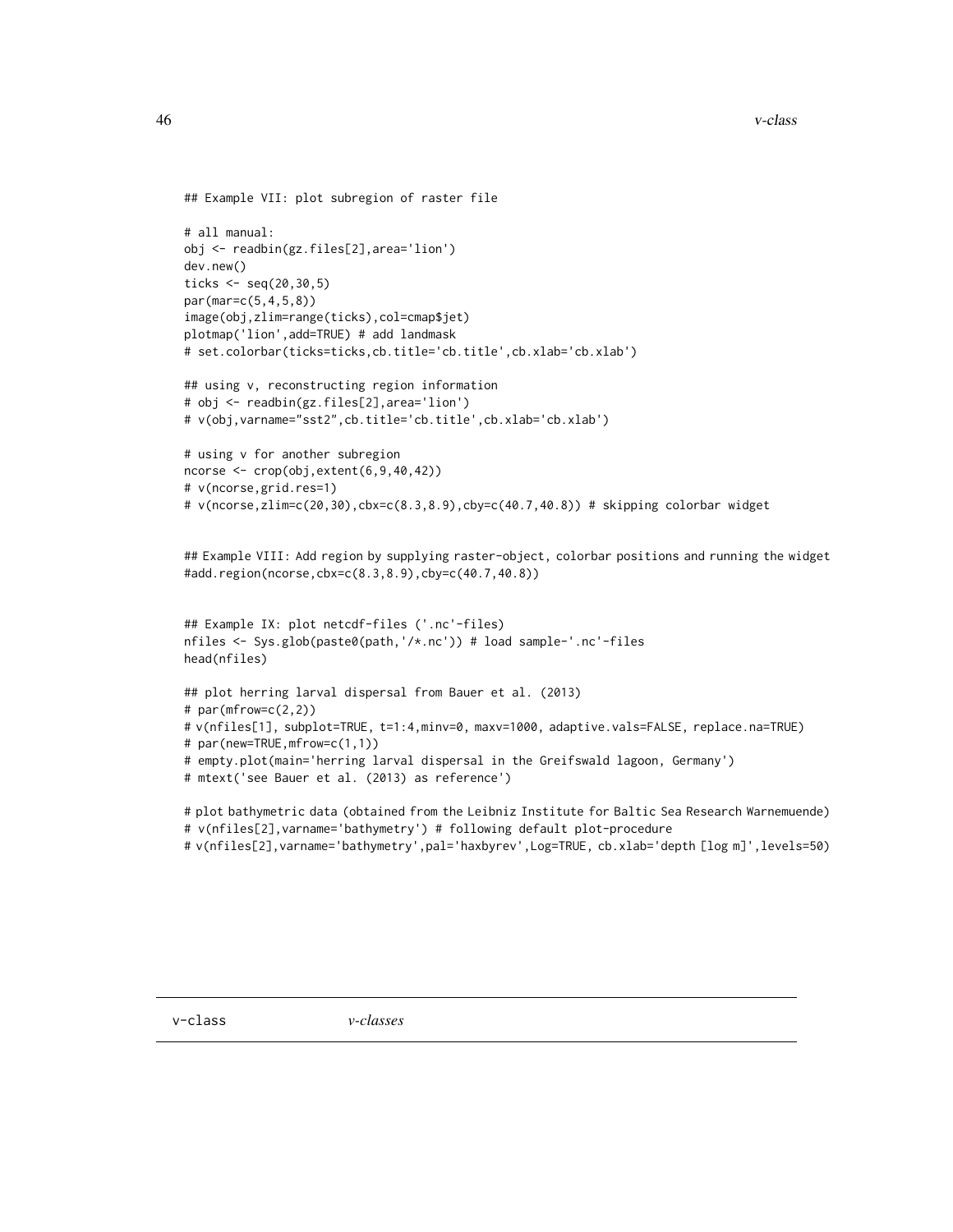```
## Example VII: plot subregion of raster file

# all manual:
obj <- readbin(gz.files[2],area='lion')
dev.new()
ticks <- seq(20,30,5)
par(mar=c(5,4,5,8))
image(obj,zlim=range(ticks),col=cmap$jet)
plotmap('lion',add=TRUE) # add landmask
# set.colorbar(ticks=ticks,cb.title='cb.title',cb.xlab='cb.xlab')

## using v, reconstructing region information
# obj <- readbin(gz.files[2],area='lion')
# v(obj,varname="sst2",cb.title='cb.title',cb.xlab='cb.xlab')

# using v for another subregion
ncorse <- crop(obj,extent(6,9,40,42))
# v(ncorse,grid.res=1)
# v(ncorse,zlim=c(20,30),cbx=c(8.3,8.9),cby=c(40.7,40.8)) # skipping colorbar widget


## Example VIII: Add region by supplying raster-object, colorbar positions and running the widget
#add.region(ncorse,cbx=c(8.3,8.9),cby=c(40.7,40.8))


## Example IX: plot netcdf-files ('.nc'-files)
nfiles <- Sys.glob(paste0(path,'/*.nc')) # load sample-'.nc'-files
head(nfiles)

## plot herring larval dispersal from Bauer et al. (2013)
# par(mfrow=c(2,2))
# v(nfiles[1], subplot=TRUE, t=1:4,minv=0, maxv=1000, adaptive.vals=FALSE, replace.na=TRUE)
# par(new=TRUE,mfrow=c(1,1))
# empty.plot(main='herring larval dispersal in the Greifswald lagoon, Germany')
# mtext('see Bauer et al. (2013) as reference')

# plot bathymetric data (obtained from the Leibniz Institute for Baltic Sea Research Warnemuende)
# v(nfiles[2],varname='bathymetry') # following default plot-procedure
# v(nfiles[2],varname='bathymetry',pal='haxbyrev',Log=TRUE, cb.xlab='depth [log m]',levels=50)
```

## v-class *v-classes*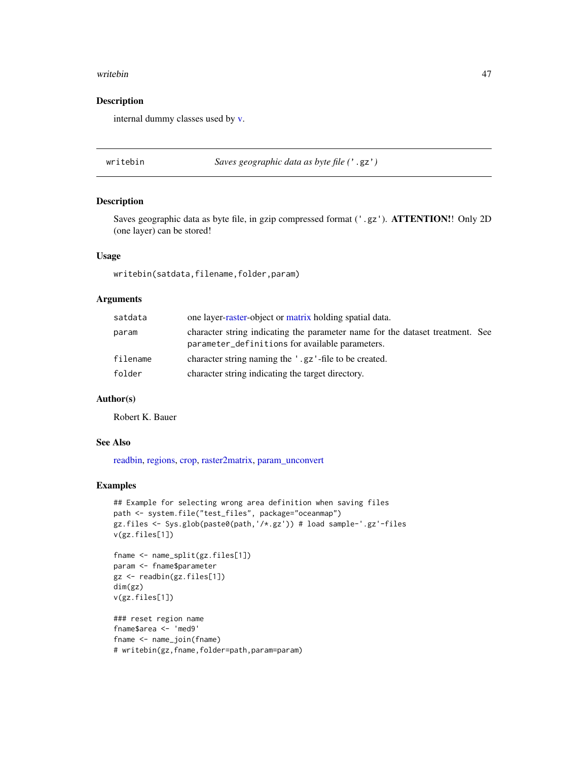## Description

internal dummy classes used by v.

---

## writebin — *Saves geographic data as byte file ('.gz')*

## Description

Saves geographic data as byte file, in gzip compressed format ('.gz'). **ATTENTION!**! Only 2D (one layer) can be stored!

## Usage

```
writebin(satdata,filename,folder,param)
```

## Arguments

| | |
|---|---|
| satdata | one layer-raster-object or matrix holding spatial data. |
| param | character string indicating the parameter name for the dataset treatment. See parameter_definitions for available parameters. |
| filename | character string naming the '.gz'-file to be created. |
| folder | character string indicating the target directory. |

## Author(s)

Robert K. Bauer

## See Also

readbin, regions, crop, raster2matrix, param_unconvert

## Examples

```
## Example for selecting wrong area definition when saving files
path <- system.file("test_files", package="oceanmap")
gz.files <- Sys.glob(paste0(path,'/*.gz')) # load sample-'.gz'-files
v(gz.files[1])

fname <- name_split(gz.files[1])
param <- fname$parameter
gz <- readbin(gz.files[1])
dim(gz)
v(gz.files[1])

### reset region name
fname$area <- 'med9'
fname <- name_join(fname)
# writebin(gz,fname,folder=path,param=param)
```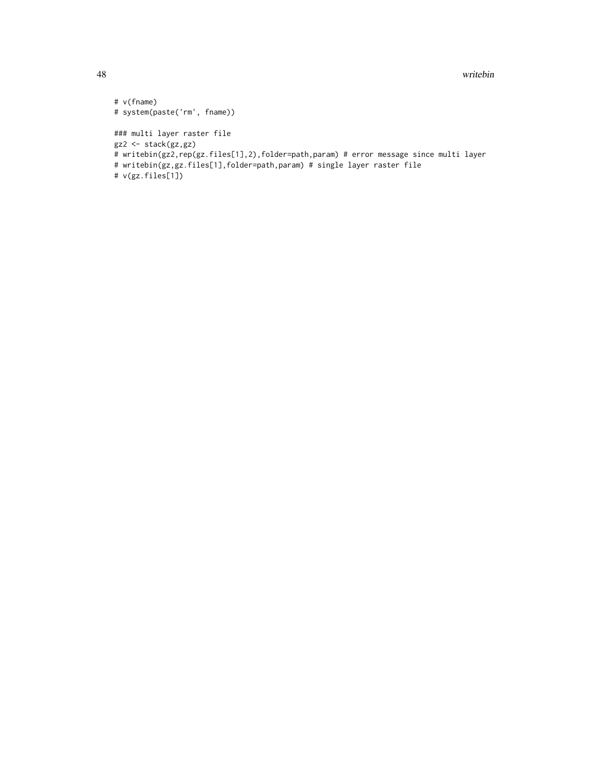```
# v(fname)
# system(paste('rm', fname))

### multi layer raster file
gz2 <- stack(gz,gz)
# writebin(gz2,rep(gz.files[1],2),folder=path,param) # error message since multi layer
# writebin(gz,gz.files[1],folder=path,param) # single layer raster file
# v(gz.files[1])
```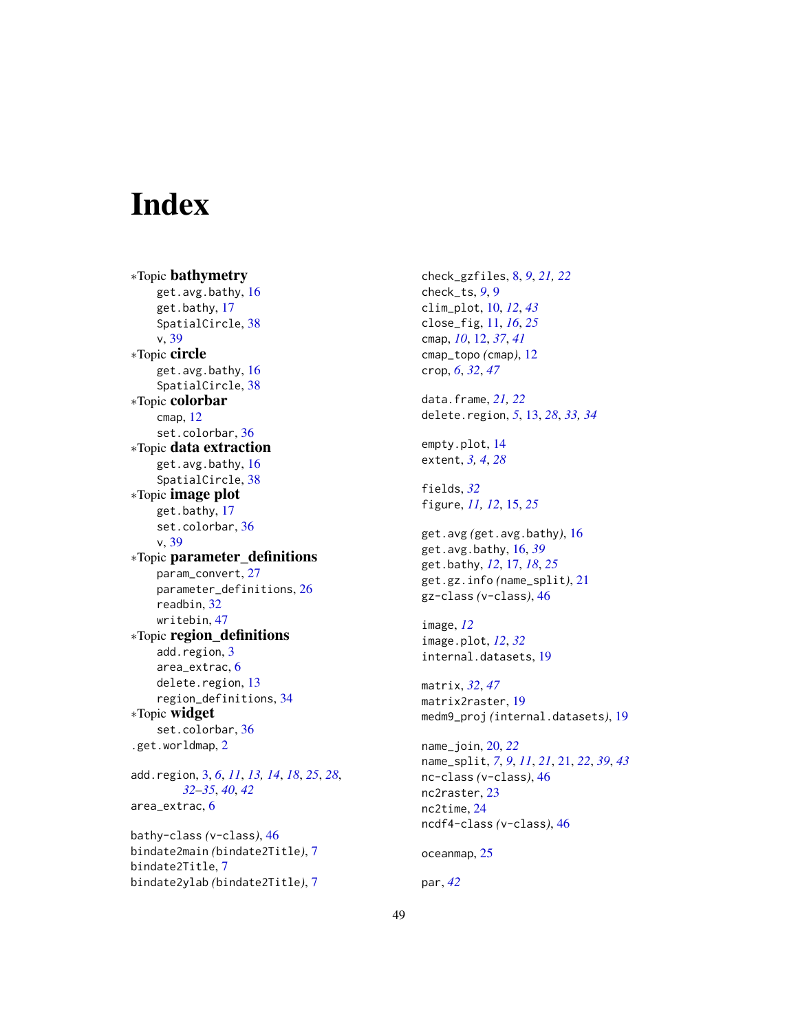# Index

∗Topic **bathymetry**
- get.avg.bathy, 16
- get.bathy, 17
- SpatialCircle, 38
- v, 39

∗Topic **circle**
- get.avg.bathy, 16
- SpatialCircle, 38

∗Topic **colorbar**
- cmap, 12
- set.colorbar, 36

∗Topic **data extraction**
- get.avg.bathy, 16
- SpatialCircle, 38

∗Topic **image plot**
- get.bathy, 17
- set.colorbar, 36
- v, 39

∗Topic **parameter_definitions**
- param_convert, 27
- parameter_definitions, 26
- readbin, 32
- writebin, 47

∗Topic **region_definitions**
- add.region, 3
- area_extrac, 6
- delete.region, 13
- region_definitions, 34

∗Topic **widget**
- set.colorbar, 36

.get.worldmap, 2

add.region, 3, *6*, *11*, *13, 14*, *18*, *25*, *28*, *32–35*, *40*, *42*
area_extrac, 6

bathy-class *(*v-class*)*, 46
bindate2main *(*bindate2Title*)*, 7
bindate2Title, 7
bindate2ylab *(*bindate2Title*)*, 7

check_gzfiles, 8, *9*, *21, 22*
check_ts, *9*, 9
clim_plot, 10, *12*, *43*
close_fig, 11, *16*, *25*
cmap, *10*, 12, *37*, *41*
cmap_topo *(*cmap*)*, 12
crop, *6*, *32*, *47*

data.frame, *21, 22*
delete.region, *5*, 13, *28*, *33, 34*

empty.plot, 14
extent, *3, 4*, *28*

fields, *32*
figure, *11, 12*, 15, *25*

get.avg *(*get.avg.bathy*)*, 16
get.avg.bathy, 16, *39*
get.bathy, *12*, 17, *18*, *25*
get.gz.info *(*name_split*)*, 21
gz-class *(*v-class*)*, 46

image, *12*
image.plot, *12*, *32*
internal.datasets, 19

matrix, *32*, *47*
matrix2raster, 19
medm9_proj *(*internal.datasets*)*, 19

name_join, 20, *22*
name_split, *7*, *9*, *11*, *21*, 21, *22*, *39*, *43*
nc-class *(*v-class*)*, 46
nc2raster, 23
nc2time, 24
ncdf4-class *(*v-class*)*, 46

oceanmap, 25

par, *42*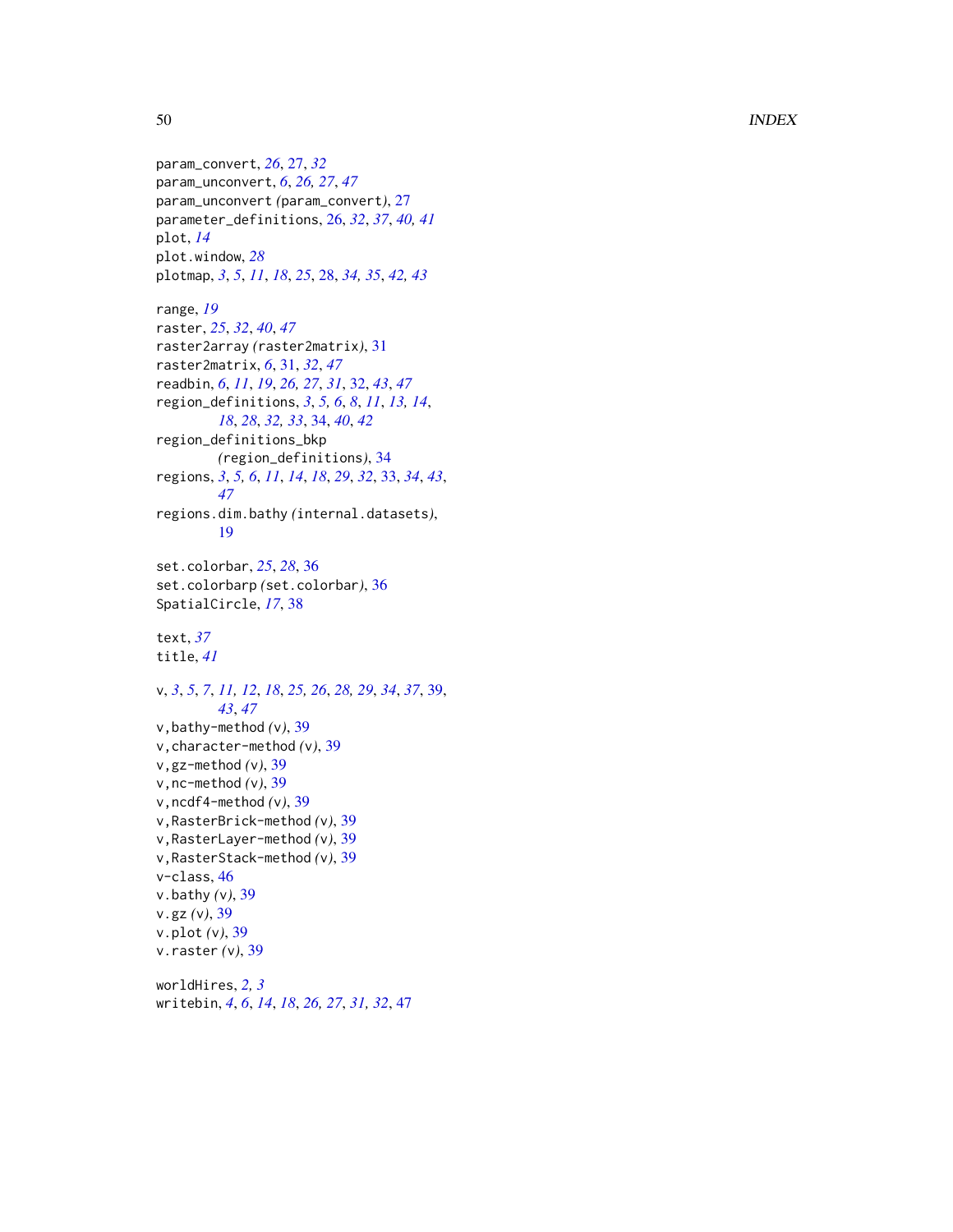param_convert, *26*, 27, *32*
param_unconvert, *6*, *26, 27*, *47*
param_unconvert *(*param_convert*)*, 27
parameter_definitions, 26, *32*, *37*, *40, 41*
plot, *14*
plot.window, *28*
plotmap, *3*, *5*, *11*, *18*, *25*, 28, *34, 35*, *42, 43*

range, *19*
raster, *25*, *32*, *40*, *47*
raster2array *(*raster2matrix*)*, 31
raster2matrix, *6*, 31, *32*, *47*
readbin, *6*, *11*, *19*, *26, 27*, *31*, 32, *43*, *47*
region_definitions, *3*, *5, 6*, *8*, *11*, *13, 14*, *18*, *28*, *32, 33*, 34, *40*, *42*
region_definitions_bkp *(*region_definitions*)*, 34
regions, *3*, *5, 6*, *11*, *14*, *18*, *29*, *32*, 33, *34*, *43*, *47*
regions.dim.bathy *(*internal.datasets*)*, 19

set.colorbar, *25*, *28*, 36
set.colorbarp *(*set.colorbar*)*, 36
SpatialCircle, *17*, 38

text, *37*
title, *41*

v, *3*, *5*, *7*, *11, 12*, *18*, *25, 26*, *28, 29*, *34*, *37*, 39, *43*, *47*
v,bathy-method *(*v*)*, 39
v,character-method *(*v*)*, 39
v,gz-method *(*v*)*, 39
v,nc-method *(*v*)*, 39
v,ncdf4-method *(*v*)*, 39
v,RasterBrick-method *(*v*)*, 39
v,RasterLayer-method *(*v*)*, 39
v,RasterStack-method *(*v*)*, 39
v-class, 46
v.bathy *(*v*)*, 39
v.gz *(*v*)*, 39
v.plot *(*v*)*, 39
v.raster *(*v*)*, 39

worldHires, *2, 3*
writebin, *4*, *6*, *14*, *18*, *26, 27*, *31, 32*, 47